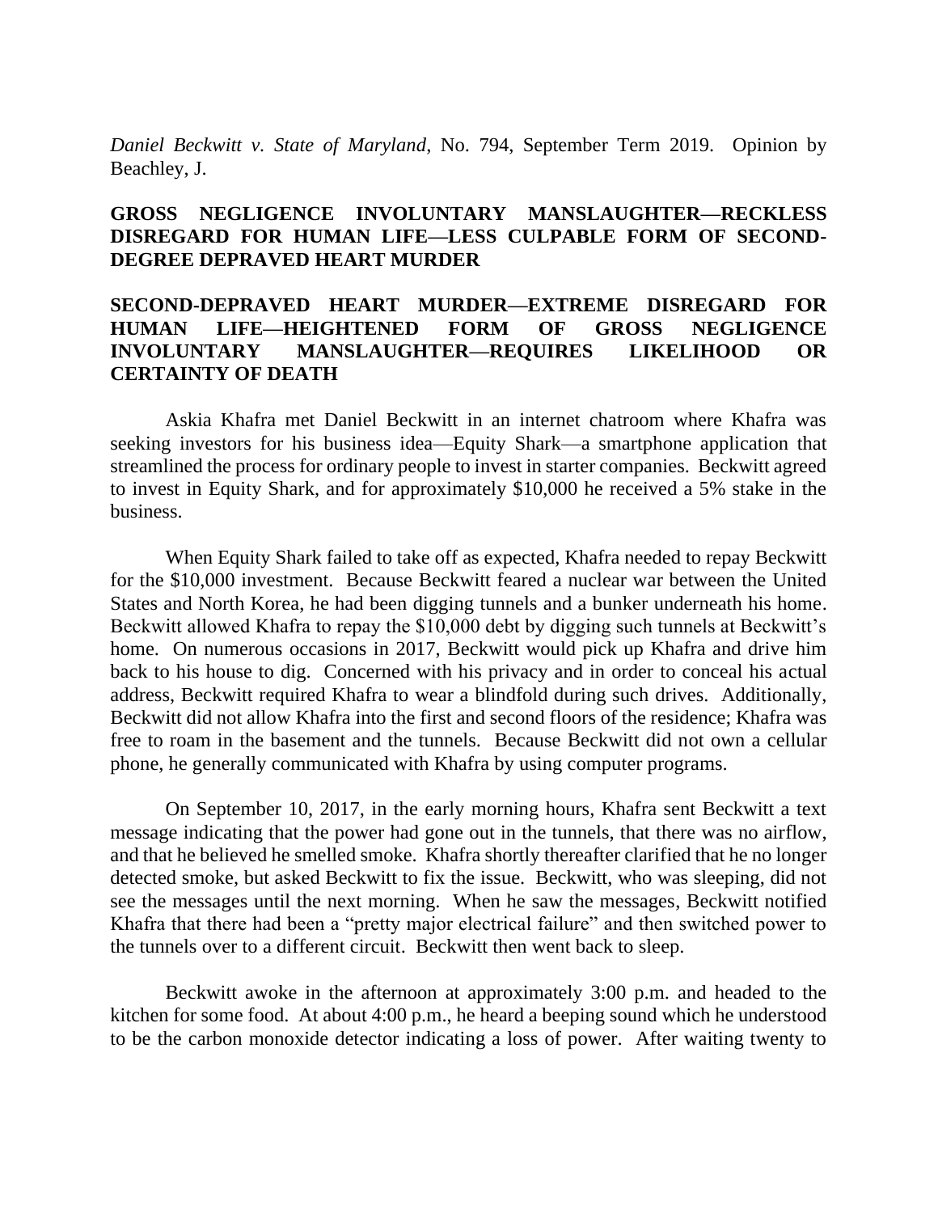*Daniel Beckwitt v. State of Maryland*, No. 794, September Term 2019. Opinion by Beachley, J.

**GROSS NEGLIGENCE INVOLUNTARY MANSLAUGHTER—RECKLESS DISREGARD FOR HUMAN LIFE—LESS CULPABLE FORM OF SECOND-DEGREE DEPRAVED HEART MURDER**

**SECOND-DEPRAVED HEART MURDER—EXTREME DISREGARD FOR HUMAN LIFE—HEIGHTENED FORM OF GROSS NEGLIGENCE INVOLUNTARY MANSLAUGHTER—REQUIRES LIKELIHOOD OR CERTAINTY OF DEATH**

Askia Khafra met Daniel Beckwitt in an internet chatroom where Khafra was seeking investors for his business idea—Equity Shark—a smartphone application that streamlined the process for ordinary people to invest in starter companies. Beckwitt agreed to invest in Equity Shark, and for approximately $10,000 he received a 5% stake in the business.

When Equity Shark failed to take off as expected, Khafra needed to repay Beckwitt for the $10,000 investment. Because Beckwitt feared a nuclear war between the United States and North Korea, he had been digging tunnels and a bunker underneath his home. Beckwitt allowed Khafra to repay the $10,000 debt by digging such tunnels at Beckwitt's home. On numerous occasions in 2017, Beckwitt would pick up Khafra and drive him back to his house to dig. Concerned with his privacy and in order to conceal his actual address, Beckwitt required Khafra to wear a blindfold during such drives. Additionally, Beckwitt did not allow Khafra into the first and second floors of the residence; Khafra was free to roam in the basement and the tunnels. Because Beckwitt did not own a cellular phone, he generally communicated with Khafra by using computer programs.

On September 10, 2017, in the early morning hours, Khafra sent Beckwitt a text message indicating that the power had gone out in the tunnels, that there was no airflow, and that he believed he smelled smoke. Khafra shortly thereafter clarified that he no longer detected smoke, but asked Beckwitt to fix the issue. Beckwitt, who was sleeping, did not see the messages until the next morning. When he saw the messages, Beckwitt notified Khafra that there had been a "pretty major electrical failure" and then switched power to the tunnels over to a different circuit. Beckwitt then went back to sleep.

Beckwitt awoke in the afternoon at approximately 3:00 p.m. and headed to the kitchen for some food. At about 4:00 p.m., he heard a beeping sound which he understood to be the carbon monoxide detector indicating a loss of power. After waiting twenty to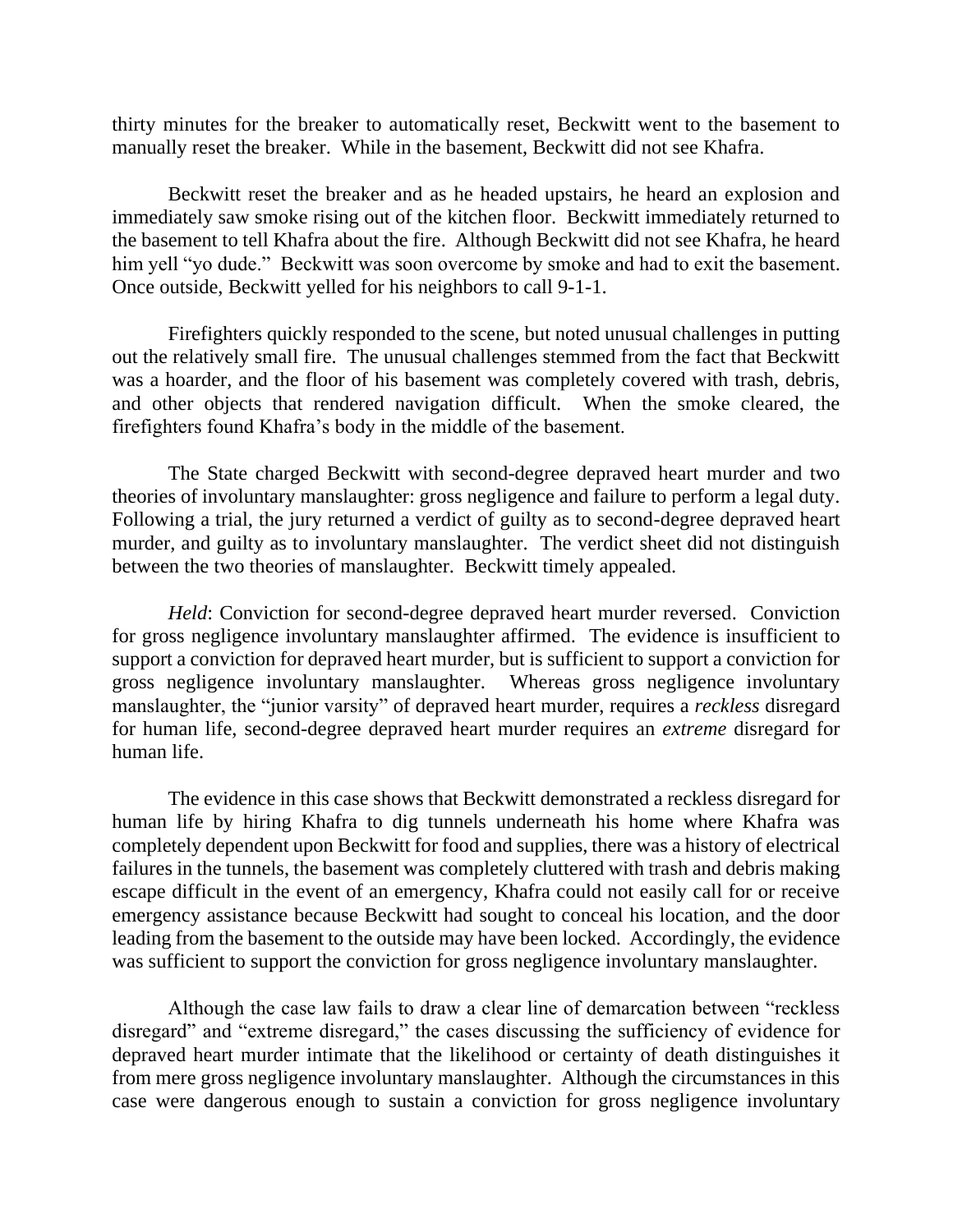thirty minutes for the breaker to automatically reset, Beckwitt went to the basement to manually reset the breaker. While in the basement, Beckwitt did not see Khafra.

Beckwitt reset the breaker and as he headed upstairs, he heard an explosion and immediately saw smoke rising out of the kitchen floor. Beckwitt immediately returned to the basement to tell Khafra about the fire. Although Beckwitt did not see Khafra, he heard him yell "yo dude." Beckwitt was soon overcome by smoke and had to exit the basement. Once outside, Beckwitt yelled for his neighbors to call 9-1-1.

Firefighters quickly responded to the scene, but noted unusual challenges in putting out the relatively small fire. The unusual challenges stemmed from the fact that Beckwitt was a hoarder, and the floor of his basement was completely covered with trash, debris, and other objects that rendered navigation difficult. When the smoke cleared, the firefighters found Khafra's body in the middle of the basement.

The State charged Beckwitt with second-degree depraved heart murder and two theories of involuntary manslaughter: gross negligence and failure to perform a legal duty. Following a trial, the jury returned a verdict of guilty as to second-degree depraved heart murder, and guilty as to involuntary manslaughter. The verdict sheet did not distinguish between the two theories of manslaughter. Beckwitt timely appealed.

*Held*: Conviction for second-degree depraved heart murder reversed. Conviction for gross negligence involuntary manslaughter affirmed. The evidence is insufficient to support a conviction for depraved heart murder, but is sufficient to support a conviction for gross negligence involuntary manslaughter. Whereas gross negligence involuntary manslaughter, the "junior varsity" of depraved heart murder, requires a *reckless* disregard for human life, second-degree depraved heart murder requires an *extreme* disregard for human life.

The evidence in this case shows that Beckwitt demonstrated a reckless disregard for human life by hiring Khafra to dig tunnels underneath his home where Khafra was completely dependent upon Beckwitt for food and supplies, there was a history of electrical failures in the tunnels, the basement was completely cluttered with trash and debris making escape difficult in the event of an emergency, Khafra could not easily call for or receive emergency assistance because Beckwitt had sought to conceal his location, and the door leading from the basement to the outside may have been locked. Accordingly, the evidence was sufficient to support the conviction for gross negligence involuntary manslaughter.

Although the case law fails to draw a clear line of demarcation between "reckless disregard" and "extreme disregard," the cases discussing the sufficiency of evidence for depraved heart murder intimate that the likelihood or certainty of death distinguishes it from mere gross negligence involuntary manslaughter. Although the circumstances in this case were dangerous enough to sustain a conviction for gross negligence involuntary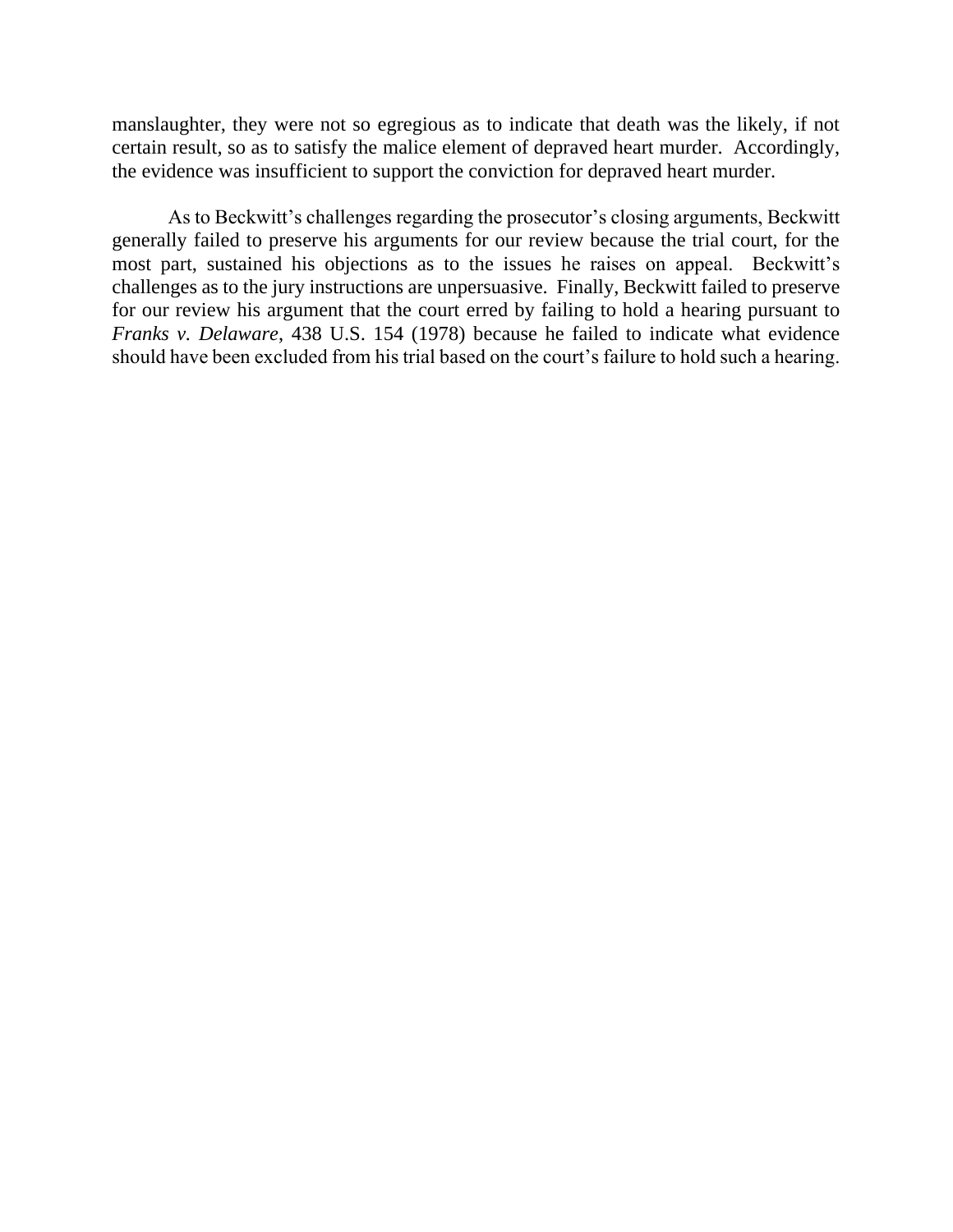manslaughter, they were not so egregious as to indicate that death was the likely, if not certain result, so as to satisfy the malice element of depraved heart murder. Accordingly, the evidence was insufficient to support the conviction for depraved heart murder.

As to Beckwitt's challenges regarding the prosecutor's closing arguments, Beckwitt generally failed to preserve his arguments for our review because the trial court, for the most part, sustained his objections as to the issues he raises on appeal. Beckwitt's challenges as to the jury instructions are unpersuasive. Finally, Beckwitt failed to preserve for our review his argument that the court erred by failing to hold a hearing pursuant to *Franks v. Delaware*, 438 U.S. 154 (1978) because he failed to indicate what evidence should have been excluded from his trial based on the court's failure to hold such a hearing.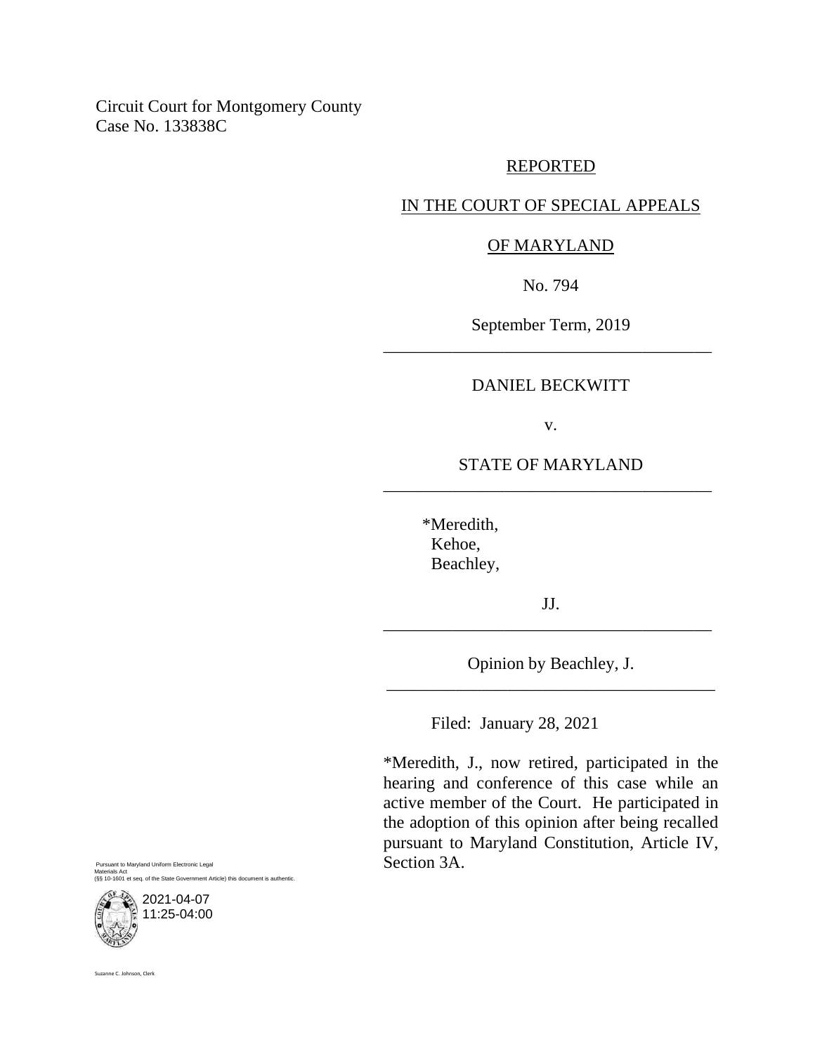Circuit Court for Montgomery County
Case No. 133838C

REPORTED

IN THE COURT OF SPECIAL APPEALS

OF MARYLAND

No. 794

September Term, 2019

---

DANIEL BECKWITT

v.

STATE OF MARYLAND

---

*Meredith,
Kehoe,
Beachley,

JJ.

---

Opinion by Beachley, J.

---

Filed: January 28, 2021

*Meredith, J., now retired, participated in the hearing and conference of this case while an active member of the Court. He participated in the adoption of this opinion after being recalled pursuant to Maryland Constitution, Article IV, Section 3A.

Pursuant to Maryland Uniform Electronic Legal Materials Act
(§§ 10-1601 et seq. of the State Government Article) this document is authentic.

2021-04-07
11:25-04:00

Suzanne C. Johnson, Clerk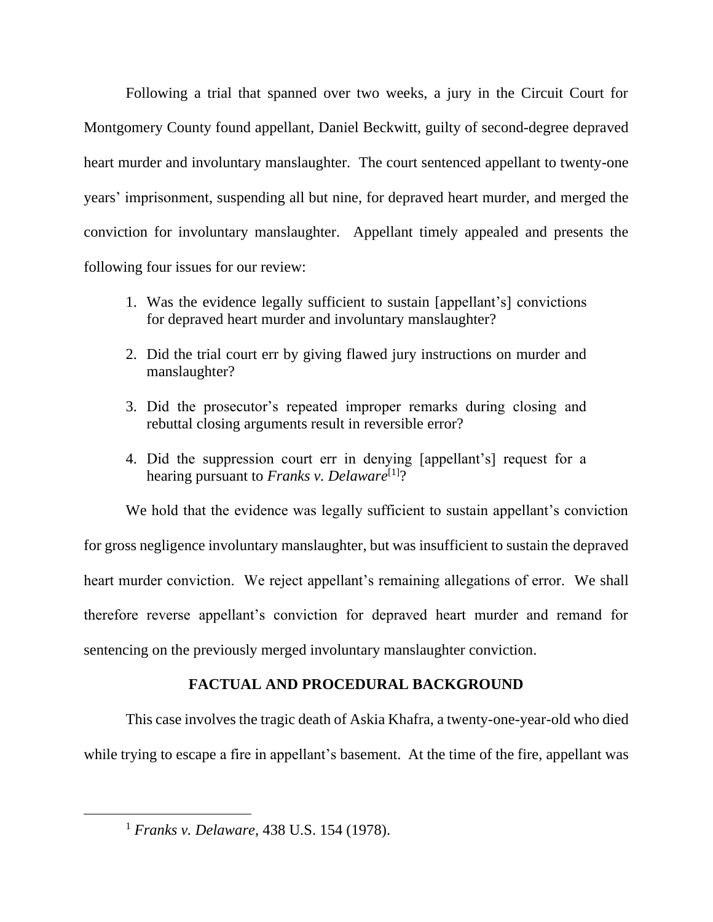Following a trial that spanned over two weeks, a jury in the Circuit Court for Montgomery County found appellant, Daniel Beckwitt, guilty of second-degree depraved heart murder and involuntary manslaughter. The court sentenced appellant to twenty-one years' imprisonment, suspending all but nine, for depraved heart murder, and merged the conviction for involuntary manslaughter. Appellant timely appealed and presents the following four issues for our review:

1. Was the evidence legally sufficient to sustain [appellant's] convictions for depraved heart murder and involuntary manslaughter?
2. Did the trial court err by giving flawed jury instructions on murder and manslaughter?
3. Did the prosecutor's repeated improper remarks during closing and rebuttal closing arguments result in reversible error?
4. Did the suppression court err in denying [appellant's] request for a hearing pursuant to *Franks v. Delaware*[1]?

We hold that the evidence was legally sufficient to sustain appellant's conviction for gross negligence involuntary manslaughter, but was insufficient to sustain the depraved heart murder conviction. We reject appellant's remaining allegations of error. We shall therefore reverse appellant's conviction for depraved heart murder and remand for sentencing on the previously merged involuntary manslaughter conviction.

## FACTUAL AND PROCEDURAL BACKGROUND

This case involves the tragic death of Askia Khafra, a twenty-one-year-old who died while trying to escape a fire in appellant's basement. At the time of the fire, appellant was

[1] *Franks v. Delaware*, 438 U.S. 154 (1978).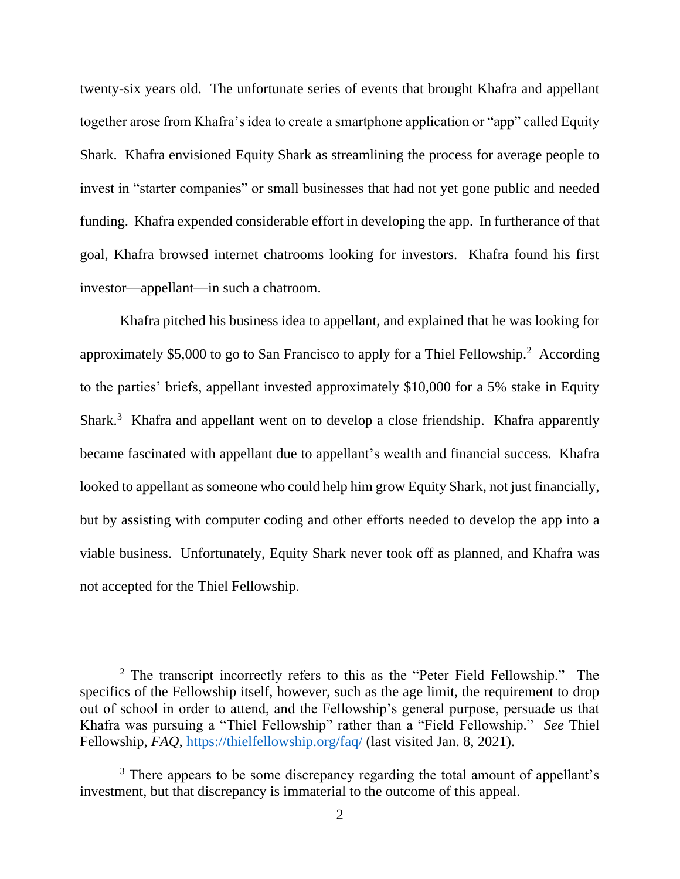twenty-six years old. The unfortunate series of events that brought Khafra and appellant together arose from Khafra's idea to create a smartphone application or "app" called Equity Shark. Khafra envisioned Equity Shark as streamlining the process for average people to invest in "starter companies" or small businesses that had not yet gone public and needed funding. Khafra expended considerable effort in developing the app. In furtherance of that goal, Khafra browsed internet chatrooms looking for investors. Khafra found his first investor—appellant—in such a chatroom.

Khafra pitched his business idea to appellant, and explained that he was looking for approximately $5,000 to go to San Francisco to apply for a Thiel Fellowship.[2] According to the parties' briefs, appellant invested approximately $10,000 for a 5% stake in Equity Shark.[3] Khafra and appellant went on to develop a close friendship. Khafra apparently became fascinated with appellant due to appellant's wealth and financial success. Khafra looked to appellant as someone who could help him grow Equity Shark, not just financially, but by assisting with computer coding and other efforts needed to develop the app into a viable business. Unfortunately, Equity Shark never took off as planned, and Khafra was not accepted for the Thiel Fellowship.

---

[2] The transcript incorrectly refers to this as the "Peter Field Fellowship." The specifics of the Fellowship itself, however, such as the age limit, the requirement to drop out of school in order to attend, and the Fellowship's general purpose, persuade us that Khafra was pursuing a "Thiel Fellowship" rather than a "Field Fellowship." *See* Thiel Fellowship, *FAQ*, https://thielfellowship.org/faq/ (last visited Jan. 8, 2021).

[3] There appears to be some discrepancy regarding the total amount of appellant's investment, but that discrepancy is immaterial to the outcome of this appeal.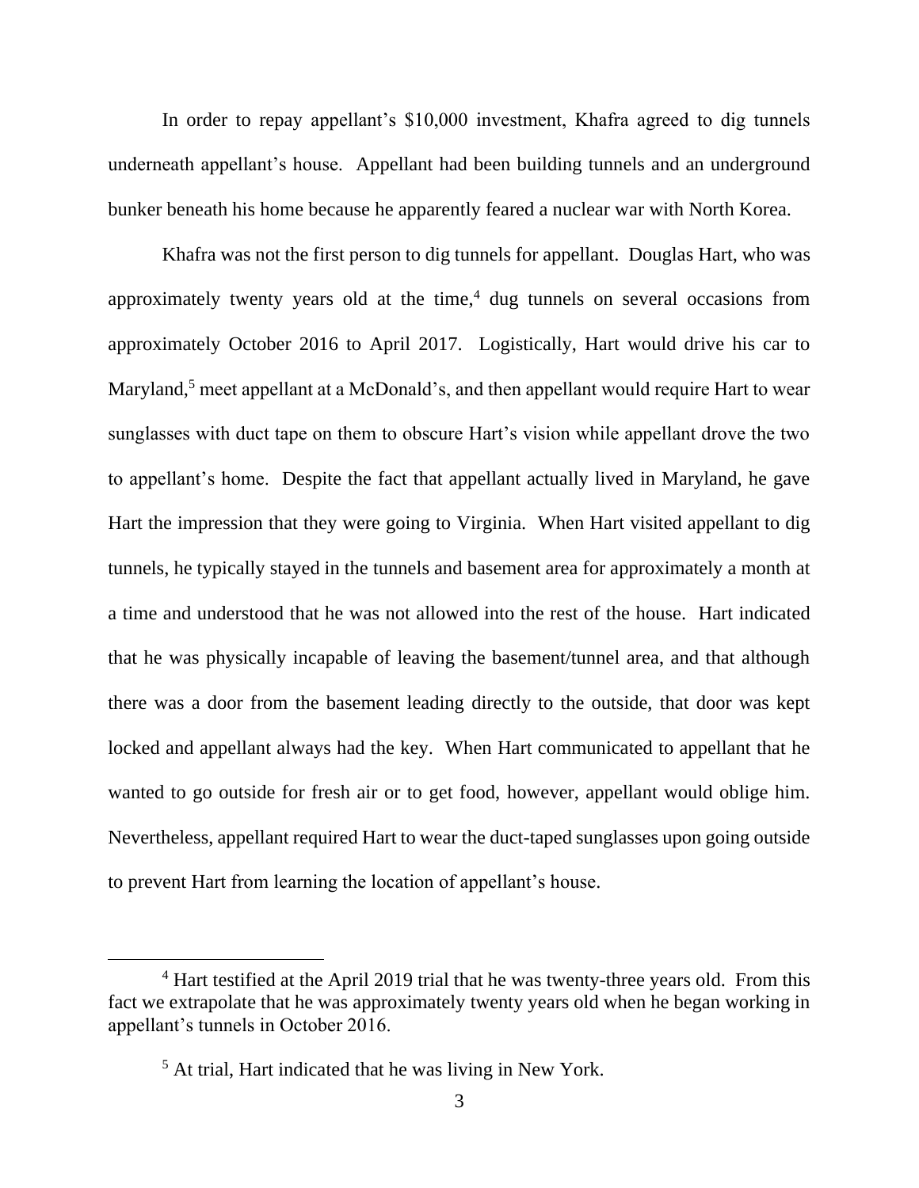In order to repay appellant's $10,000 investment, Khafra agreed to dig tunnels underneath appellant's house. Appellant had been building tunnels and an underground bunker beneath his home because he apparently feared a nuclear war with North Korea.

Khafra was not the first person to dig tunnels for appellant. Douglas Hart, who was approximately twenty years old at the time,[4] dug tunnels on several occasions from approximately October 2016 to April 2017. Logistically, Hart would drive his car to Maryland,[5] meet appellant at a McDonald's, and then appellant would require Hart to wear sunglasses with duct tape on them to obscure Hart's vision while appellant drove the two to appellant's home. Despite the fact that appellant actually lived in Maryland, he gave Hart the impression that they were going to Virginia. When Hart visited appellant to dig tunnels, he typically stayed in the tunnels and basement area for approximately a month at a time and understood that he was not allowed into the rest of the house. Hart indicated that he was physically incapable of leaving the basement/tunnel area, and that although there was a door from the basement leading directly to the outside, that door was kept locked and appellant always had the key. When Hart communicated to appellant that he wanted to go outside for fresh air or to get food, however, appellant would oblige him. Nevertheless, appellant required Hart to wear the duct-taped sunglasses upon going outside to prevent Hart from learning the location of appellant's house.

---

[4] Hart testified at the April 2019 trial that he was twenty-three years old. From this fact we extrapolate that he was approximately twenty years old when he began working in appellant's tunnels in October 2016.

[5] At trial, Hart indicated that he was living in New York.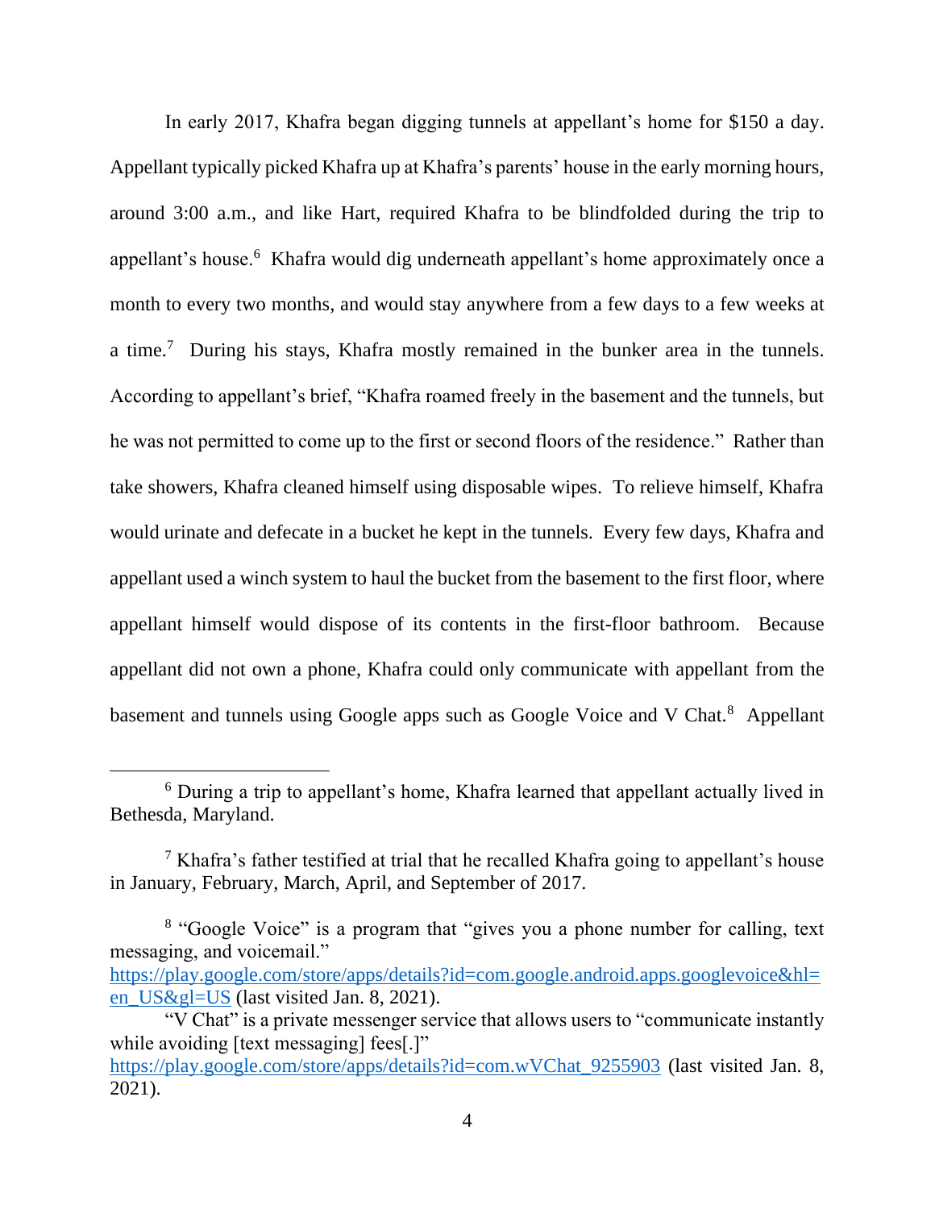In early 2017, Khafra began digging tunnels at appellant's home for $150 a day. Appellant typically picked Khafra up at Khafra's parents' house in the early morning hours, around 3:00 a.m., and like Hart, required Khafra to be blindfolded during the trip to appellant's house.[6] Khafra would dig underneath appellant's home approximately once a month to every two months, and would stay anywhere from a few days to a few weeks at a time.[7] During his stays, Khafra mostly remained in the bunker area in the tunnels. According to appellant's brief, "Khafra roamed freely in the basement and the tunnels, but he was not permitted to come up to the first or second floors of the residence." Rather than take showers, Khafra cleaned himself using disposable wipes. To relieve himself, Khafra would urinate and defecate in a bucket he kept in the tunnels. Every few days, Khafra and appellant used a winch system to haul the bucket from the basement to the first floor, where appellant himself would dispose of its contents in the first-floor bathroom. Because appellant did not own a phone, Khafra could only communicate with appellant from the basement and tunnels using Google apps such as Google Voice and V Chat.[8] Appellant

---

[6] During a trip to appellant's home, Khafra learned that appellant actually lived in Bethesda, Maryland.

[7] Khafra's father testified at trial that he recalled Khafra going to appellant's house in January, February, March, April, and September of 2017.

[8] "Google Voice" is a program that "gives you a phone number for calling, text messaging, and voicemail." https://play.google.com/store/apps/details?id=com.google.android.apps.googlevoice&hl=en_US&gl=US (last visited Jan. 8, 2021).

"V Chat" is a private messenger service that allows users to "communicate instantly while avoiding [text messaging] fees[.]" https://play.google.com/store/apps/details?id=com.wVChat_9255903 (last visited Jan. 8, 2021).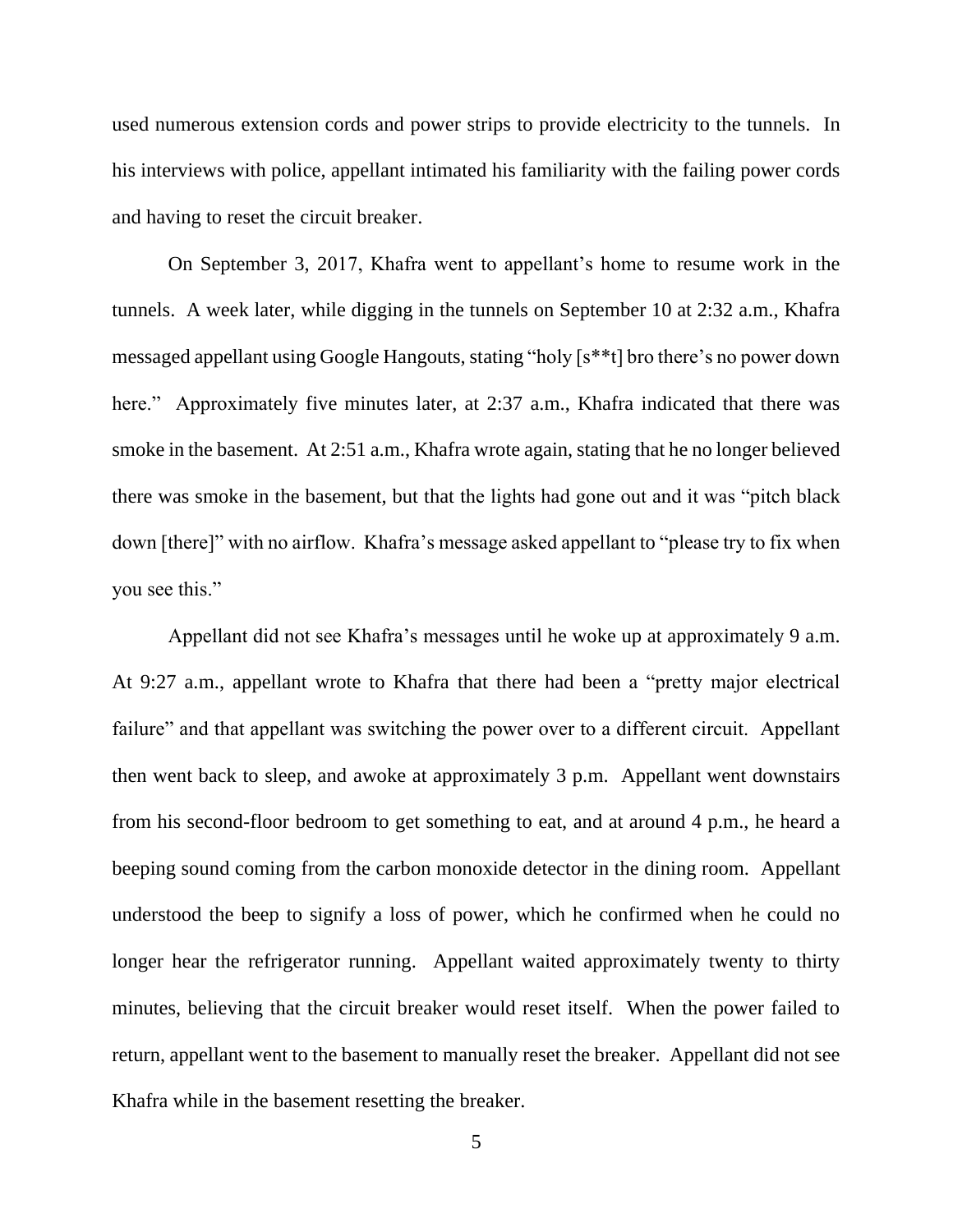used numerous extension cords and power strips to provide electricity to the tunnels. In his interviews with police, appellant intimated his familiarity with the failing power cords and having to reset the circuit breaker.

On September 3, 2017, Khafra went to appellant's home to resume work in the tunnels. A week later, while digging in the tunnels on September 10 at 2:32 a.m., Khafra messaged appellant using Google Hangouts, stating "holy [s**t] bro there's no power down here." Approximately five minutes later, at 2:37 a.m., Khafra indicated that there was smoke in the basement. At 2:51 a.m., Khafra wrote again, stating that he no longer believed there was smoke in the basement, but that the lights had gone out and it was "pitch black down [there]" with no airflow. Khafra's message asked appellant to "please try to fix when you see this."

Appellant did not see Khafra's messages until he woke up at approximately 9 a.m. At 9:27 a.m., appellant wrote to Khafra that there had been a "pretty major electrical failure" and that appellant was switching the power over to a different circuit. Appellant then went back to sleep, and awoke at approximately 3 p.m. Appellant went downstairs from his second-floor bedroom to get something to eat, and at around 4 p.m., he heard a beeping sound coming from the carbon monoxide detector in the dining room. Appellant understood the beep to signify a loss of power, which he confirmed when he could no longer hear the refrigerator running. Appellant waited approximately twenty to thirty minutes, believing that the circuit breaker would reset itself. When the power failed to return, appellant went to the basement to manually reset the breaker. Appellant did not see Khafra while in the basement resetting the breaker.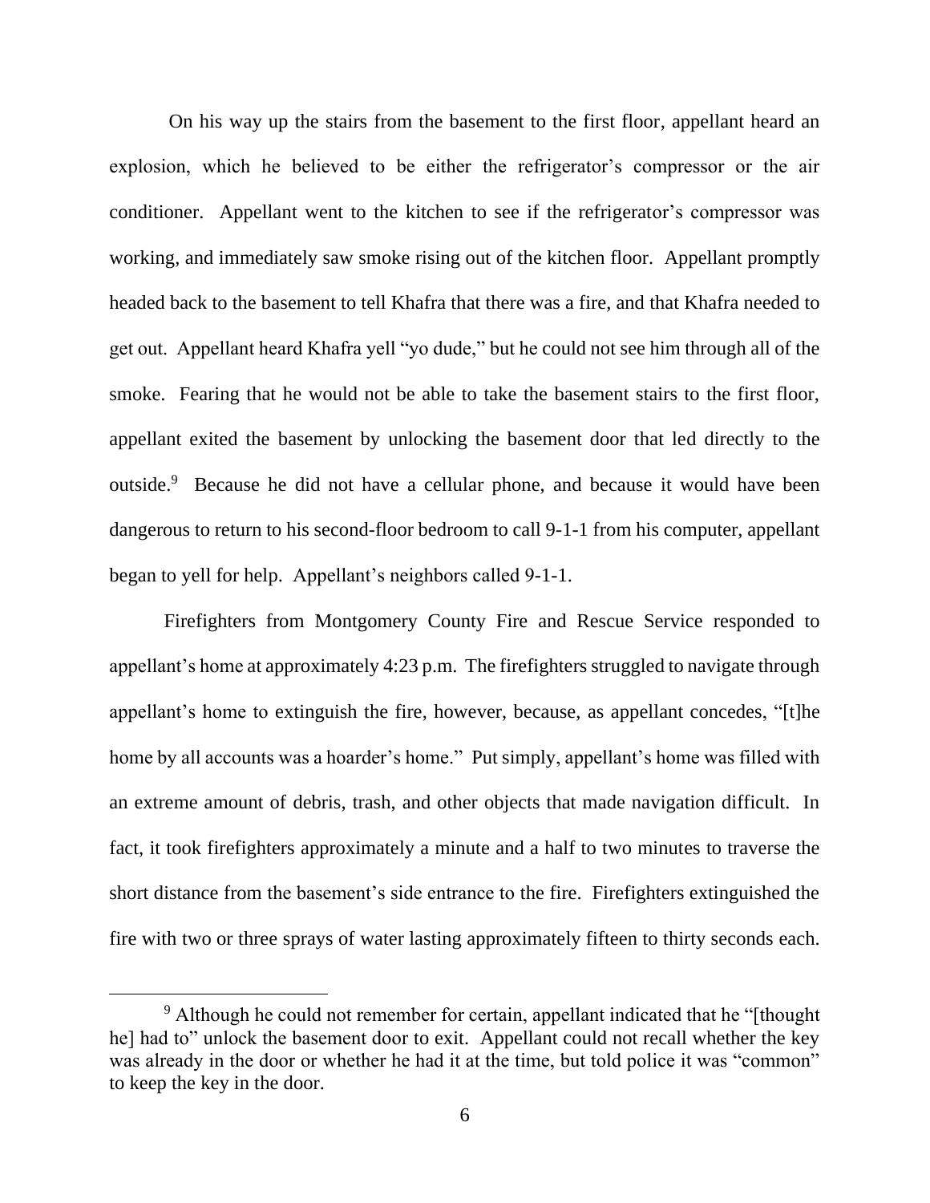On his way up the stairs from the basement to the first floor, appellant heard an explosion, which he believed to be either the refrigerator's compressor or the air conditioner. Appellant went to the kitchen to see if the refrigerator's compressor was working, and immediately saw smoke rising out of the kitchen floor. Appellant promptly headed back to the basement to tell Khafra that there was a fire, and that Khafra needed to get out. Appellant heard Khafra yell "yo dude," but he could not see him through all of the smoke. Fearing that he would not be able to take the basement stairs to the first floor, appellant exited the basement by unlocking the basement door that led directly to the outside.[9] Because he did not have a cellular phone, and because it would have been dangerous to return to his second-floor bedroom to call 9-1-1 from his computer, appellant began to yell for help. Appellant's neighbors called 9-1-1.

Firefighters from Montgomery County Fire and Rescue Service responded to appellant's home at approximately 4:23 p.m. The firefighters struggled to navigate through appellant's home to extinguish the fire, however, because, as appellant concedes, "[t]he home by all accounts was a hoarder's home." Put simply, appellant's home was filled with an extreme amount of debris, trash, and other objects that made navigation difficult. In fact, it took firefighters approximately a minute and a half to two minutes to traverse the short distance from the basement's side entrance to the fire. Firefighters extinguished the fire with two or three sprays of water lasting approximately fifteen to thirty seconds each.

[9] Although he could not remember for certain, appellant indicated that he "[thought he] had to" unlock the basement door to exit. Appellant could not recall whether the key was already in the door or whether he had it at the time, but told police it was "common" to keep the key in the door.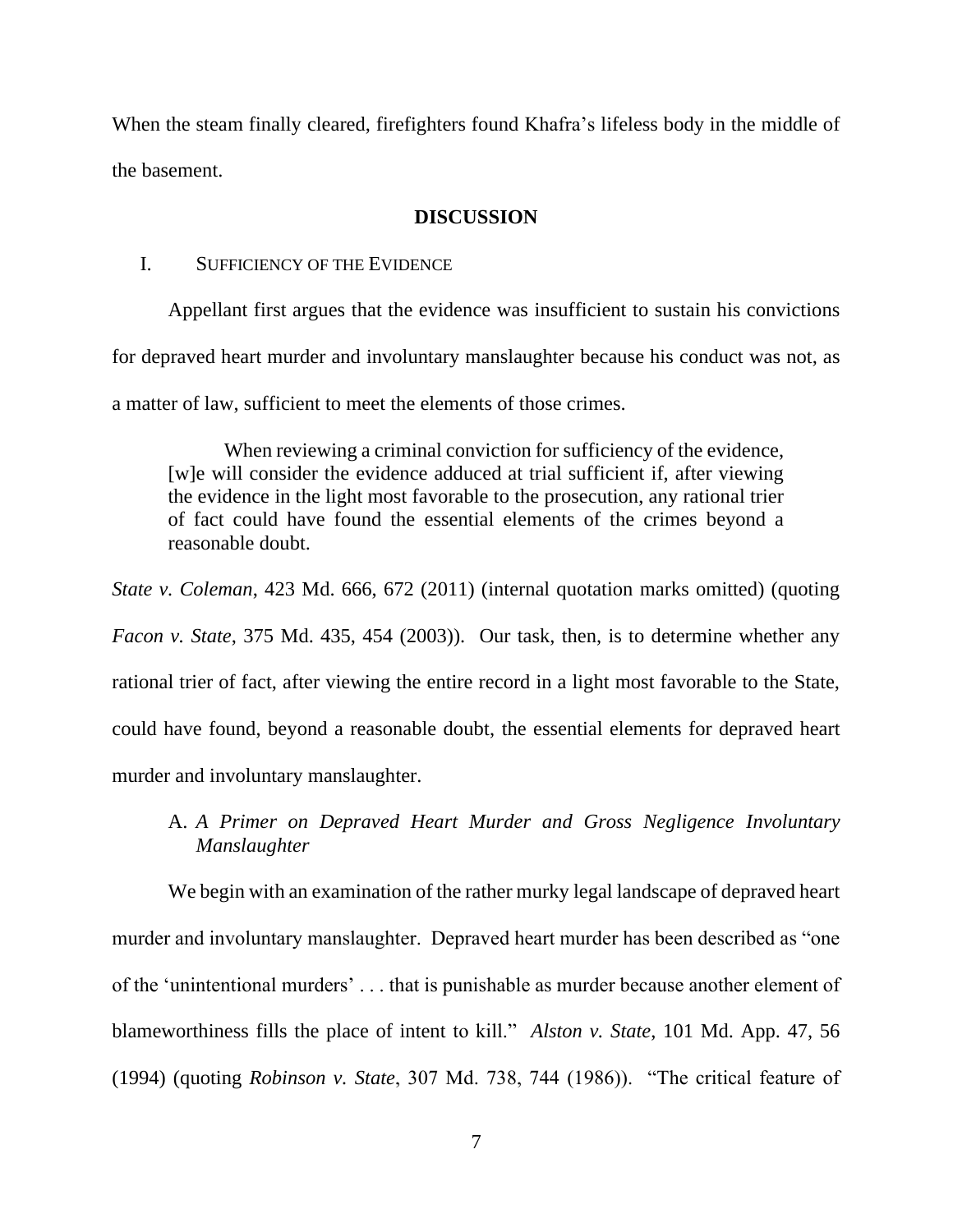When the steam finally cleared, firefighters found Khafra's lifeless body in the middle of the basement.

## DISCUSSION

### I. Sufficiency of the Evidence

Appellant first argues that the evidence was insufficient to sustain his convictions for depraved heart murder and involuntary manslaughter because his conduct was not, as a matter of law, sufficient to meet the elements of those crimes.

> When reviewing a criminal conviction for sufficiency of the evidence, [w]e will consider the evidence adduced at trial sufficient if, after viewing the evidence in the light most favorable to the prosecution, any rational trier of fact could have found the essential elements of the crimes beyond a reasonable doubt.

*State v. Coleman*, 423 Md. 666, 672 (2011) (internal quotation marks omitted) (quoting *Facon v. State*, 375 Md. 435, 454 (2003)). Our task, then, is to determine whether any rational trier of fact, after viewing the entire record in a light most favorable to the State, could have found, beyond a reasonable doubt, the essential elements for depraved heart murder and involuntary manslaughter.

#### A. *A Primer on Depraved Heart Murder and Gross Negligence Involuntary Manslaughter*

We begin with an examination of the rather murky legal landscape of depraved heart murder and involuntary manslaughter. Depraved heart murder has been described as "one of the 'unintentional murders' . . . that is punishable as murder because another element of blameworthiness fills the place of intent to kill." *Alston v. State*, 101 Md. App. 47, 56 (1994) (quoting *Robinson v. State*, 307 Md. 738, 744 (1986)). "The critical feature of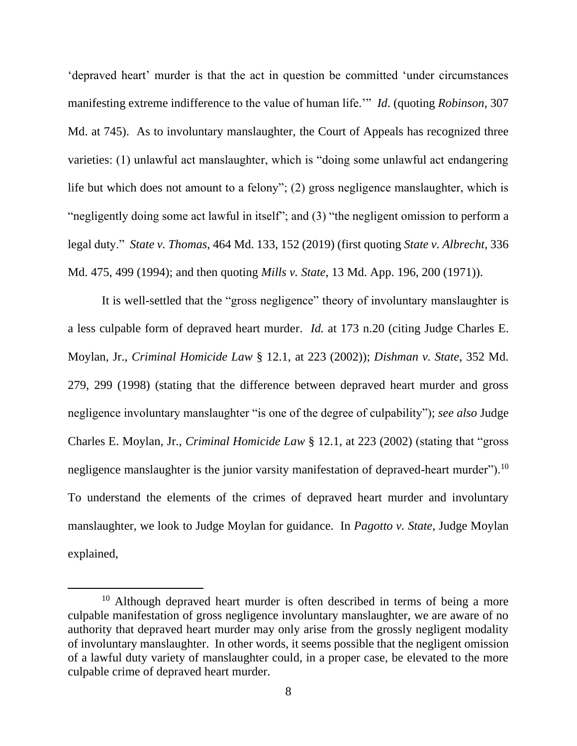'depraved heart' murder is that the act in question be committed 'under circumstances manifesting extreme indifference to the value of human life.'" *Id*. (quoting *Robinson*, 307 Md. at 745). As to involuntary manslaughter, the Court of Appeals has recognized three varieties: (1) unlawful act manslaughter, which is "doing some unlawful act endangering life but which does not amount to a felony"; (2) gross negligence manslaughter, which is "negligently doing some act lawful in itself"; and (3) "the negligent omission to perform a legal duty." *State v. Thomas*, 464 Md. 133, 152 (2019) (first quoting *State v. Albrecht*, 336 Md. 475, 499 (1994); and then quoting *Mills v. State*, 13 Md. App. 196, 200 (1971)).

It is well-settled that the "gross negligence" theory of involuntary manslaughter is a less culpable form of depraved heart murder. *Id.* at 173 n.20 (citing Judge Charles E. Moylan, Jr., *Criminal Homicide Law* § 12.1, at 223 (2002)); *Dishman v. State*, 352 Md. 279, 299 (1998) (stating that the difference between depraved heart murder and gross negligence involuntary manslaughter "is one of the degree of culpability"); *see also* Judge Charles E. Moylan, Jr., *Criminal Homicide Law* § 12.1, at 223 (2002) (stating that "gross negligence manslaughter is the junior varsity manifestation of depraved-heart murder").[10] To understand the elements of the crimes of depraved heart murder and involuntary manslaughter, we look to Judge Moylan for guidance. In *Pagotto v. State*, Judge Moylan explained,

[10] Although depraved heart murder is often described in terms of being a more culpable manifestation of gross negligence involuntary manslaughter, we are aware of no authority that depraved heart murder may only arise from the grossly negligent modality of involuntary manslaughter. In other words, it seems possible that the negligent omission of a lawful duty variety of manslaughter could, in a proper case, be elevated to the more culpable crime of depraved heart murder.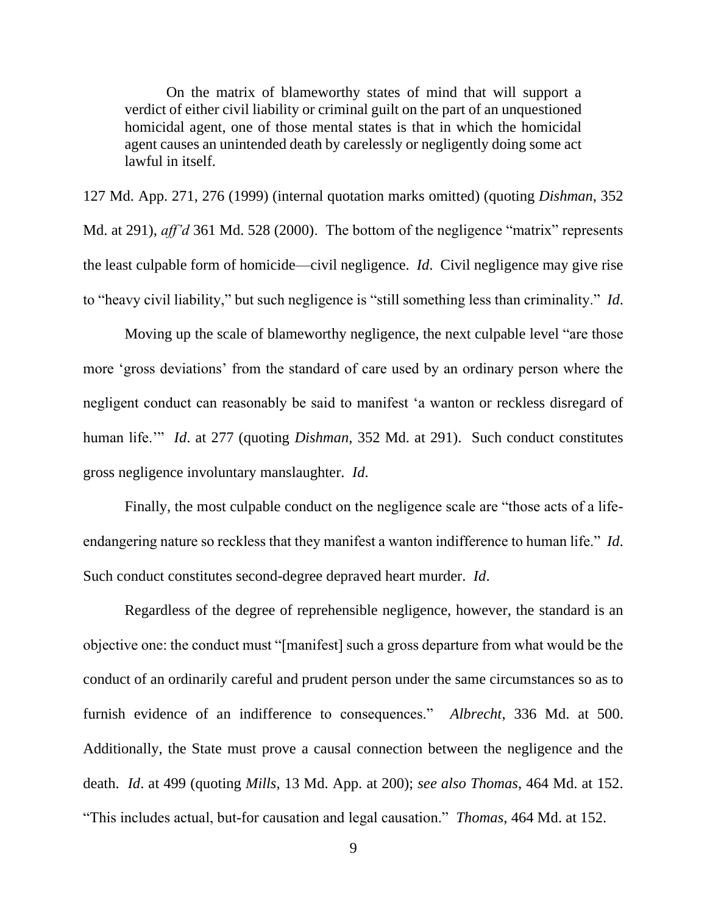> On the matrix of blameworthy states of mind that will support a verdict of either civil liability or criminal guilt on the part of an unquestioned homicidal agent, one of those mental states is that in which the homicidal agent causes an unintended death by carelessly or negligently doing some act lawful in itself.

127 Md. App. 271, 276 (1999) (internal quotation marks omitted) (quoting *Dishman*, 352 Md. at 291), *aff'd* 361 Md. 528 (2000). The bottom of the negligence "matrix" represents the least culpable form of homicide—civil negligence. *Id*. Civil negligence may give rise to "heavy civil liability," but such negligence is "still something less than criminality." *Id*.

Moving up the scale of blameworthy negligence, the next culpable level "are those more 'gross deviations' from the standard of care used by an ordinary person where the negligent conduct can reasonably be said to manifest 'a wanton or reckless disregard of human life.'" *Id*. at 277 (quoting *Dishman*, 352 Md. at 291). Such conduct constitutes gross negligence involuntary manslaughter. *Id*.

Finally, the most culpable conduct on the negligence scale are "those acts of a life-endangering nature so reckless that they manifest a wanton indifference to human life." *Id*. Such conduct constitutes second-degree depraved heart murder. *Id*.

Regardless of the degree of reprehensible negligence, however, the standard is an objective one: the conduct must "[manifest] such a gross departure from what would be the conduct of an ordinarily careful and prudent person under the same circumstances so as to furnish evidence of an indifference to consequences." *Albrecht*, 336 Md. at 500. Additionally, the State must prove a causal connection between the negligence and the death. *Id*. at 499 (quoting *Mills*, 13 Md. App. at 200); *see also Thomas*, 464 Md. at 152. "This includes actual, but-for causation and legal causation." *Thomas*, 464 Md. at 152.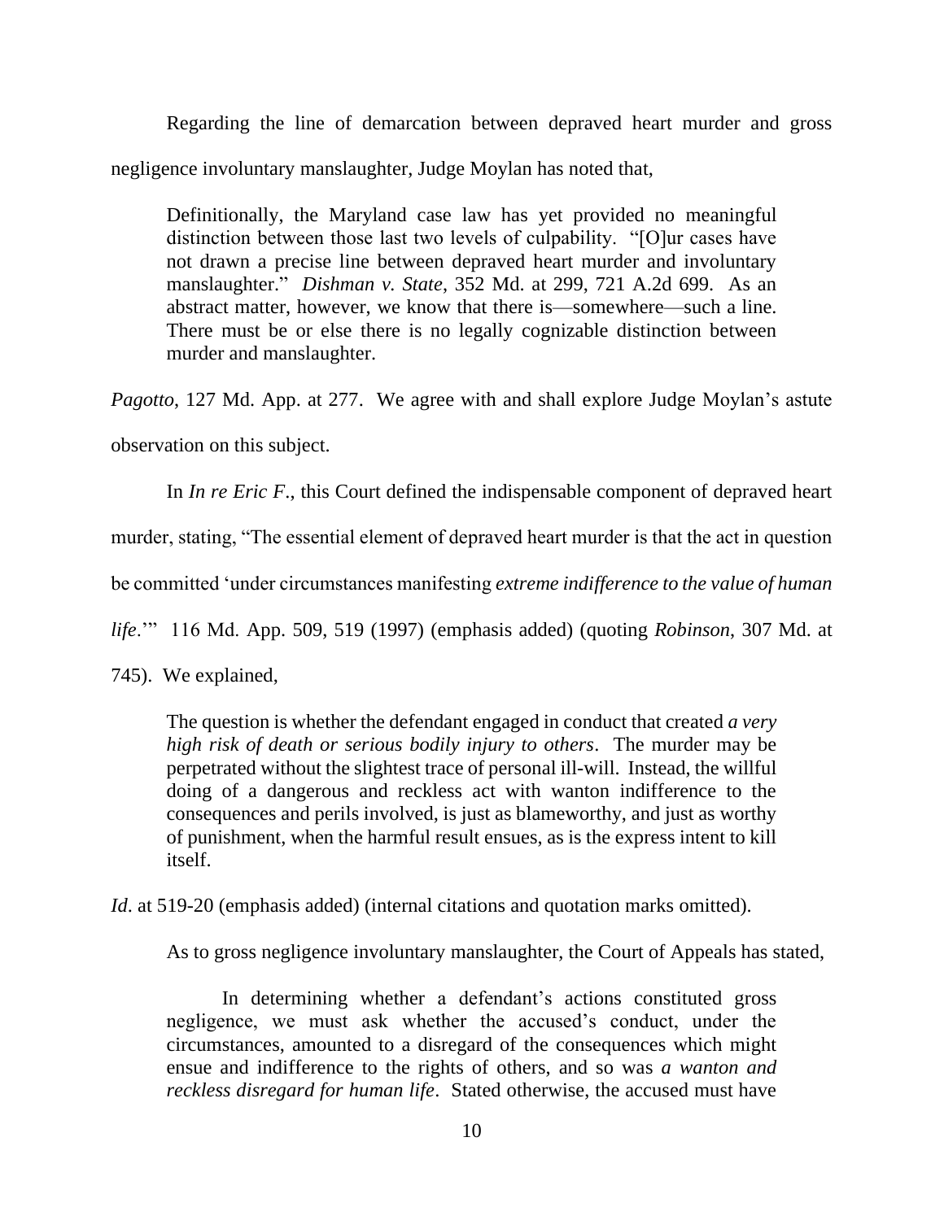Regarding the line of demarcation between depraved heart murder and gross negligence involuntary manslaughter, Judge Moylan has noted that,

> Definitionally, the Maryland case law has yet provided no meaningful distinction between those last two levels of culpability. "[O]ur cases have not drawn a precise line between depraved heart murder and involuntary manslaughter." *Dishman v. State*, 352 Md. at 299, 721 A.2d 699. As an abstract matter, however, we know that there is—somewhere—such a line. There must be or else there is no legally cognizable distinction between murder and manslaughter.

*Pagotto*, 127 Md. App. at 277. We agree with and shall explore Judge Moylan's astute observation on this subject.

In *In re Eric F.*, this Court defined the indispensable component of depraved heart murder, stating, "The essential element of depraved heart murder is that the act in question be committed 'under circumstances manifesting *extreme indifference to the value of human life*.'" 116 Md. App. 509, 519 (1997) (emphasis added) (quoting *Robinson*, 307 Md. at 745). We explained,

> The question is whether the defendant engaged in conduct that created *a very high risk of death or serious bodily injury to others*. The murder may be perpetrated without the slightest trace of personal ill-will. Instead, the willful doing of a dangerous and reckless act with wanton indifference to the consequences and perils involved, is just as blameworthy, and just as worthy of punishment, when the harmful result ensues, as is the express intent to kill itself.

*Id*. at 519-20 (emphasis added) (internal citations and quotation marks omitted).

As to gross negligence involuntary manslaughter, the Court of Appeals has stated,

> In determining whether a defendant's actions constituted gross negligence, we must ask whether the accused's conduct, under the circumstances, amounted to a disregard of the consequences which might ensue and indifference to the rights of others, and so was *a wanton and reckless disregard for human life*. Stated otherwise, the accused must have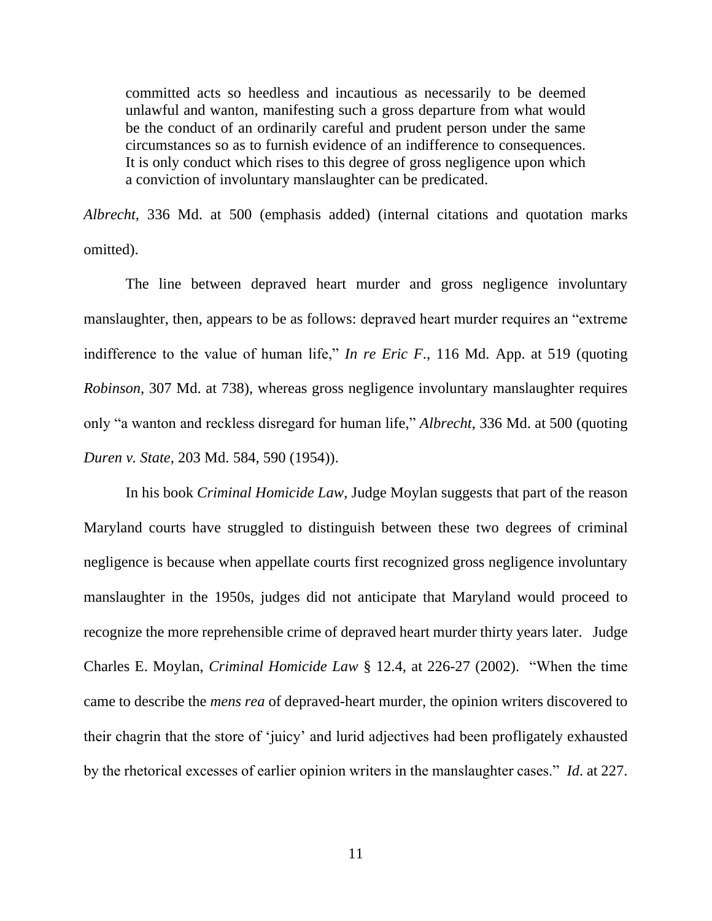> committed acts so heedless and incautious as necessarily to be deemed unlawful and wanton, manifesting such a gross departure from what would be the conduct of an ordinarily careful and prudent person under the same circumstances so as to furnish evidence of an indifference to consequences. It is only conduct which rises to this degree of gross negligence upon which a conviction of involuntary manslaughter can be predicated.

*Albrecht*, 336 Md. at 500 (emphasis added) (internal citations and quotation marks omitted).

The line between depraved heart murder and gross negligence involuntary manslaughter, then, appears to be as follows: depraved heart murder requires an "extreme indifference to the value of human life," *In re Eric F.*, 116 Md. App. at 519 (quoting *Robinson*, 307 Md. at 738), whereas gross negligence involuntary manslaughter requires only "a wanton and reckless disregard for human life," *Albrecht*, 336 Md. at 500 (quoting *Duren v. State*, 203 Md. 584, 590 (1954)).

In his book *Criminal Homicide Law*, Judge Moylan suggests that part of the reason Maryland courts have struggled to distinguish between these two degrees of criminal negligence is because when appellate courts first recognized gross negligence involuntary manslaughter in the 1950s, judges did not anticipate that Maryland would proceed to recognize the more reprehensible crime of depraved heart murder thirty years later. Judge Charles E. Moylan, *Criminal Homicide Law* § 12.4, at 226-27 (2002). "When the time came to describe the *mens rea* of depraved-heart murder, the opinion writers discovered to their chagrin that the store of 'juicy' and lurid adjectives had been profligately exhausted by the rhetorical excesses of earlier opinion writers in the manslaughter cases." *Id*. at 227.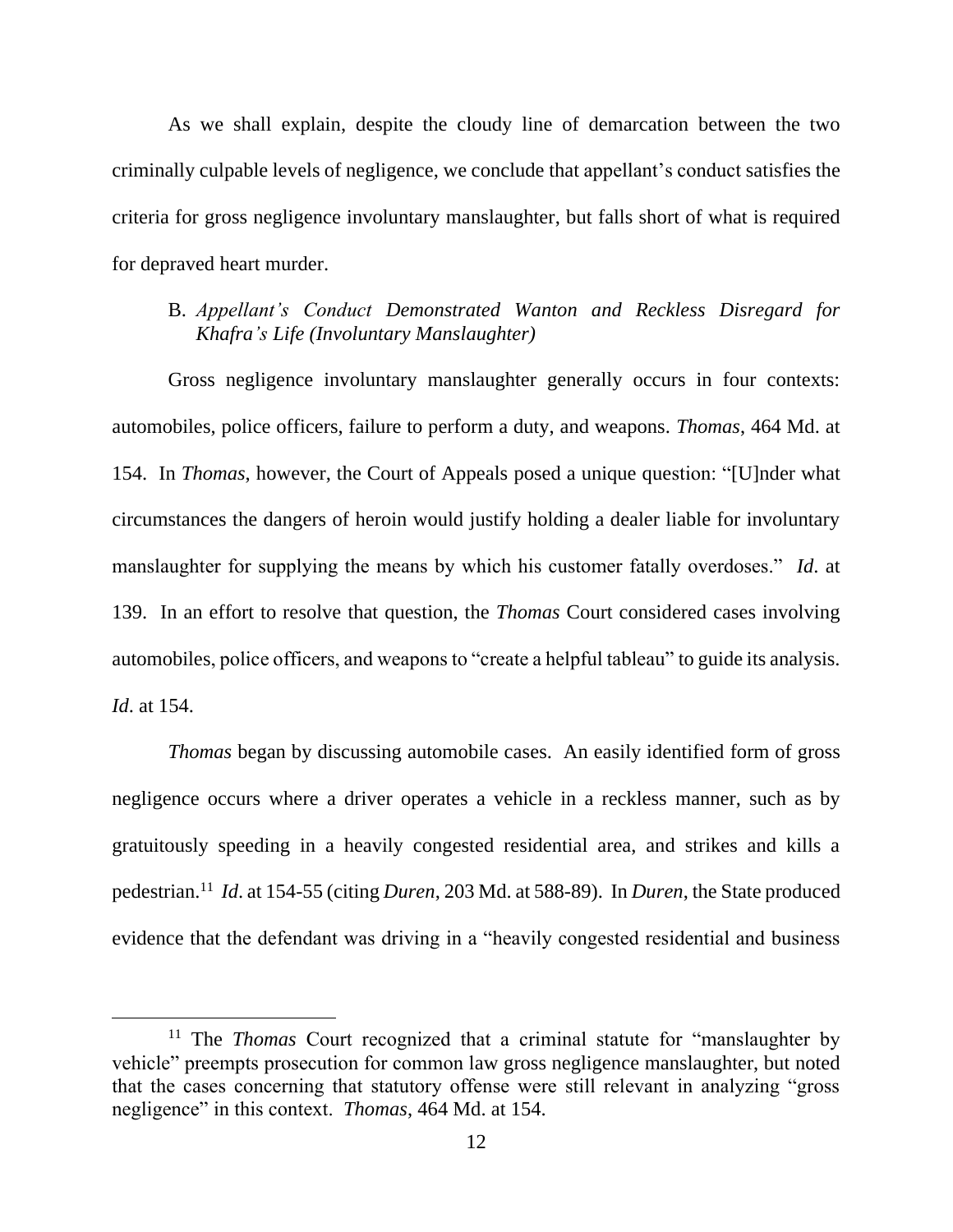As we shall explain, despite the cloudy line of demarcation between the two criminally culpable levels of negligence, we conclude that appellant's conduct satisfies the criteria for gross negligence involuntary manslaughter, but falls short of what is required for depraved heart murder.

B. *Appellant's Conduct Demonstrated Wanton and Reckless Disregard for Khafra's Life (Involuntary Manslaughter)*

Gross negligence involuntary manslaughter generally occurs in four contexts: automobiles, police officers, failure to perform a duty, and weapons. *Thomas*, 464 Md. at 154. In *Thomas*, however, the Court of Appeals posed a unique question: "[U]nder what circumstances the dangers of heroin would justify holding a dealer liable for involuntary manslaughter for supplying the means by which his customer fatally overdoses." *Id*. at 139. In an effort to resolve that question, the *Thomas* Court considered cases involving automobiles, police officers, and weapons to "create a helpful tableau" to guide its analysis. *Id*. at 154.

*Thomas* began by discussing automobile cases. An easily identified form of gross negligence occurs where a driver operates a vehicle in a reckless manner, such as by gratuitously speeding in a heavily congested residential area, and strikes and kills a pedestrian.[11] *Id*. at 154-55 (citing *Duren*, 203 Md. at 588-89). In *Duren*, the State produced evidence that the defendant was driving in a "heavily congested residential and business

[11] The *Thomas* Court recognized that a criminal statute for "manslaughter by vehicle" preempts prosecution for common law gross negligence manslaughter, but noted that the cases concerning that statutory offense were still relevant in analyzing "gross negligence" in this context. *Thomas*, 464 Md. at 154.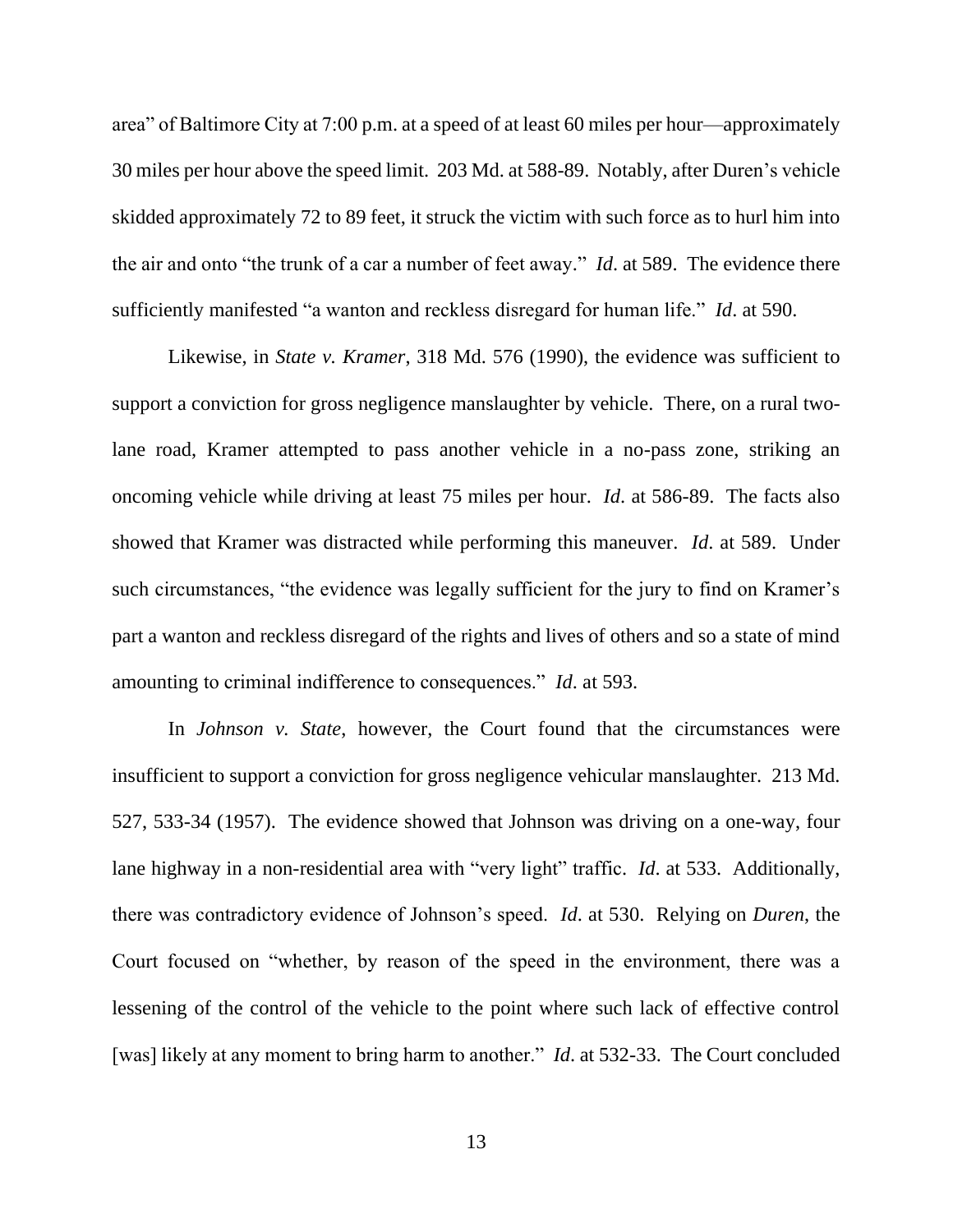area" of Baltimore City at 7:00 p.m. at a speed of at least 60 miles per hour—approximately 30 miles per hour above the speed limit. 203 Md. at 588-89. Notably, after Duren's vehicle skidded approximately 72 to 89 feet, it struck the victim with such force as to hurl him into the air and onto "the trunk of a car a number of feet away." *Id*. at 589. The evidence there sufficiently manifested "a wanton and reckless disregard for human life." *Id*. at 590.

Likewise, in *State v. Kramer*, 318 Md. 576 (1990), the evidence was sufficient to support a conviction for gross negligence manslaughter by vehicle. There, on a rural two-lane road, Kramer attempted to pass another vehicle in a no-pass zone, striking an oncoming vehicle while driving at least 75 miles per hour. *Id*. at 586-89. The facts also showed that Kramer was distracted while performing this maneuver. *Id*. at 589. Under such circumstances, "the evidence was legally sufficient for the jury to find on Kramer's part a wanton and reckless disregard of the rights and lives of others and so a state of mind amounting to criminal indifference to consequences." *Id*. at 593.

In *Johnson v. State*, however, the Court found that the circumstances were insufficient to support a conviction for gross negligence vehicular manslaughter. 213 Md. 527, 533-34 (1957). The evidence showed that Johnson was driving on a one-way, four lane highway in a non-residential area with "very light" traffic. *Id*. at 533. Additionally, there was contradictory evidence of Johnson's speed. *Id*. at 530. Relying on *Duren*, the Court focused on "whether, by reason of the speed in the environment, there was a lessening of the control of the vehicle to the point where such lack of effective control [was] likely at any moment to bring harm to another." *Id*. at 532-33. The Court concluded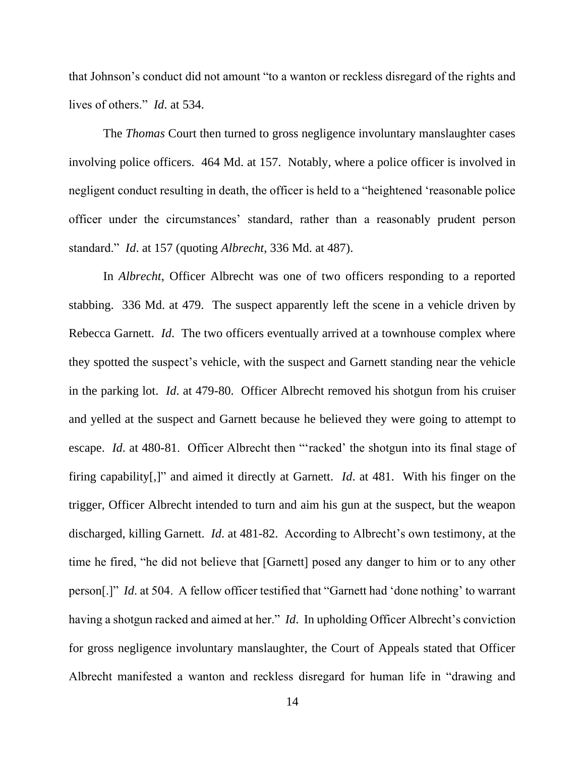that Johnson's conduct did not amount "to a wanton or reckless disregard of the rights and lives of others." *Id*. at 534.

The *Thomas* Court then turned to gross negligence involuntary manslaughter cases involving police officers. 464 Md. at 157. Notably, where a police officer is involved in negligent conduct resulting in death, the officer is held to a "heightened 'reasonable police officer under the circumstances' standard, rather than a reasonably prudent person standard." *Id*. at 157 (quoting *Albrecht*, 336 Md. at 487).

In *Albrecht*, Officer Albrecht was one of two officers responding to a reported stabbing. 336 Md. at 479. The suspect apparently left the scene in a vehicle driven by Rebecca Garnett. *Id*. The two officers eventually arrived at a townhouse complex where they spotted the suspect's vehicle, with the suspect and Garnett standing near the vehicle in the parking lot. *Id*. at 479-80. Officer Albrecht removed his shotgun from his cruiser and yelled at the suspect and Garnett because he believed they were going to attempt to escape. *Id*. at 480-81. Officer Albrecht then "'racked' the shotgun into its final stage of firing capability[,]" and aimed it directly at Garnett. *Id*. at 481. With his finger on the trigger, Officer Albrecht intended to turn and aim his gun at the suspect, but the weapon discharged, killing Garnett. *Id*. at 481-82. According to Albrecht's own testimony, at the time he fired, "he did not believe that [Garnett] posed any danger to him or to any other person[.]" *Id*. at 504. A fellow officer testified that "Garnett had 'done nothing' to warrant having a shotgun racked and aimed at her." *Id*. In upholding Officer Albrecht's conviction for gross negligence involuntary manslaughter, the Court of Appeals stated that Officer Albrecht manifested a wanton and reckless disregard for human life in "drawing and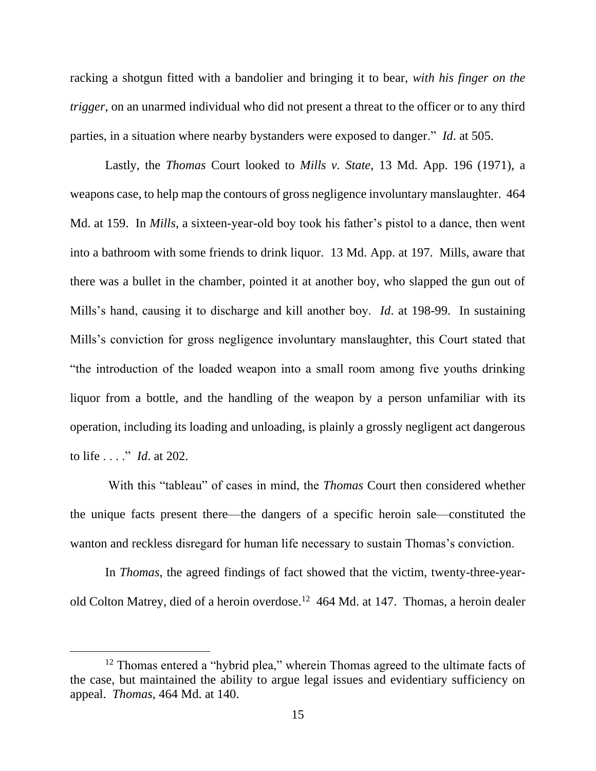racking a shotgun fitted with a bandolier and bringing it to bear, *with his finger on the trigger*, on an unarmed individual who did not present a threat to the officer or to any third parties, in a situation where nearby bystanders were exposed to danger." *Id*. at 505.

Lastly, the *Thomas* Court looked to *Mills v. State*, 13 Md. App. 196 (1971), a weapons case, to help map the contours of gross negligence involuntary manslaughter. 464 Md. at 159. In *Mills*, a sixteen-year-old boy took his father's pistol to a dance, then went into a bathroom with some friends to drink liquor. 13 Md. App. at 197. Mills, aware that there was a bullet in the chamber, pointed it at another boy, who slapped the gun out of Mills's hand, causing it to discharge and kill another boy. *Id*. at 198-99. In sustaining Mills's conviction for gross negligence involuntary manslaughter, this Court stated that "the introduction of the loaded weapon into a small room among five youths drinking liquor from a bottle, and the handling of the weapon by a person unfamiliar with its operation, including its loading and unloading, is plainly a grossly negligent act dangerous to life . . . ." *Id*. at 202.

With this "tableau" of cases in mind, the *Thomas* Court then considered whether the unique facts present there—the dangers of a specific heroin sale—constituted the wanton and reckless disregard for human life necessary to sustain Thomas's conviction.

In *Thomas*, the agreed findings of fact showed that the victim, twenty-three-year-old Colton Matrey, died of a heroin overdose.[12] 464 Md. at 147. Thomas, a heroin dealer

[12] Thomas entered a "hybrid plea," wherein Thomas agreed to the ultimate facts of the case, but maintained the ability to argue legal issues and evidentiary sufficiency on appeal. *Thomas*, 464 Md. at 140.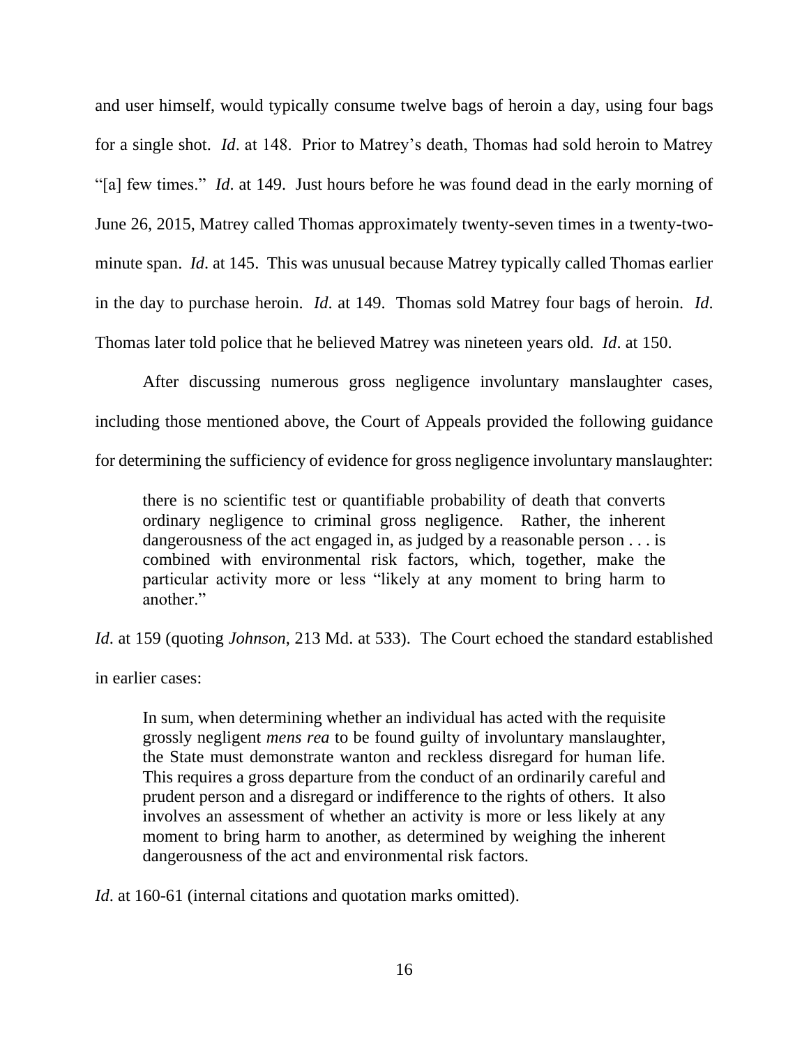and user himself, would typically consume twelve bags of heroin a day, using four bags for a single shot. *Id*. at 148. Prior to Matrey's death, Thomas had sold heroin to Matrey "[a] few times." *Id*. at 149. Just hours before he was found dead in the early morning of June 26, 2015, Matrey called Thomas approximately twenty-seven times in a twenty-two-minute span. *Id*. at 145. This was unusual because Matrey typically called Thomas earlier in the day to purchase heroin. *Id*. at 149. Thomas sold Matrey four bags of heroin. *Id*. Thomas later told police that he believed Matrey was nineteen years old. *Id*. at 150.

After discussing numerous gross negligence involuntary manslaughter cases, including those mentioned above, the Court of Appeals provided the following guidance for determining the sufficiency of evidence for gross negligence involuntary manslaughter:

> there is no scientific test or quantifiable probability of death that converts ordinary negligence to criminal gross negligence. Rather, the inherent dangerousness of the act engaged in, as judged by a reasonable person . . . is combined with environmental risk factors, which, together, make the particular activity more or less "likely at any moment to bring harm to another."

*Id*. at 159 (quoting *Johnson*, 213 Md. at 533). The Court echoed the standard established in earlier cases:

> In sum, when determining whether an individual has acted with the requisite grossly negligent *mens rea* to be found guilty of involuntary manslaughter, the State must demonstrate wanton and reckless disregard for human life. This requires a gross departure from the conduct of an ordinarily careful and prudent person and a disregard or indifference to the rights of others. It also involves an assessment of whether an activity is more or less likely at any moment to bring harm to another, as determined by weighing the inherent dangerousness of the act and environmental risk factors.

*Id*. at 160-61 (internal citations and quotation marks omitted).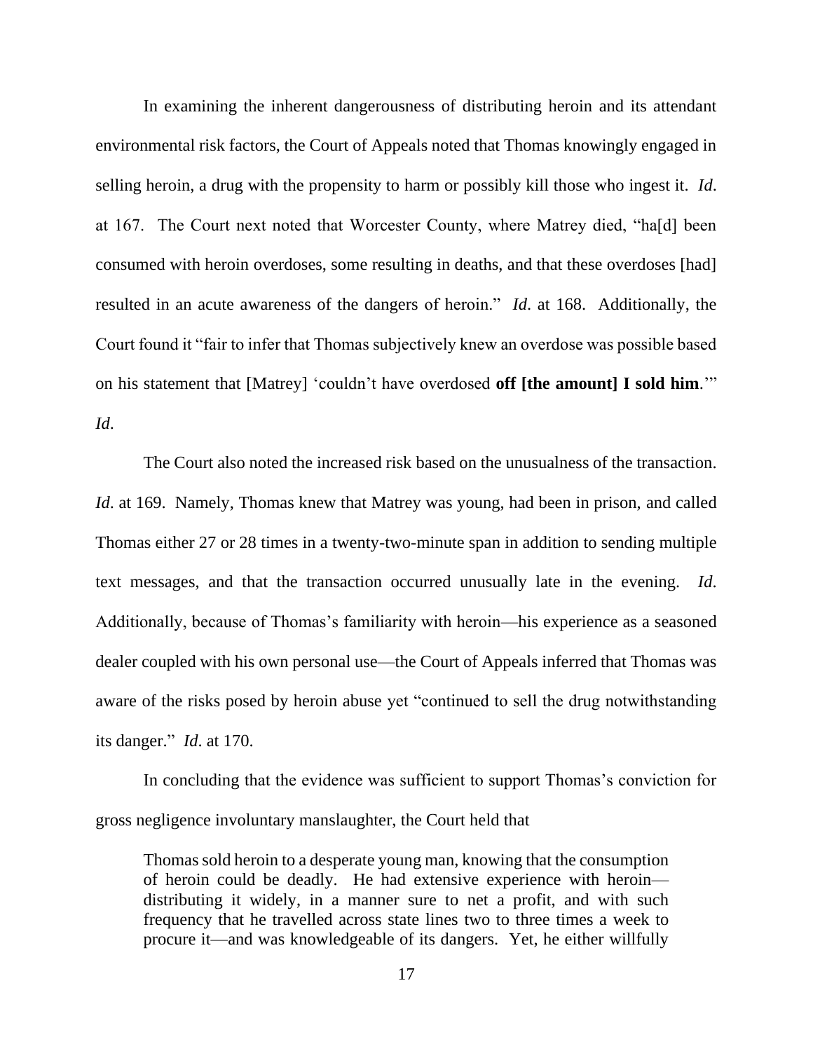In examining the inherent dangerousness of distributing heroin and its attendant environmental risk factors, the Court of Appeals noted that Thomas knowingly engaged in selling heroin, a drug with the propensity to harm or possibly kill those who ingest it. *Id*. at 167. The Court next noted that Worcester County, where Matrey died, "ha[d] been consumed with heroin overdoses, some resulting in deaths, and that these overdoses [had] resulted in an acute awareness of the dangers of heroin." *Id*. at 168. Additionally, the Court found it "fair to infer that Thomas subjectively knew an overdose was possible based on his statement that [Matrey] 'couldn't have overdosed **off [the amount] I sold him**.'" *Id*.

The Court also noted the increased risk based on the unusualness of the transaction. *Id*. at 169. Namely, Thomas knew that Matrey was young, had been in prison, and called Thomas either 27 or 28 times in a twenty-two-minute span in addition to sending multiple text messages, and that the transaction occurred unusually late in the evening. *Id*. Additionally, because of Thomas's familiarity with heroin—his experience as a seasoned dealer coupled with his own personal use—the Court of Appeals inferred that Thomas was aware of the risks posed by heroin abuse yet "continued to sell the drug notwithstanding its danger." *Id*. at 170.

In concluding that the evidence was sufficient to support Thomas's conviction for gross negligence involuntary manslaughter, the Court held that

> Thomas sold heroin to a desperate young man, knowing that the consumption of heroin could be deadly. He had extensive experience with heroin—distributing it widely, in a manner sure to net a profit, and with such frequency that he travelled across state lines two to three times a week to procure it—and was knowledgeable of its dangers. Yet, he either willfully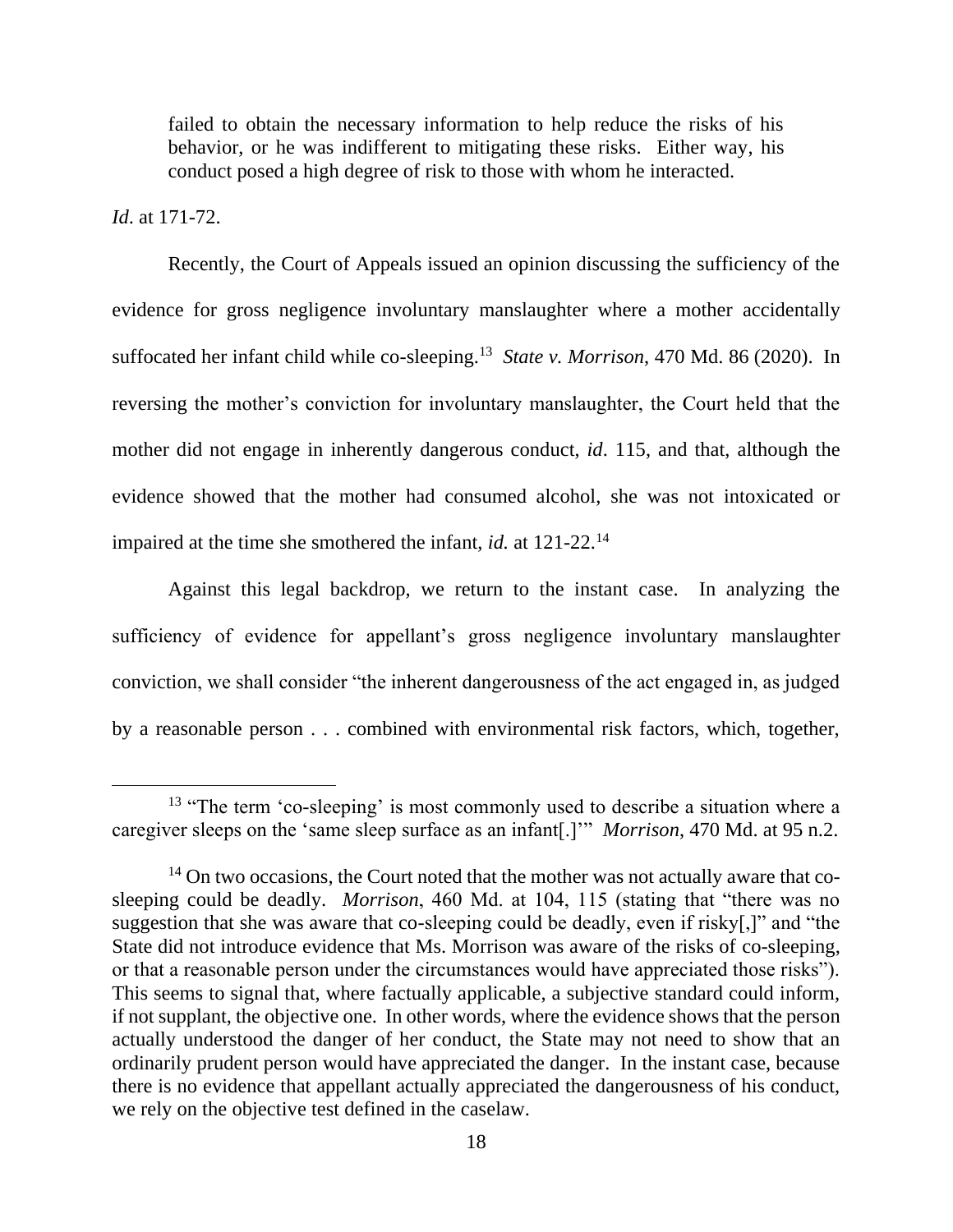> failed to obtain the necessary information to help reduce the risks of his behavior, or he was indifferent to mitigating these risks. Either way, his conduct posed a high degree of risk to those with whom he interacted.

*Id*. at 171-72.

Recently, the Court of Appeals issued an opinion discussing the sufficiency of the evidence for gross negligence involuntary manslaughter where a mother accidentally suffocated her infant child while co-sleeping.[13] *State v. Morrison*, 470 Md. 86 (2020). In reversing the mother's conviction for involuntary manslaughter, the Court held that the mother did not engage in inherently dangerous conduct, *id*. 115, and that, although the evidence showed that the mother had consumed alcohol, she was not intoxicated or impaired at the time she smothered the infant, *id.* at 121-22.[14]

Against this legal backdrop, we return to the instant case. In analyzing the sufficiency of evidence for appellant's gross negligence involuntary manslaughter conviction, we shall consider "the inherent dangerousness of the act engaged in, as judged by a reasonable person . . . combined with environmental risk factors, which, together,

---

[13] "The term 'co-sleeping' is most commonly used to describe a situation where a caregiver sleeps on the 'same sleep surface as an infant[.]'" *Morrison*, 470 Md. at 95 n.2.

[14] On two occasions, the Court noted that the mother was not actually aware that co-sleeping could be deadly. *Morrison*, 460 Md. at 104, 115 (stating that "there was no suggestion that she was aware that co-sleeping could be deadly, even if risky[,]" and "the State did not introduce evidence that Ms. Morrison was aware of the risks of co-sleeping, or that a reasonable person under the circumstances would have appreciated those risks"). This seems to signal that, where factually applicable, a subjective standard could inform, if not supplant, the objective one. In other words, where the evidence shows that the person actually understood the danger of her conduct, the State may not need to show that an ordinarily prudent person would have appreciated the danger. In the instant case, because there is no evidence that appellant actually appreciated the dangerousness of his conduct, we rely on the objective test defined in the caselaw.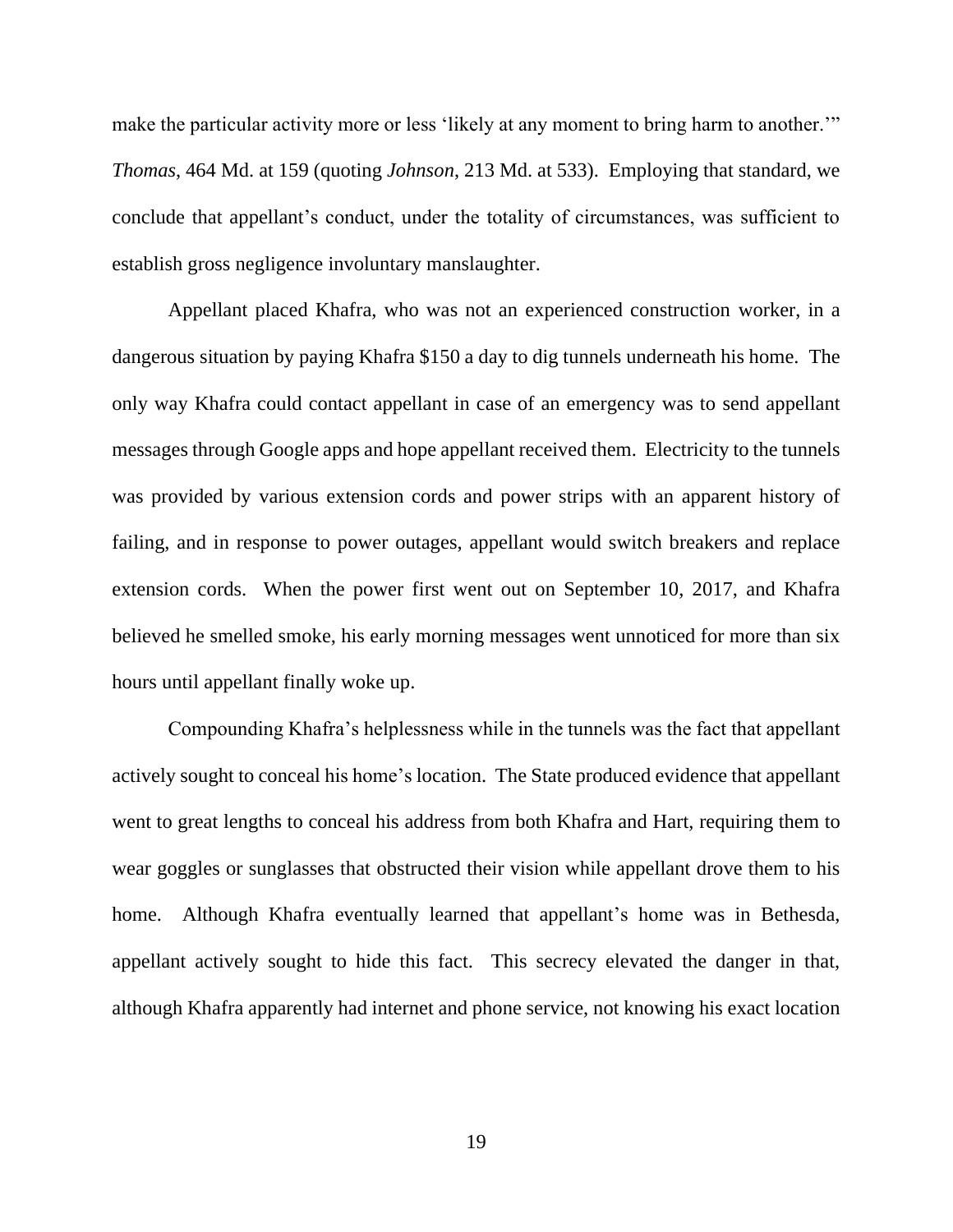make the particular activity more or less 'likely at any moment to bring harm to another.'" *Thomas*, 464 Md. at 159 (quoting *Johnson*, 213 Md. at 533). Employing that standard, we conclude that appellant's conduct, under the totality of circumstances, was sufficient to establish gross negligence involuntary manslaughter.

Appellant placed Khafra, who was not an experienced construction worker, in a dangerous situation by paying Khafra $150 a day to dig tunnels underneath his home. The only way Khafra could contact appellant in case of an emergency was to send appellant messages through Google apps and hope appellant received them. Electricity to the tunnels was provided by various extension cords and power strips with an apparent history of failing, and in response to power outages, appellant would switch breakers and replace extension cords. When the power first went out on September 10, 2017, and Khafra believed he smelled smoke, his early morning messages went unnoticed for more than six hours until appellant finally woke up.

Compounding Khafra's helplessness while in the tunnels was the fact that appellant actively sought to conceal his home's location. The State produced evidence that appellant went to great lengths to conceal his address from both Khafra and Hart, requiring them to wear goggles or sunglasses that obstructed their vision while appellant drove them to his home. Although Khafra eventually learned that appellant's home was in Bethesda, appellant actively sought to hide this fact. This secrecy elevated the danger in that, although Khafra apparently had internet and phone service, not knowing his exact location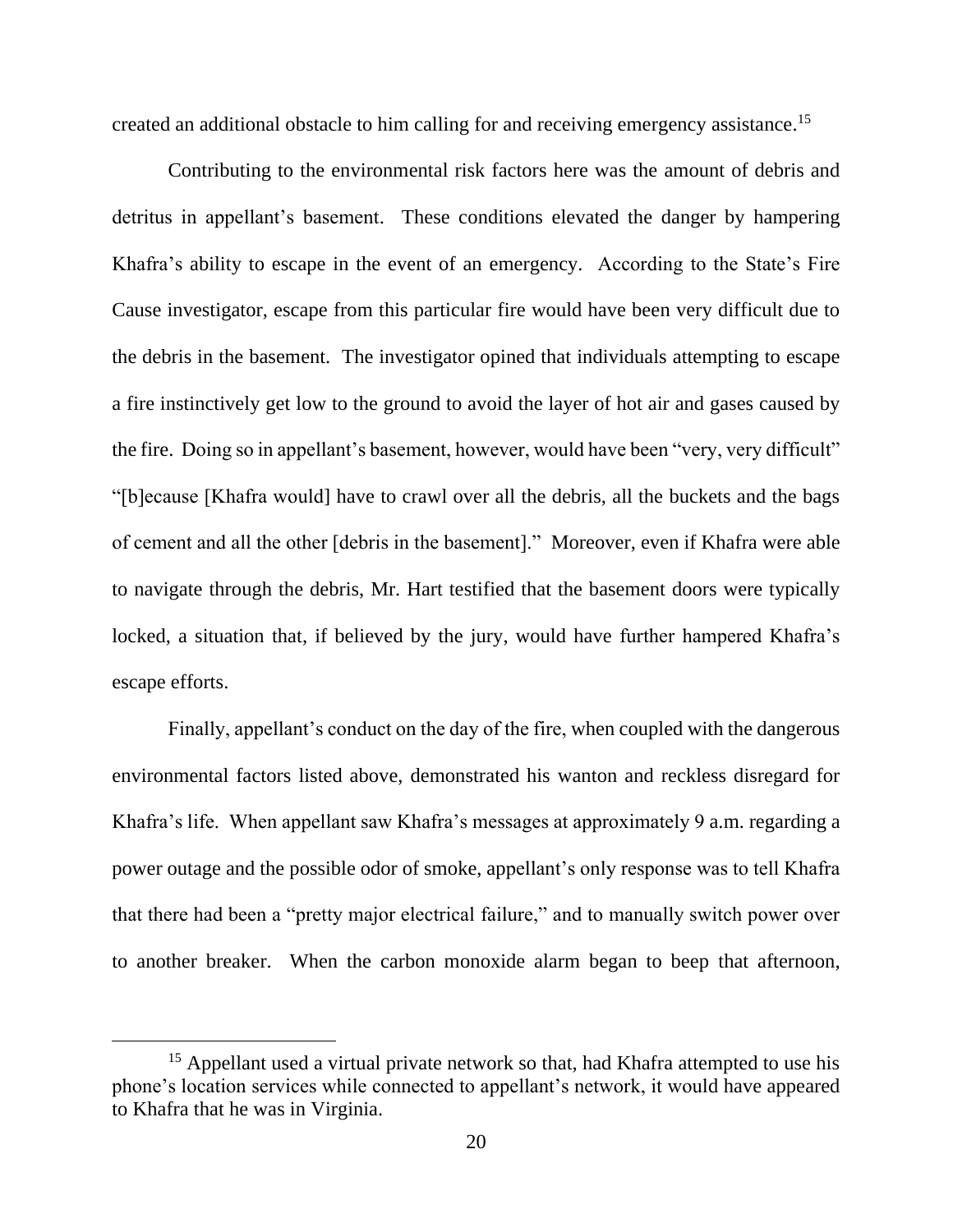created an additional obstacle to him calling for and receiving emergency assistance.[15]

Contributing to the environmental risk factors here was the amount of debris and detritus in appellant's basement. These conditions elevated the danger by hampering Khafra's ability to escape in the event of an emergency. According to the State's Fire Cause investigator, escape from this particular fire would have been very difficult due to the debris in the basement. The investigator opined that individuals attempting to escape a fire instinctively get low to the ground to avoid the layer of hot air and gases caused by the fire. Doing so in appellant's basement, however, would have been "very, very difficult" "[b]ecause [Khafra would] have to crawl over all the debris, all the buckets and the bags of cement and all the other [debris in the basement]." Moreover, even if Khafra were able to navigate through the debris, Mr. Hart testified that the basement doors were typically locked, a situation that, if believed by the jury, would have further hampered Khafra's escape efforts.

Finally, appellant's conduct on the day of the fire, when coupled with the dangerous environmental factors listed above, demonstrated his wanton and reckless disregard for Khafra's life. When appellant saw Khafra's messages at approximately 9 a.m. regarding a power outage and the possible odor of smoke, appellant's only response was to tell Khafra that there had been a "pretty major electrical failure," and to manually switch power over to another breaker. When the carbon monoxide alarm began to beep that afternoon,

---

[15] Appellant used a virtual private network so that, had Khafra attempted to use his phone's location services while connected to appellant's network, it would have appeared to Khafra that he was in Virginia.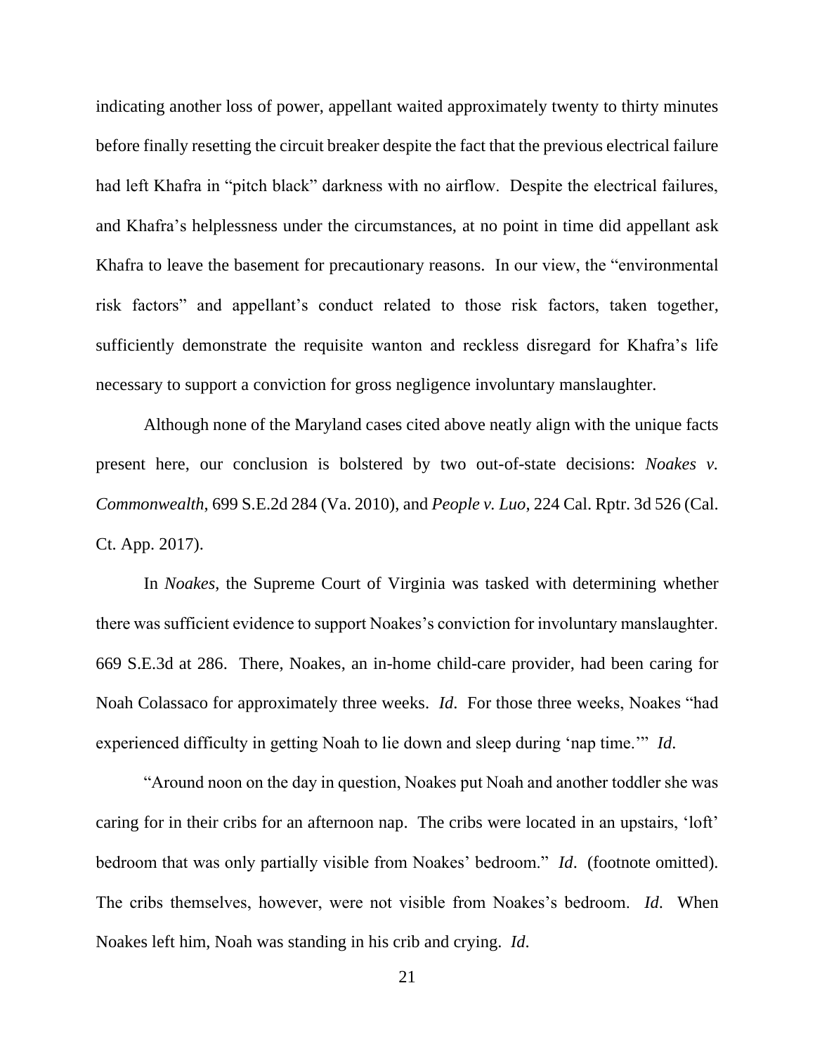indicating another loss of power, appellant waited approximately twenty to thirty minutes before finally resetting the circuit breaker despite the fact that the previous electrical failure had left Khafra in "pitch black" darkness with no airflow. Despite the electrical failures, and Khafra's helplessness under the circumstances, at no point in time did appellant ask Khafra to leave the basement for precautionary reasons. In our view, the "environmental risk factors" and appellant's conduct related to those risk factors, taken together, sufficiently demonstrate the requisite wanton and reckless disregard for Khafra's life necessary to support a conviction for gross negligence involuntary manslaughter.

Although none of the Maryland cases cited above neatly align with the unique facts present here, our conclusion is bolstered by two out-of-state decisions: *Noakes v. Commonwealth*, 699 S.E.2d 284 (Va. 2010), and *People v. Luo*, 224 Cal. Rptr. 3d 526 (Cal. Ct. App. 2017).

In *Noakes*, the Supreme Court of Virginia was tasked with determining whether there was sufficient evidence to support Noakes's conviction for involuntary manslaughter. 669 S.E.3d at 286. There, Noakes, an in-home child-care provider, had been caring for Noah Colassaco for approximately three weeks. *Id*. For those three weeks, Noakes "had experienced difficulty in getting Noah to lie down and sleep during 'nap time.'" *Id*.

"Around noon on the day in question, Noakes put Noah and another toddler she was caring for in their cribs for an afternoon nap. The cribs were located in an upstairs, 'loft' bedroom that was only partially visible from Noakes' bedroom." *Id*. (footnote omitted). The cribs themselves, however, were not visible from Noakes's bedroom. *Id*. When Noakes left him, Noah was standing in his crib and crying. *Id*.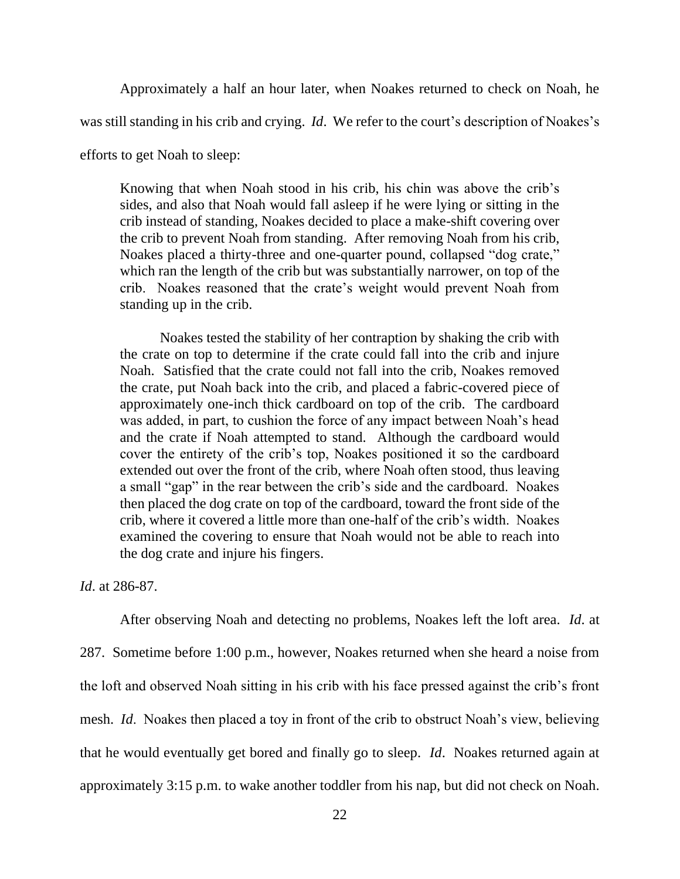Approximately a half an hour later, when Noakes returned to check on Noah, he was still standing in his crib and crying. *Id*. We refer to the court's description of Noakes's efforts to get Noah to sleep:

> Knowing that when Noah stood in his crib, his chin was above the crib's sides, and also that Noah would fall asleep if he were lying or sitting in the crib instead of standing, Noakes decided to place a make-shift covering over the crib to prevent Noah from standing. After removing Noah from his crib, Noakes placed a thirty-three and one-quarter pound, collapsed "dog crate," which ran the length of the crib but was substantially narrower, on top of the crib. Noakes reasoned that the crate's weight would prevent Noah from standing up in the crib.
>
> Noakes tested the stability of her contraption by shaking the crib with the crate on top to determine if the crate could fall into the crib and injure Noah. Satisfied that the crate could not fall into the crib, Noakes removed the crate, put Noah back into the crib, and placed a fabric-covered piece of approximately one-inch thick cardboard on top of the crib. The cardboard was added, in part, to cushion the force of any impact between Noah's head and the crate if Noah attempted to stand. Although the cardboard would cover the entirety of the crib's top, Noakes positioned it so the cardboard extended out over the front of the crib, where Noah often stood, thus leaving a small "gap" in the rear between the crib's side and the cardboard. Noakes then placed the dog crate on top of the cardboard, toward the front side of the crib, where it covered a little more than one-half of the crib's width. Noakes examined the covering to ensure that Noah would not be able to reach into the dog crate and injure his fingers.

*Id*. at 286-87.

After observing Noah and detecting no problems, Noakes left the loft area. *Id*. at 287. Sometime before 1:00 p.m., however, Noakes returned when she heard a noise from the loft and observed Noah sitting in his crib with his face pressed against the crib's front mesh. *Id*. Noakes then placed a toy in front of the crib to obstruct Noah's view, believing that he would eventually get bored and finally go to sleep. *Id*. Noakes returned again at approximately 3:15 p.m. to wake another toddler from his nap, but did not check on Noah.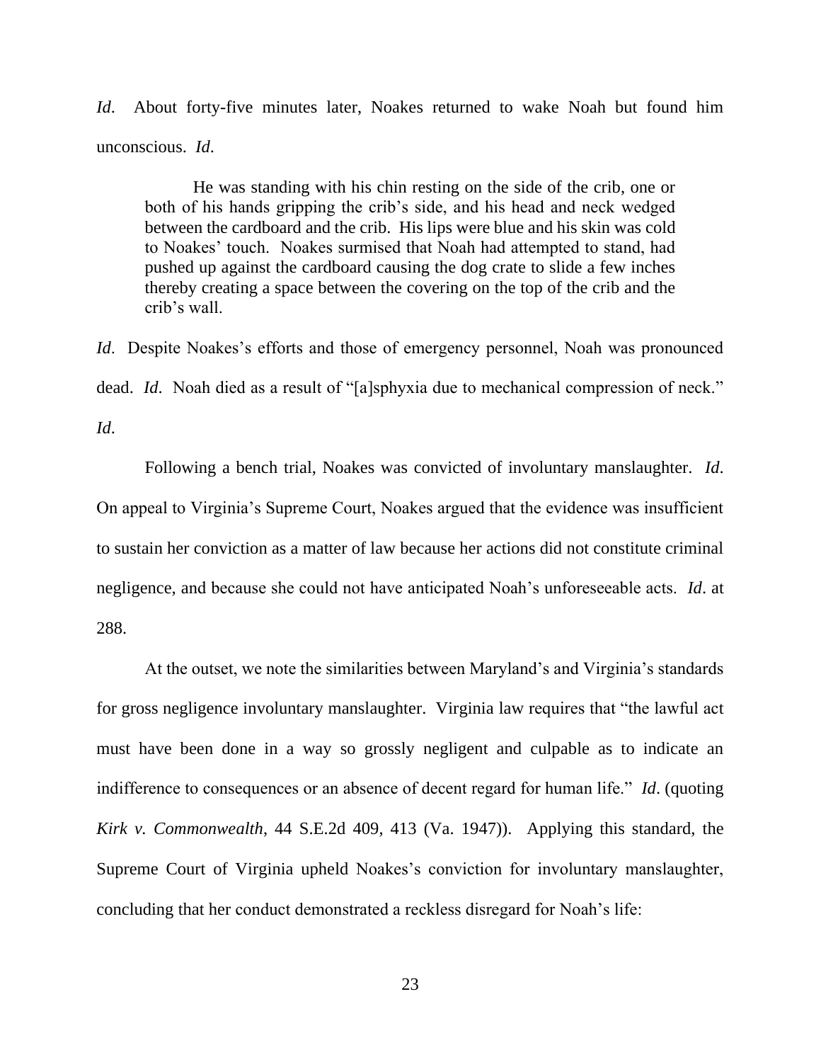*Id*. About forty-five minutes later, Noakes returned to wake Noah but found him unconscious. *Id*.

> He was standing with his chin resting on the side of the crib, one or both of his hands gripping the crib's side, and his head and neck wedged between the cardboard and the crib. His lips were blue and his skin was cold to Noakes' touch. Noakes surmised that Noah had attempted to stand, had pushed up against the cardboard causing the dog crate to slide a few inches thereby creating a space between the covering on the top of the crib and the crib's wall.

*Id*. Despite Noakes's efforts and those of emergency personnel, Noah was pronounced dead. *Id*. Noah died as a result of "[a]sphyxia due to mechanical compression of neck." *Id*.

Following a bench trial, Noakes was convicted of involuntary manslaughter. *Id*. On appeal to Virginia's Supreme Court, Noakes argued that the evidence was insufficient to sustain her conviction as a matter of law because her actions did not constitute criminal negligence, and because she could not have anticipated Noah's unforeseeable acts. *Id*. at 288.

At the outset, we note the similarities between Maryland's and Virginia's standards for gross negligence involuntary manslaughter. Virginia law requires that "the lawful act must have been done in a way so grossly negligent and culpable as to indicate an indifference to consequences or an absence of decent regard for human life." *Id*. (quoting *Kirk v. Commonwealth*, 44 S.E.2d 409, 413 (Va. 1947)). Applying this standard, the Supreme Court of Virginia upheld Noakes's conviction for involuntary manslaughter, concluding that her conduct demonstrated a reckless disregard for Noah's life: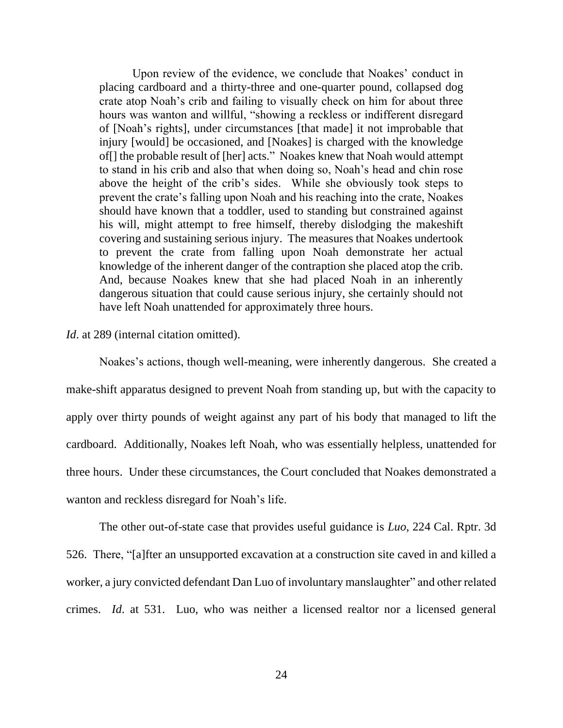> Upon review of the evidence, we conclude that Noakes' conduct in placing cardboard and a thirty-three and one-quarter pound, collapsed dog crate atop Noah's crib and failing to visually check on him for about three hours was wanton and willful, "showing a reckless or indifferent disregard of [Noah's rights], under circumstances [that made] it not improbable that injury [would] be occasioned, and [Noakes] is charged with the knowledge of[] the probable result of [her] acts." Noakes knew that Noah would attempt to stand in his crib and also that when doing so, Noah's head and chin rose above the height of the crib's sides. While she obviously took steps to prevent the crate's falling upon Noah and his reaching into the crate, Noakes should have known that a toddler, used to standing but constrained against his will, might attempt to free himself, thereby dislodging the makeshift covering and sustaining serious injury. The measures that Noakes undertook to prevent the crate from falling upon Noah demonstrate her actual knowledge of the inherent danger of the contraption she placed atop the crib. And, because Noakes knew that she had placed Noah in an inherently dangerous situation that could cause serious injury, she certainly should not have left Noah unattended for approximately three hours.

*Id*. at 289 (internal citation omitted).

Noakes's actions, though well-meaning, were inherently dangerous. She created a make-shift apparatus designed to prevent Noah from standing up, but with the capacity to apply over thirty pounds of weight against any part of his body that managed to lift the cardboard. Additionally, Noakes left Noah, who was essentially helpless, unattended for three hours. Under these circumstances, the Court concluded that Noakes demonstrated a wanton and reckless disregard for Noah's life.

The other out-of-state case that provides useful guidance is *Luo*, 224 Cal. Rptr. 3d 526. There, "[a]fter an unsupported excavation at a construction site caved in and killed a worker, a jury convicted defendant Dan Luo of involuntary manslaughter" and other related crimes. *Id*. at 531. Luo, who was neither a licensed realtor nor a licensed general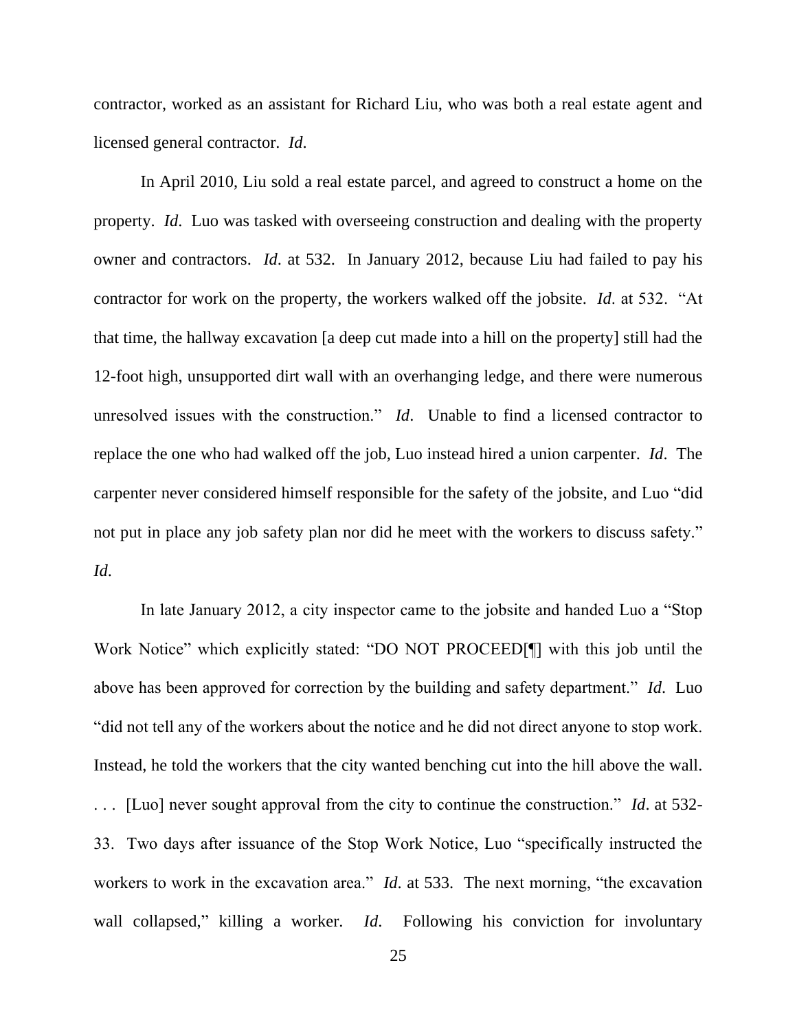contractor, worked as an assistant for Richard Liu, who was both a real estate agent and licensed general contractor. *Id*.

In April 2010, Liu sold a real estate parcel, and agreed to construct a home on the property. *Id*. Luo was tasked with overseeing construction and dealing with the property owner and contractors. *Id*. at 532. In January 2012, because Liu had failed to pay his contractor for work on the property, the workers walked off the jobsite. *Id*. at 532. "At that time, the hallway excavation [a deep cut made into a hill on the property] still had the 12-foot high, unsupported dirt wall with an overhanging ledge, and there were numerous unresolved issues with the construction." *Id*. Unable to find a licensed contractor to replace the one who had walked off the job, Luo instead hired a union carpenter. *Id*. The carpenter never considered himself responsible for the safety of the jobsite, and Luo "did not put in place any job safety plan nor did he meet with the workers to discuss safety." *Id*.

In late January 2012, a city inspector came to the jobsite and handed Luo a "Stop Work Notice" which explicitly stated: "DO NOT PROCEED[¶] with this job until the above has been approved for correction by the building and safety department." *Id*. Luo "did not tell any of the workers about the notice and he did not direct anyone to stop work. Instead, he told the workers that the city wanted benching cut into the hill above the wall. . . . [Luo] never sought approval from the city to continue the construction." *Id*. at 532-33. Two days after issuance of the Stop Work Notice, Luo "specifically instructed the workers to work in the excavation area." *Id*. at 533. The next morning, "the excavation wall collapsed," killing a worker. *Id*. Following his conviction for involuntary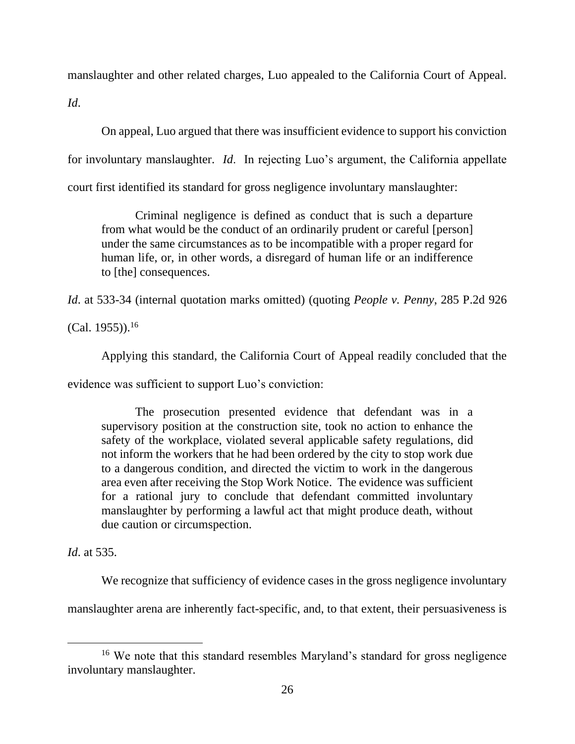manslaughter and other related charges, Luo appealed to the California Court of Appeal. *Id*.

On appeal, Luo argued that there was insufficient evidence to support his conviction for involuntary manslaughter. *Id*. In rejecting Luo's argument, the California appellate court first identified its standard for gross negligence involuntary manslaughter:

> Criminal negligence is defined as conduct that is such a departure from what would be the conduct of an ordinarily prudent or careful [person] under the same circumstances as to be incompatible with a proper regard for human life, or, in other words, a disregard of human life or an indifference to [the] consequences.

*Id*. at 533-34 (internal quotation marks omitted) (quoting *People v. Penny*, 285 P.2d 926 (Cal. 1955)).[16]

Applying this standard, the California Court of Appeal readily concluded that the evidence was sufficient to support Luo's conviction:

> The prosecution presented evidence that defendant was in a supervisory position at the construction site, took no action to enhance the safety of the workplace, violated several applicable safety regulations, did not inform the workers that he had been ordered by the city to stop work due to a dangerous condition, and directed the victim to work in the dangerous area even after receiving the Stop Work Notice. The evidence was sufficient for a rational jury to conclude that defendant committed involuntary manslaughter by performing a lawful act that might produce death, without due caution or circumspection.

*Id*. at 535.

We recognize that sufficiency of evidence cases in the gross negligence involuntary manslaughter arena are inherently fact-specific, and, to that extent, their persuasiveness is

[16] We note that this standard resembles Maryland's standard for gross negligence involuntary manslaughter.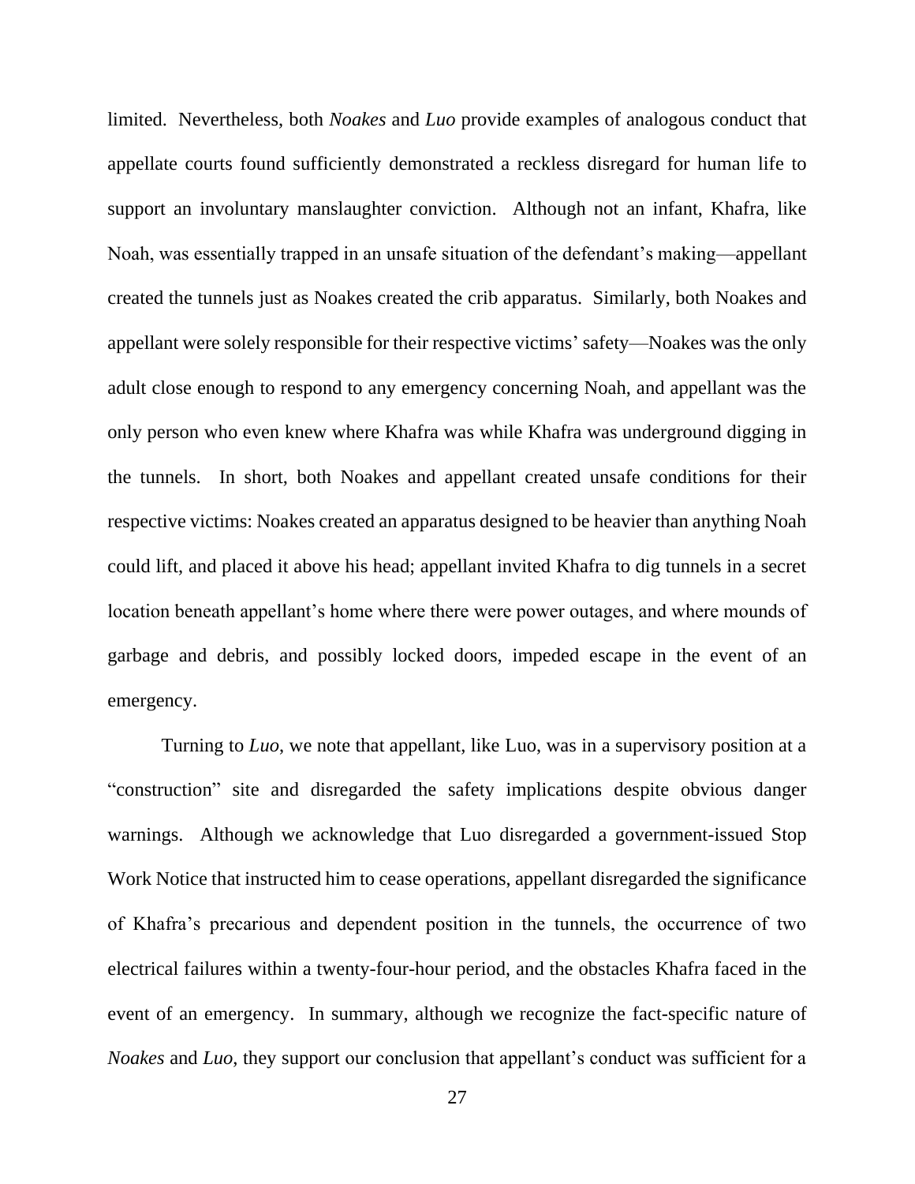limited. Nevertheless, both *Noakes* and *Luo* provide examples of analogous conduct that appellate courts found sufficiently demonstrated a reckless disregard for human life to support an involuntary manslaughter conviction. Although not an infant, Khafra, like Noah, was essentially trapped in an unsafe situation of the defendant's making—appellant created the tunnels just as Noakes created the crib apparatus. Similarly, both Noakes and appellant were solely responsible for their respective victims' safety—Noakes was the only adult close enough to respond to any emergency concerning Noah, and appellant was the only person who even knew where Khafra was while Khafra was underground digging in the tunnels. In short, both Noakes and appellant created unsafe conditions for their respective victims: Noakes created an apparatus designed to be heavier than anything Noah could lift, and placed it above his head; appellant invited Khafra to dig tunnels in a secret location beneath appellant's home where there were power outages, and where mounds of garbage and debris, and possibly locked doors, impeded escape in the event of an emergency.

Turning to *Luo*, we note that appellant, like Luo, was in a supervisory position at a "construction" site and disregarded the safety implications despite obvious danger warnings. Although we acknowledge that Luo disregarded a government-issued Stop Work Notice that instructed him to cease operations, appellant disregarded the significance of Khafra's precarious and dependent position in the tunnels, the occurrence of two electrical failures within a twenty-four-hour period, and the obstacles Khafra faced in the event of an emergency. In summary, although we recognize the fact-specific nature of *Noakes* and *Luo*, they support our conclusion that appellant's conduct was sufficient for a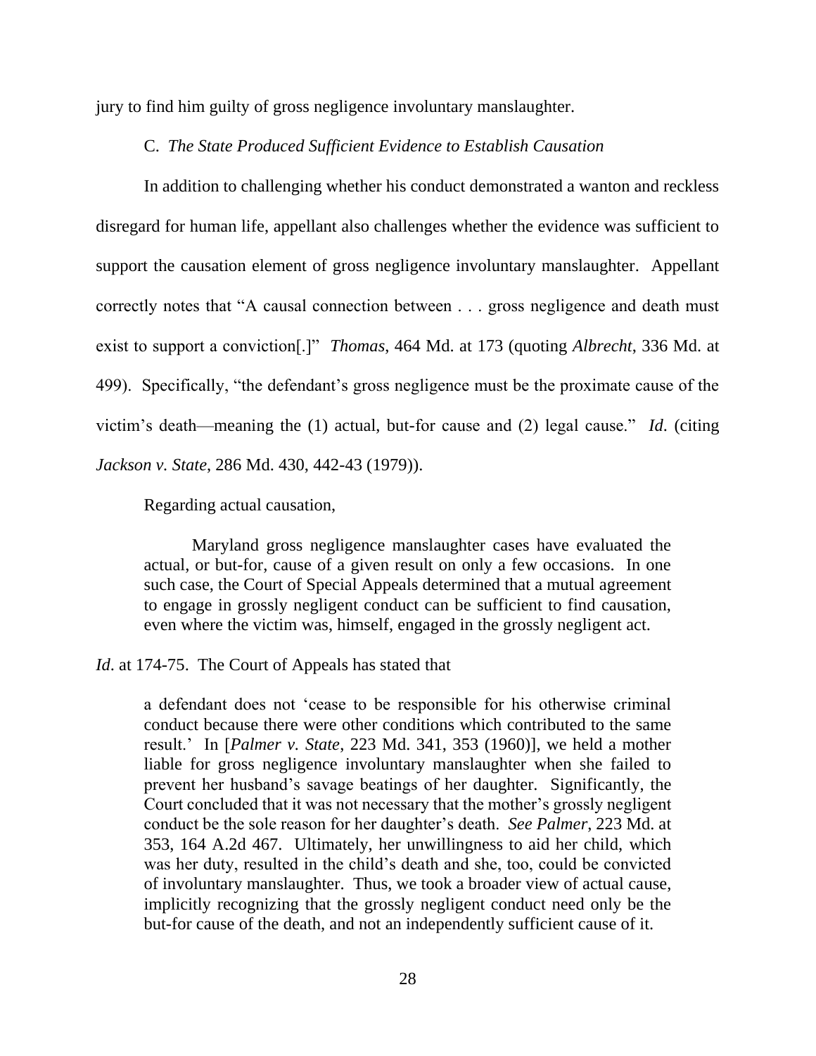jury to find him guilty of gross negligence involuntary manslaughter.

### C. *The State Produced Sufficient Evidence to Establish Causation*

In addition to challenging whether his conduct demonstrated a wanton and reckless disregard for human life, appellant also challenges whether the evidence was sufficient to support the causation element of gross negligence involuntary manslaughter. Appellant correctly notes that "A causal connection between . . . gross negligence and death must exist to support a conviction[.]" *Thomas*, 464 Md. at 173 (quoting *Albrecht*, 336 Md. at 499). Specifically, "the defendant's gross negligence must be the proximate cause of the victim's death—meaning the (1) actual, but-for cause and (2) legal cause." *Id*. (citing *Jackson v. State*, 286 Md. 430, 442-43 (1979)).

Regarding actual causation,

> Maryland gross negligence manslaughter cases have evaluated the actual, or but-for, cause of a given result on only a few occasions. In one such case, the Court of Special Appeals determined that a mutual agreement to engage in grossly negligent conduct can be sufficient to find causation, even where the victim was, himself, engaged in the grossly negligent act.

*Id*. at 174-75. The Court of Appeals has stated that

> a defendant does not 'cease to be responsible for his otherwise criminal conduct because there were other conditions which contributed to the same result.' In [*Palmer v. State*, 223 Md. 341, 353 (1960)], we held a mother liable for gross negligence involuntary manslaughter when she failed to prevent her husband's savage beatings of her daughter. Significantly, the Court concluded that it was not necessary that the mother's grossly negligent conduct be the sole reason for her daughter's death. *See Palmer*, 223 Md. at 353, 164 A.2d 467. Ultimately, her unwillingness to aid her child, which was her duty, resulted in the child's death and she, too, could be convicted of involuntary manslaughter. Thus, we took a broader view of actual cause, implicitly recognizing that the grossly negligent conduct need only be the but-for cause of the death, and not an independently sufficient cause of it.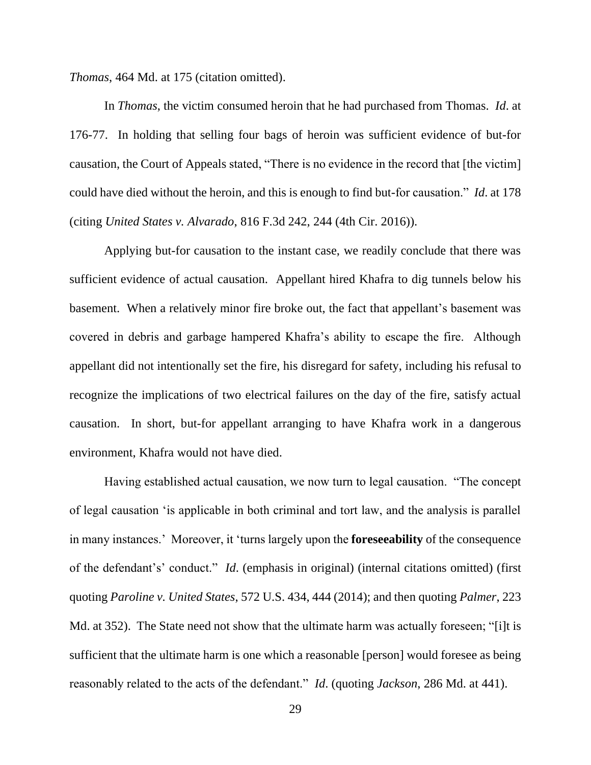*Thomas*, 464 Md. at 175 (citation omitted).

In *Thomas*, the victim consumed heroin that he had purchased from Thomas. *Id*. at 176-77. In holding that selling four bags of heroin was sufficient evidence of but-for causation, the Court of Appeals stated, "There is no evidence in the record that [the victim] could have died without the heroin, and this is enough to find but-for causation." *Id*. at 178 (citing *United States v. Alvarado*, 816 F.3d 242, 244 (4th Cir. 2016)).

Applying but-for causation to the instant case, we readily conclude that there was sufficient evidence of actual causation. Appellant hired Khafra to dig tunnels below his basement. When a relatively minor fire broke out, the fact that appellant's basement was covered in debris and garbage hampered Khafra's ability to escape the fire. Although appellant did not intentionally set the fire, his disregard for safety, including his refusal to recognize the implications of two electrical failures on the day of the fire, satisfy actual causation. In short, but-for appellant arranging to have Khafra work in a dangerous environment, Khafra would not have died.

Having established actual causation, we now turn to legal causation. "The concept of legal causation 'is applicable in both criminal and tort law, and the analysis is parallel in many instances.' Moreover, it 'turns largely upon the **foreseeability** of the consequence of the defendant's' conduct." *Id*. (emphasis in original) (internal citations omitted) (first quoting *Paroline v. United States*, 572 U.S. 434, 444 (2014); and then quoting *Palmer*, 223 Md. at 352). The State need not show that the ultimate harm was actually foreseen; "[i]t is sufficient that the ultimate harm is one which a reasonable [person] would foresee as being reasonably related to the acts of the defendant." *Id*. (quoting *Jackson*, 286 Md. at 441).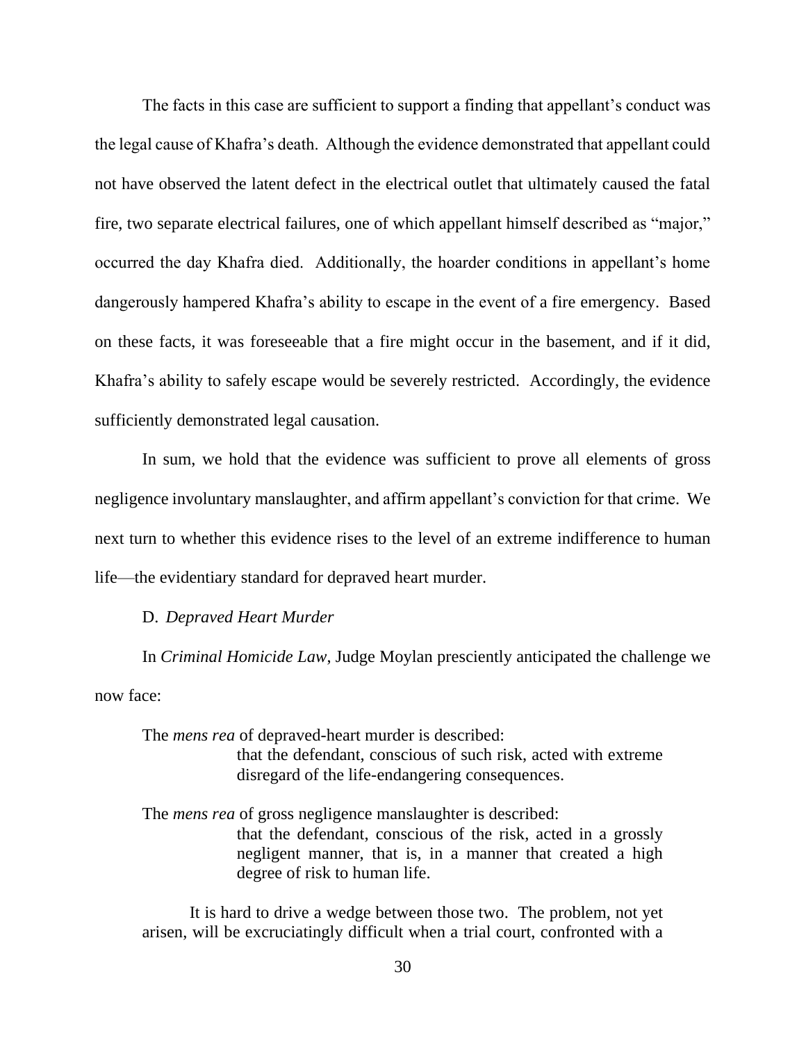The facts in this case are sufficient to support a finding that appellant's conduct was the legal cause of Khafra's death. Although the evidence demonstrated that appellant could not have observed the latent defect in the electrical outlet that ultimately caused the fatal fire, two separate electrical failures, one of which appellant himself described as "major," occurred the day Khafra died. Additionally, the hoarder conditions in appellant's home dangerously hampered Khafra's ability to escape in the event of a fire emergency. Based on these facts, it was foreseeable that a fire might occur in the basement, and if it did, Khafra's ability to safely escape would be severely restricted. Accordingly, the evidence sufficiently demonstrated legal causation.

In sum, we hold that the evidence was sufficient to prove all elements of gross negligence involuntary manslaughter, and affirm appellant's conviction for that crime. We next turn to whether this evidence rises to the level of an extreme indifference to human life—the evidentiary standard for depraved heart murder.

D. *Depraved Heart Murder*

In *Criminal Homicide Law*, Judge Moylan presciently anticipated the challenge we now face:

> The *mens rea* of depraved-heart murder is described:
>
> > that the defendant, conscious of such risk, acted with extreme disregard of the life-endangering consequences.
>
> The *mens rea* of gross negligence manslaughter is described:
>
> > that the defendant, conscious of the risk, acted in a grossly negligent manner, that is, in a manner that created a high degree of risk to human life.
>
> It is hard to drive a wedge between those two. The problem, not yet arisen, will be excruciatingly difficult when a trial court, confronted with a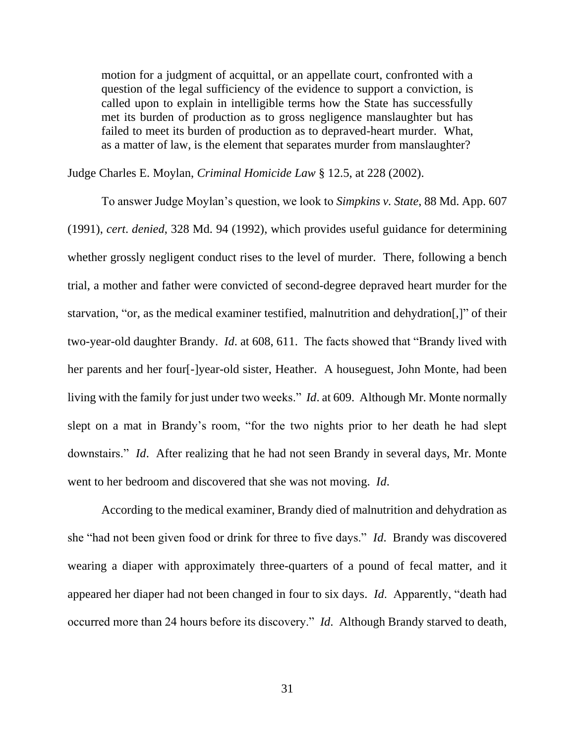> motion for a judgment of acquittal, or an appellate court, confronted with a question of the legal sufficiency of the evidence to support a conviction, is called upon to explain in intelligible terms how the State has successfully met its burden of production as to gross negligence manslaughter but has failed to meet its burden of production as to depraved-heart murder. What, as a matter of law, is the element that separates murder from manslaughter?

Judge Charles E. Moylan, *Criminal Homicide Law* § 12.5, at 228 (2002).

To answer Judge Moylan's question, we look to *Simpkins v. State*, 88 Md. App. 607 (1991), *cert. denied*, 328 Md. 94 (1992), which provides useful guidance for determining whether grossly negligent conduct rises to the level of murder. There, following a bench trial, a mother and father were convicted of second-degree depraved heart murder for the starvation, "or, as the medical examiner testified, malnutrition and dehydration[,]" of their two-year-old daughter Brandy. *Id*. at 608, 611. The facts showed that "Brandy lived with her parents and her four[-]year-old sister, Heather. A houseguest, John Monte, had been living with the family for just under two weeks." *Id*. at 609. Although Mr. Monte normally slept on a mat in Brandy's room, "for the two nights prior to her death he had slept downstairs." *Id*. After realizing that he had not seen Brandy in several days, Mr. Monte went to her bedroom and discovered that she was not moving. *Id*.

According to the medical examiner, Brandy died of malnutrition and dehydration as she "had not been given food or drink for three to five days." *Id*. Brandy was discovered wearing a diaper with approximately three-quarters of a pound of fecal matter, and it appeared her diaper had not been changed in four to six days. *Id*. Apparently, "death had occurred more than 24 hours before its discovery." *Id*. Although Brandy starved to death,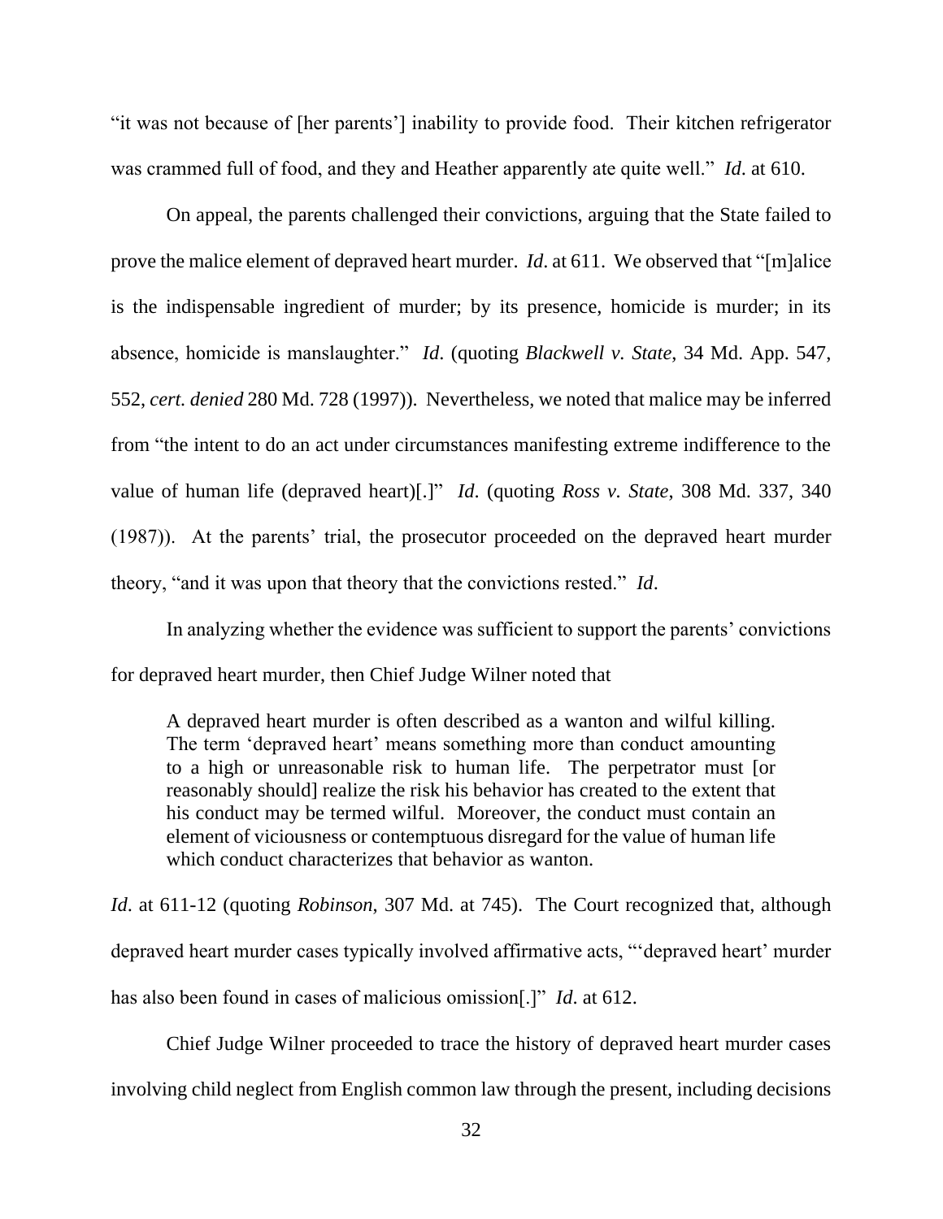"it was not because of [her parents'] inability to provide food. Their kitchen refrigerator was crammed full of food, and they and Heather apparently ate quite well." *Id*. at 610.

On appeal, the parents challenged their convictions, arguing that the State failed to prove the malice element of depraved heart murder. *Id*. at 611. We observed that "[m]alice is the indispensable ingredient of murder; by its presence, homicide is murder; in its absence, homicide is manslaughter." *Id*. (quoting *Blackwell v. State*, 34 Md. App. 547, 552, *cert. denied* 280 Md. 728 (1997)). Nevertheless, we noted that malice may be inferred from "the intent to do an act under circumstances manifesting extreme indifference to the value of human life (depraved heart)[.]" *Id*. (quoting *Ross v. State*, 308 Md. 337, 340 (1987)). At the parents' trial, the prosecutor proceeded on the depraved heart murder theory, "and it was upon that theory that the convictions rested." *Id*.

In analyzing whether the evidence was sufficient to support the parents' convictions for depraved heart murder, then Chief Judge Wilner noted that

> A depraved heart murder is often described as a wanton and wilful killing. The term 'depraved heart' means something more than conduct amounting to a high or unreasonable risk to human life. The perpetrator must [or reasonably should] realize the risk his behavior has created to the extent that his conduct may be termed wilful. Moreover, the conduct must contain an element of viciousness or contemptuous disregard for the value of human life which conduct characterizes that behavior as wanton.

*Id*. at 611-12 (quoting *Robinson*, 307 Md. at 745). The Court recognized that, although depraved heart murder cases typically involved affirmative acts, "'depraved heart' murder has also been found in cases of malicious omission[.]" *Id*. at 612.

Chief Judge Wilner proceeded to trace the history of depraved heart murder cases involving child neglect from English common law through the present, including decisions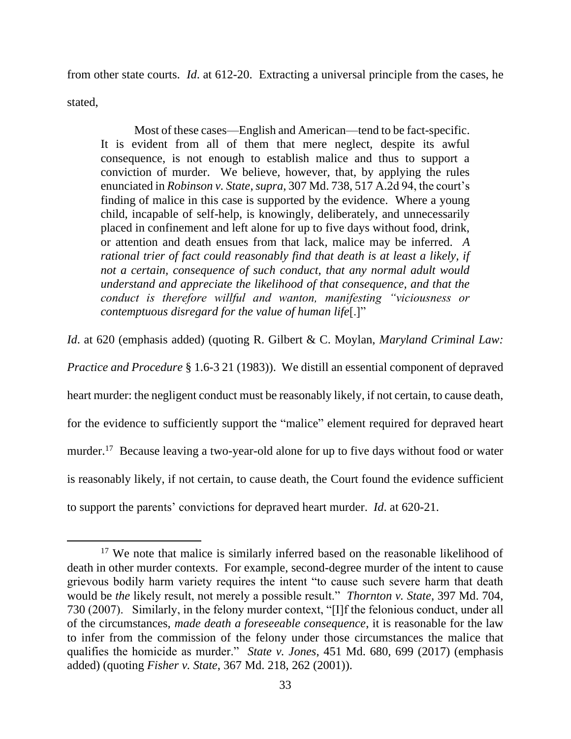from other state courts. *Id*. at 612-20. Extracting a universal principle from the cases, he stated,

> Most of these cases—English and American—tend to be fact-specific. It is evident from all of them that mere neglect, despite its awful consequence, is not enough to establish malice and thus to support a conviction of murder. We believe, however, that, by applying the rules enunciated in *Robinson v. State*, *supra*, 307 Md. 738, 517 A.2d 94, the court's finding of malice in this case is supported by the evidence. Where a young child, incapable of self-help, is knowingly, deliberately, and unnecessarily placed in confinement and left alone for up to five days without food, drink, or attention and death ensues from that lack, malice may be inferred. *A rational trier of fact could reasonably find that death is at least a likely, if not a certain, consequence of such conduct, that any normal adult would understand and appreciate the likelihood of that consequence, and that the conduct is therefore willful and wanton, manifesting "viciousness or contemptuous disregard for the value of human life*[.]"

*Id*. at 620 (emphasis added) (quoting R. Gilbert & C. Moylan, *Maryland Criminal Law: Practice and Procedure* § 1.6-3 21 (1983)). We distill an essential component of depraved heart murder: the negligent conduct must be reasonably likely, if not certain, to cause death, for the evidence to sufficiently support the "malice" element required for depraved heart murder.[17] Because leaving a two-year-old alone for up to five days without food or water is reasonably likely, if not certain, to cause death, the Court found the evidence sufficient to support the parents' convictions for depraved heart murder. *Id*. at 620-21.

---

[17] We note that malice is similarly inferred based on the reasonable likelihood of death in other murder contexts. For example, second-degree murder of the intent to cause grievous bodily harm variety requires the intent "to cause such severe harm that death would be *the* likely result, not merely a possible result." *Thornton v. State*, 397 Md. 704, 730 (2007). Similarly, in the felony murder context, "[I]f the felonious conduct, under all of the circumstances, *made death a foreseeable consequence*, it is reasonable for the law to infer from the commission of the felony under those circumstances the malice that qualifies the homicide as murder." *State v. Jones*, 451 Md. 680, 699 (2017) (emphasis added) (quoting *Fisher v. State*, 367 Md. 218, 262 (2001)).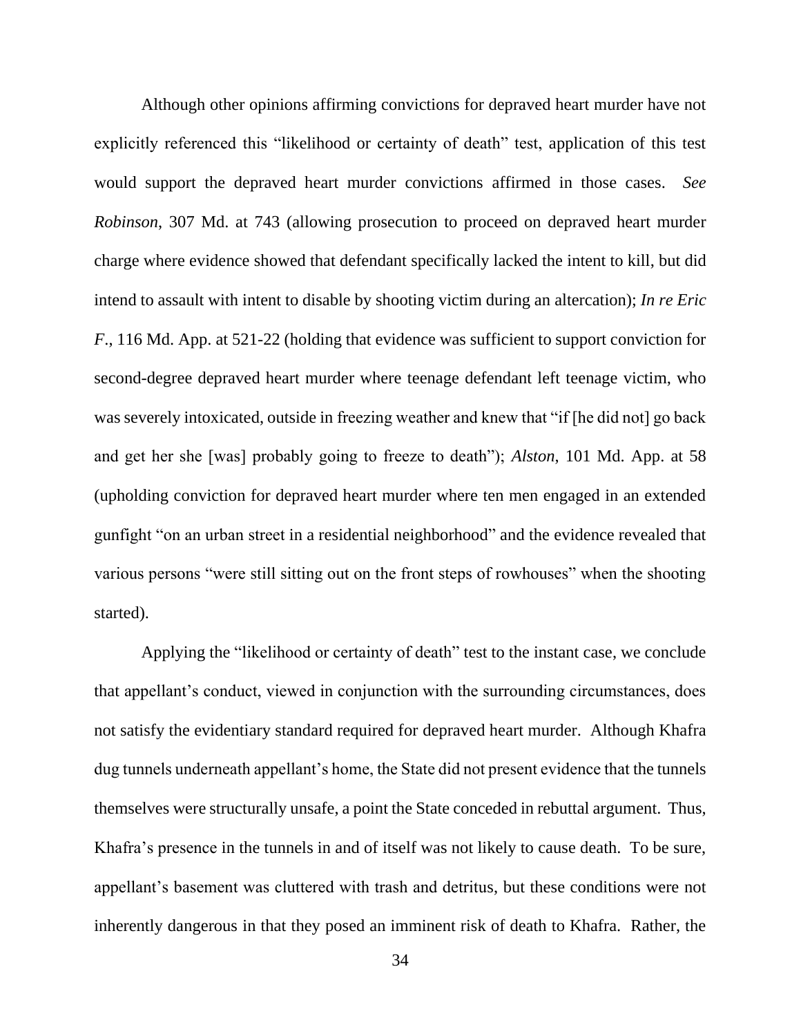Although other opinions affirming convictions for depraved heart murder have not explicitly referenced this "likelihood or certainty of death" test, application of this test would support the depraved heart murder convictions affirmed in those cases. *See Robinson*, 307 Md. at 743 (allowing prosecution to proceed on depraved heart murder charge where evidence showed that defendant specifically lacked the intent to kill, but did intend to assault with intent to disable by shooting victim during an altercation); *In re Eric F*., 116 Md. App. at 521-22 (holding that evidence was sufficient to support conviction for second-degree depraved heart murder where teenage defendant left teenage victim, who was severely intoxicated, outside in freezing weather and knew that "if [he did not] go back and get her she [was] probably going to freeze to death"); *Alston*, 101 Md. App. at 58 (upholding conviction for depraved heart murder where ten men engaged in an extended gunfight "on an urban street in a residential neighborhood" and the evidence revealed that various persons "were still sitting out on the front steps of rowhouses" when the shooting started).

Applying the "likelihood or certainty of death" test to the instant case, we conclude that appellant's conduct, viewed in conjunction with the surrounding circumstances, does not satisfy the evidentiary standard required for depraved heart murder. Although Khafra dug tunnels underneath appellant's home, the State did not present evidence that the tunnels themselves were structurally unsafe, a point the State conceded in rebuttal argument. Thus, Khafra's presence in the tunnels in and of itself was not likely to cause death. To be sure, appellant's basement was cluttered with trash and detritus, but these conditions were not inherently dangerous in that they posed an imminent risk of death to Khafra. Rather, the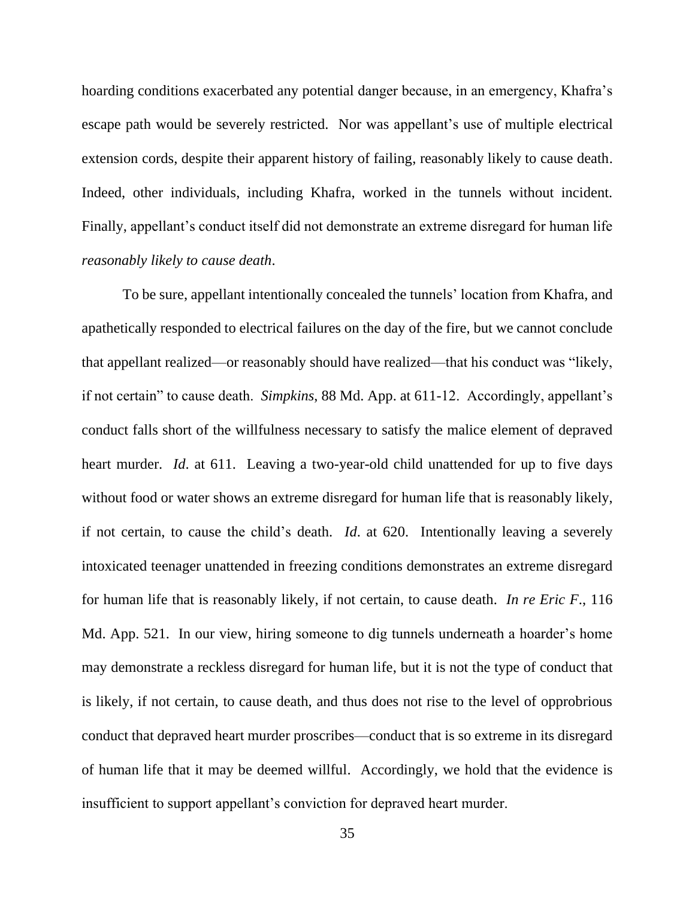hoarding conditions exacerbated any potential danger because, in an emergency, Khafra's escape path would be severely restricted. Nor was appellant's use of multiple electrical extension cords, despite their apparent history of failing, reasonably likely to cause death. Indeed, other individuals, including Khafra, worked in the tunnels without incident. Finally, appellant's conduct itself did not demonstrate an extreme disregard for human life *reasonably likely to cause death*.

To be sure, appellant intentionally concealed the tunnels' location from Khafra, and apathetically responded to electrical failures on the day of the fire, but we cannot conclude that appellant realized—or reasonably should have realized—that his conduct was "likely, if not certain" to cause death. *Simpkins*, 88 Md. App. at 611-12. Accordingly, appellant's conduct falls short of the willfulness necessary to satisfy the malice element of depraved heart murder. *Id*. at 611. Leaving a two-year-old child unattended for up to five days without food or water shows an extreme disregard for human life that is reasonably likely, if not certain, to cause the child's death. *Id*. at 620. Intentionally leaving a severely intoxicated teenager unattended in freezing conditions demonstrates an extreme disregard for human life that is reasonably likely, if not certain, to cause death. *In re Eric F.*, 116 Md. App. 521. In our view, hiring someone to dig tunnels underneath a hoarder's home may demonstrate a reckless disregard for human life, but it is not the type of conduct that is likely, if not certain, to cause death, and thus does not rise to the level of opprobrious conduct that depraved heart murder proscribes—conduct that is so extreme in its disregard of human life that it may be deemed willful. Accordingly, we hold that the evidence is insufficient to support appellant's conviction for depraved heart murder.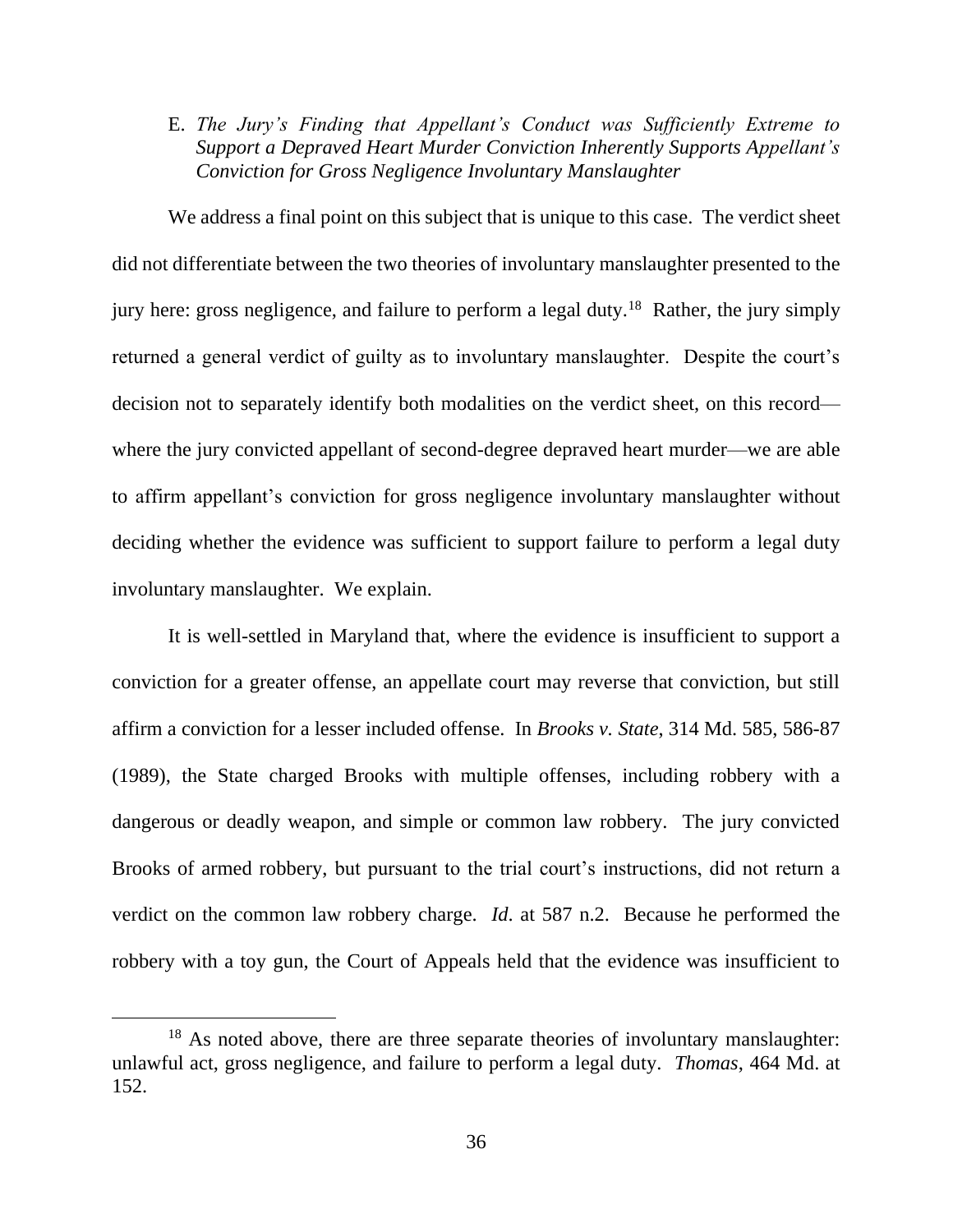E. *The Jury's Finding that Appellant's Conduct was Sufficiently Extreme to Support a Depraved Heart Murder Conviction Inherently Supports Appellant's Conviction for Gross Negligence Involuntary Manslaughter*

We address a final point on this subject that is unique to this case. The verdict sheet did not differentiate between the two theories of involuntary manslaughter presented to the jury here: gross negligence, and failure to perform a legal duty.[18] Rather, the jury simply returned a general verdict of guilty as to involuntary manslaughter. Despite the court's decision not to separately identify both modalities on the verdict sheet, on this record—where the jury convicted appellant of second-degree depraved heart murder—we are able to affirm appellant's conviction for gross negligence involuntary manslaughter without deciding whether the evidence was sufficient to support failure to perform a legal duty involuntary manslaughter. We explain.

It is well-settled in Maryland that, where the evidence is insufficient to support a conviction for a greater offense, an appellate court may reverse that conviction, but still affirm a conviction for a lesser included offense. In *Brooks v. State*, 314 Md. 585, 586-87 (1989), the State charged Brooks with multiple offenses, including robbery with a dangerous or deadly weapon, and simple or common law robbery. The jury convicted Brooks of armed robbery, but pursuant to the trial court's instructions, did not return a verdict on the common law robbery charge. *Id.* at 587 n.2. Because he performed the robbery with a toy gun, the Court of Appeals held that the evidence was insufficient to

[18] As noted above, there are three separate theories of involuntary manslaughter: unlawful act, gross negligence, and failure to perform a legal duty. *Thomas*, 464 Md. at 152.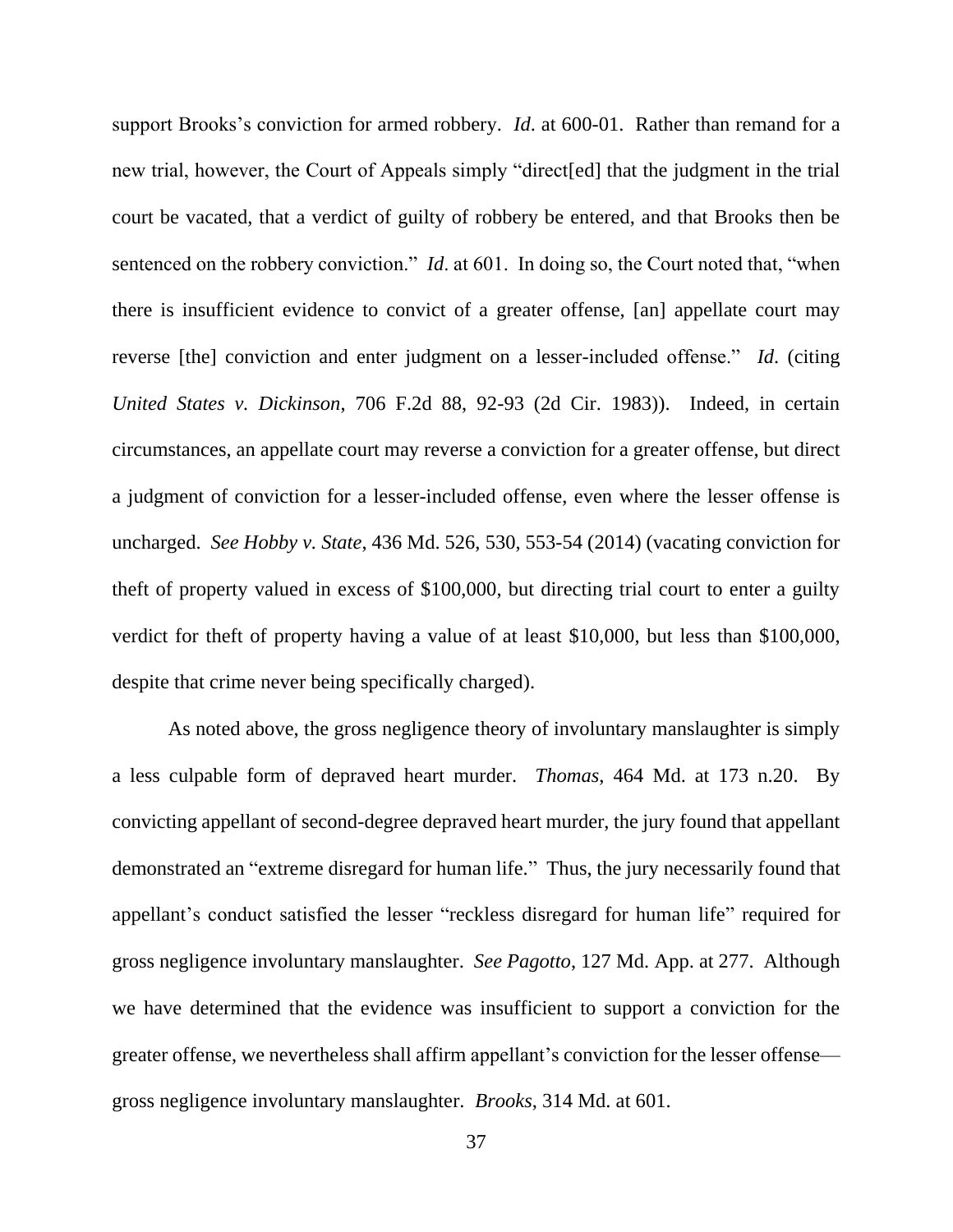support Brooks's conviction for armed robbery. *Id*. at 600-01. Rather than remand for a new trial, however, the Court of Appeals simply "direct[ed] that the judgment in the trial court be vacated, that a verdict of guilty of robbery be entered, and that Brooks then be sentenced on the robbery conviction." *Id*. at 601. In doing so, the Court noted that, "when there is insufficient evidence to convict of a greater offense, [an] appellate court may reverse [the] conviction and enter judgment on a lesser-included offense." *Id*. (citing *United States v. Dickinson*, 706 F.2d 88, 92-93 (2d Cir. 1983)). Indeed, in certain circumstances, an appellate court may reverse a conviction for a greater offense, but direct a judgment of conviction for a lesser-included offense, even where the lesser offense is uncharged. *See Hobby v. State*, 436 Md. 526, 530, 553-54 (2014) (vacating conviction for theft of property valued in excess of $100,000, but directing trial court to enter a guilty verdict for theft of property having a value of at least $10,000, but less than $100,000, despite that crime never being specifically charged).

As noted above, the gross negligence theory of involuntary manslaughter is simply a less culpable form of depraved heart murder. *Thomas*, 464 Md. at 173 n.20. By convicting appellant of second-degree depraved heart murder, the jury found that appellant demonstrated an "extreme disregard for human life." Thus, the jury necessarily found that appellant's conduct satisfied the lesser "reckless disregard for human life" required for gross negligence involuntary manslaughter. *See Pagotto*, 127 Md. App. at 277. Although we have determined that the evidence was insufficient to support a conviction for the greater offense, we nevertheless shall affirm appellant's conviction for the lesser offense—gross negligence involuntary manslaughter. *Brooks*, 314 Md. at 601.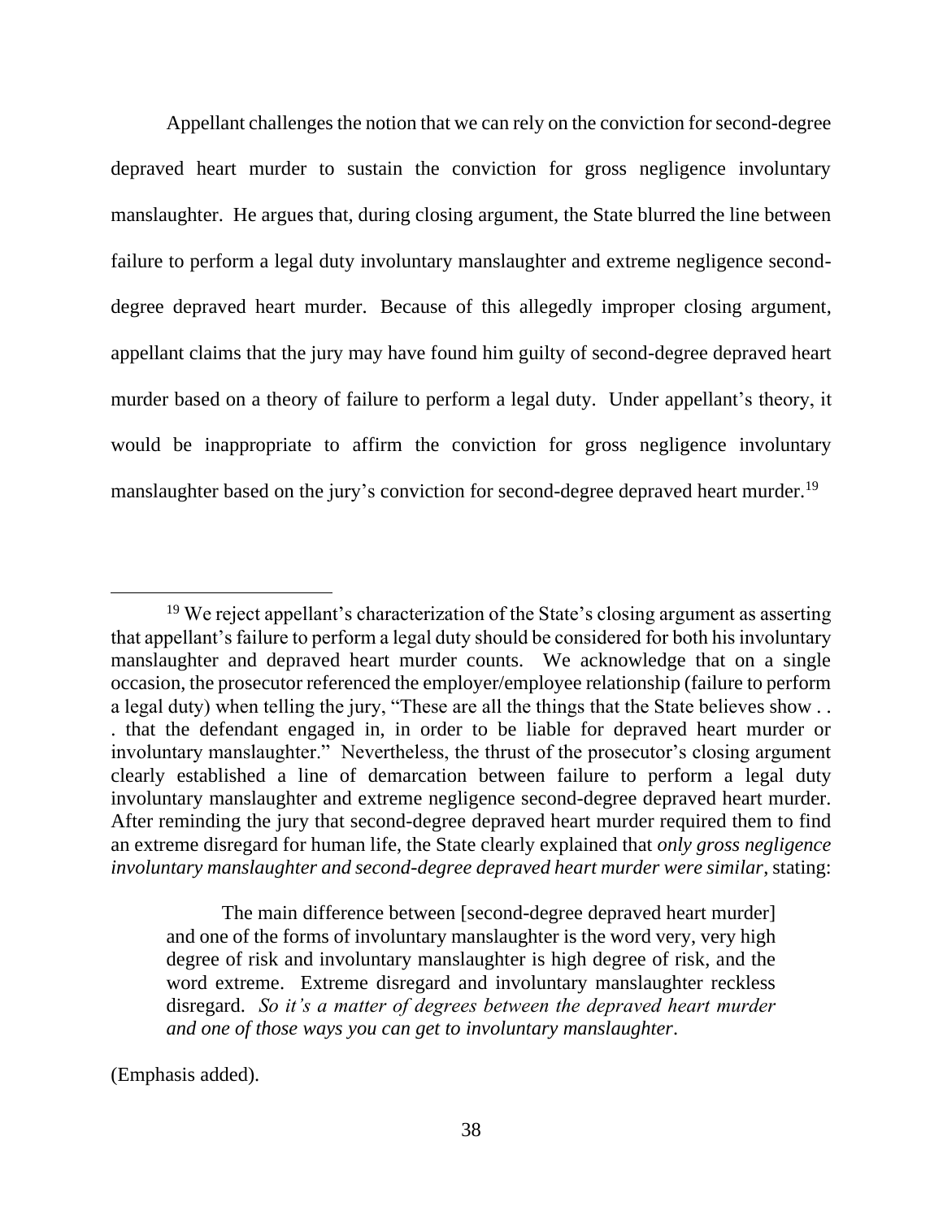Appellant challenges the notion that we can rely on the conviction for second-degree depraved heart murder to sustain the conviction for gross negligence involuntary manslaughter. He argues that, during closing argument, the State blurred the line between failure to perform a legal duty involuntary manslaughter and extreme negligence second-degree depraved heart murder. Because of this allegedly improper closing argument, appellant claims that the jury may have found him guilty of second-degree depraved heart murder based on a theory of failure to perform a legal duty. Under appellant's theory, it would be inappropriate to affirm the conviction for gross negligence involuntary manslaughter based on the jury's conviction for second-degree depraved heart murder.[19]

---

[19] We reject appellant's characterization of the State's closing argument as asserting that appellant's failure to perform a legal duty should be considered for both his involuntary manslaughter and depraved heart murder counts. We acknowledge that on a single occasion, the prosecutor referenced the employer/employee relationship (failure to perform a legal duty) when telling the jury, "These are all the things that the State believes show . . . that the defendant engaged in, in order to be liable for depraved heart murder or involuntary manslaughter." Nevertheless, the thrust of the prosecutor's closing argument clearly established a line of demarcation between failure to perform a legal duty involuntary manslaughter and extreme negligence second-degree depraved heart murder. After reminding the jury that second-degree depraved heart murder required them to find an extreme disregard for human life, the State clearly explained that *only gross negligence involuntary manslaughter and second-degree depraved heart murder were similar*, stating:

> The main difference between [second-degree depraved heart murder] and one of the forms of involuntary manslaughter is the word very, very high degree of risk and involuntary manslaughter is high degree of risk, and the word extreme. Extreme disregard and involuntary manslaughter reckless disregard. *So it's a matter of degrees between the depraved heart murder and one of those ways you can get to involuntary manslaughter*.

(Emphasis added).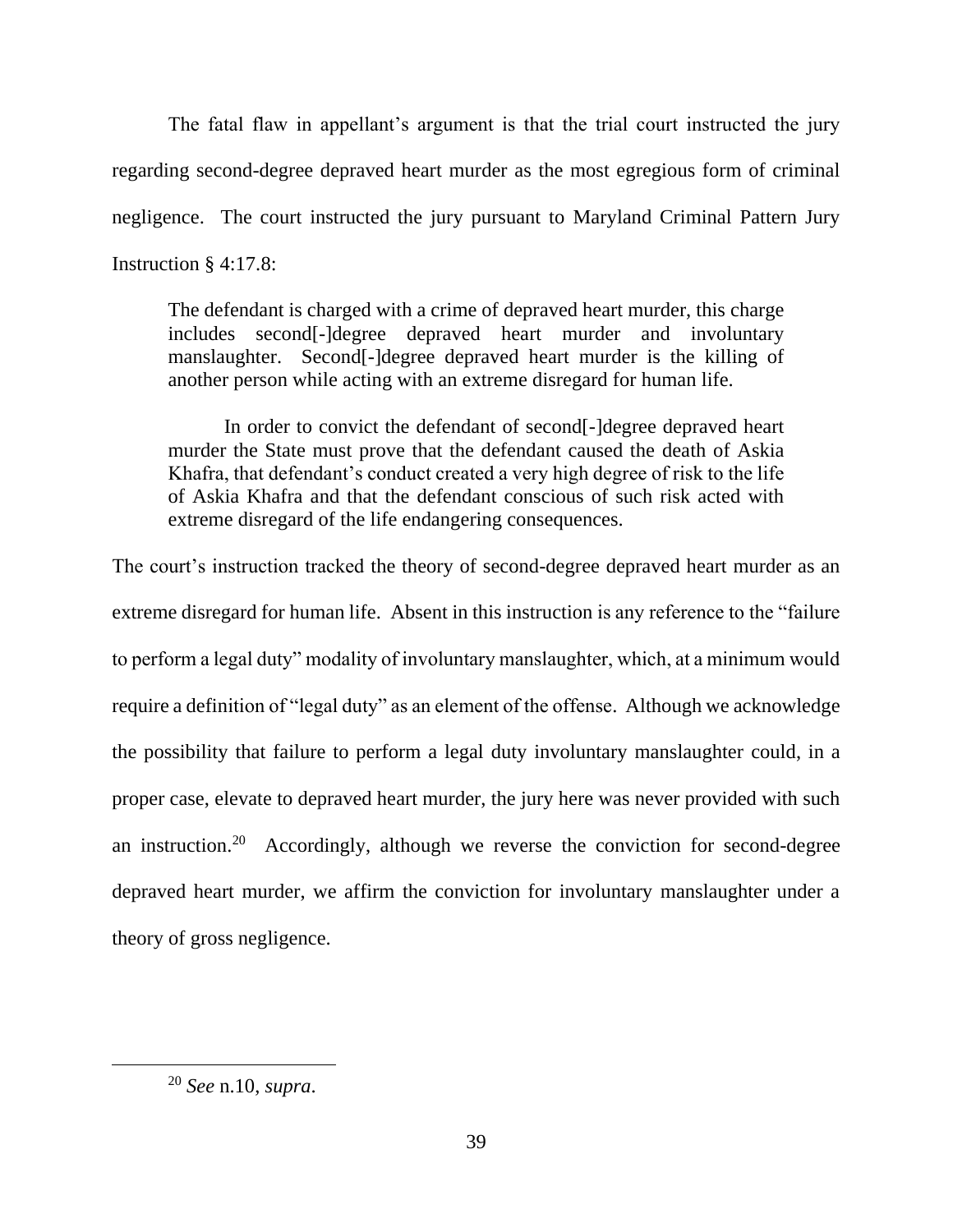The fatal flaw in appellant's argument is that the trial court instructed the jury regarding second-degree depraved heart murder as the most egregious form of criminal negligence. The court instructed the jury pursuant to Maryland Criminal Pattern Jury Instruction § 4:17.8:

> The defendant is charged with a crime of depraved heart murder, this charge includes second[-]degree depraved heart murder and involuntary manslaughter. Second[-]degree depraved heart murder is the killing of another person while acting with an extreme disregard for human life.
>
> In order to convict the defendant of second[-]degree depraved heart murder the State must prove that the defendant caused the death of Askia Khafra, that defendant's conduct created a very high degree of risk to the life of Askia Khafra and that the defendant conscious of such risk acted with extreme disregard of the life endangering consequences.

The court's instruction tracked the theory of second-degree depraved heart murder as an extreme disregard for human life. Absent in this instruction is any reference to the "failure to perform a legal duty" modality of involuntary manslaughter, which, at a minimum would require a definition of "legal duty" as an element of the offense. Although we acknowledge the possibility that failure to perform a legal duty involuntary manslaughter could, in a proper case, elevate to depraved heart murder, the jury here was never provided with such an instruction.[20] Accordingly, although we reverse the conviction for second-degree depraved heart murder, we affirm the conviction for involuntary manslaughter under a theory of gross negligence.

---

[20] *See* n.10, *supra*.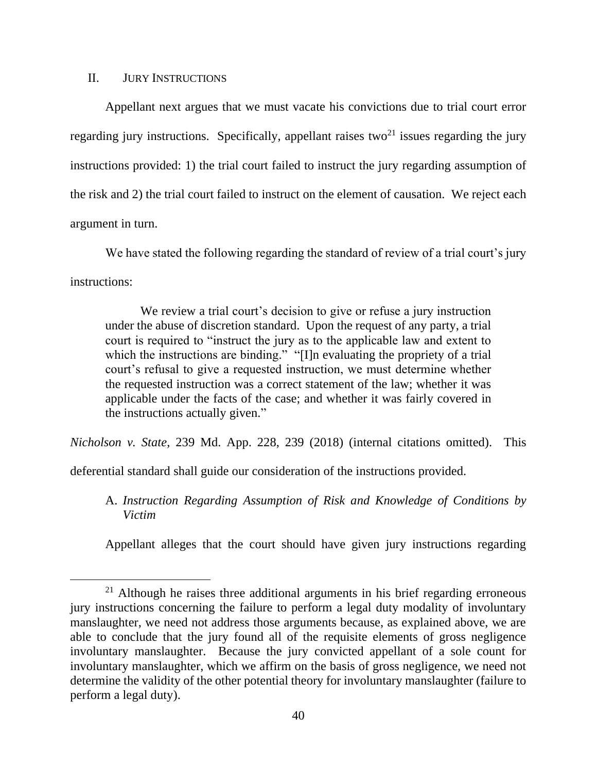## II. Jury Instructions

Appellant next argues that we must vacate his convictions due to trial court error regarding jury instructions. Specifically, appellant raises two[21] issues regarding the jury instructions provided: 1) the trial court failed to instruct the jury regarding assumption of the risk and 2) the trial court failed to instruct on the element of causation. We reject each argument in turn.

We have stated the following regarding the standard of review of a trial court's jury instructions:

> We review a trial court's decision to give or refuse a jury instruction under the abuse of discretion standard. Upon the request of any party, a trial court is required to "instruct the jury as to the applicable law and extent to which the instructions are binding." "[I]n evaluating the propriety of a trial court's refusal to give a requested instruction, we must determine whether the requested instruction was a correct statement of the law; whether it was applicable under the facts of the case; and whether it was fairly covered in the instructions actually given."

*Nicholson v. State*, 239 Md. App. 228, 239 (2018) (internal citations omitted). This deferential standard shall guide our consideration of the instructions provided.

### A. *Instruction Regarding Assumption of Risk and Knowledge of Conditions by Victim*

Appellant alleges that the court should have given jury instructions regarding

---

[21] Although he raises three additional arguments in his brief regarding erroneous jury instructions concerning the failure to perform a legal duty modality of involuntary manslaughter, we need not address those arguments because, as explained above, we are able to conclude that the jury found all of the requisite elements of gross negligence involuntary manslaughter. Because the jury convicted appellant of a sole count for involuntary manslaughter, which we affirm on the basis of gross negligence, we need not determine the validity of the other potential theory for involuntary manslaughter (failure to perform a legal duty).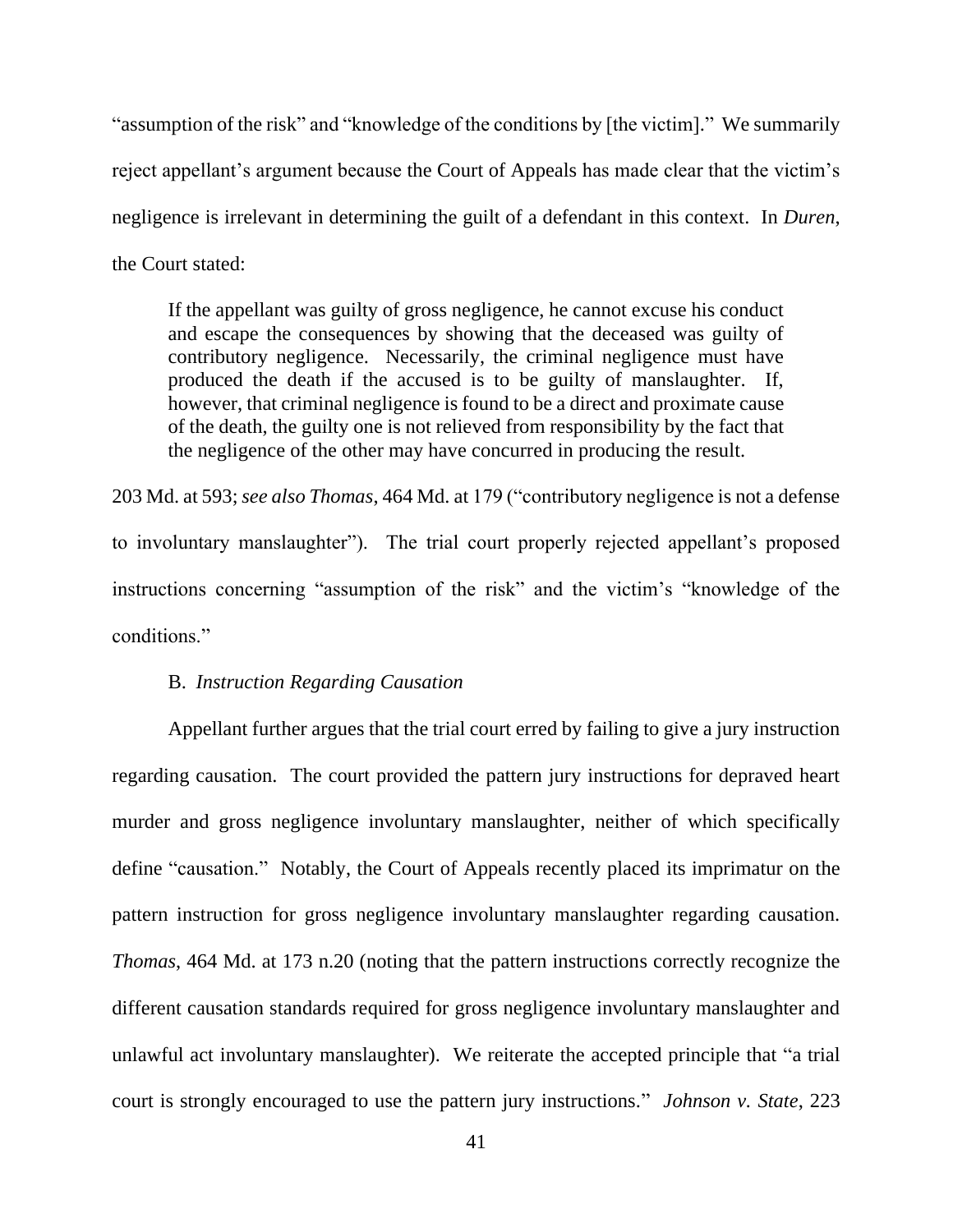"assumption of the risk" and "knowledge of the conditions by [the victim]." We summarily reject appellant's argument because the Court of Appeals has made clear that the victim's negligence is irrelevant in determining the guilt of a defendant in this context. In *Duren*, the Court stated:

> If the appellant was guilty of gross negligence, he cannot excuse his conduct and escape the consequences by showing that the deceased was guilty of contributory negligence. Necessarily, the criminal negligence must have produced the death if the accused is to be guilty of manslaughter. If, however, that criminal negligence is found to be a direct and proximate cause of the death, the guilty one is not relieved from responsibility by the fact that the negligence of the other may have concurred in producing the result.

203 Md. at 593; *see also Thomas*, 464 Md. at 179 ("contributory negligence is not a defense to involuntary manslaughter"). The trial court properly rejected appellant's proposed instructions concerning "assumption of the risk" and the victim's "knowledge of the conditions."

B. *Instruction Regarding Causation*

Appellant further argues that the trial court erred by failing to give a jury instruction regarding causation. The court provided the pattern jury instructions for depraved heart murder and gross negligence involuntary manslaughter, neither of which specifically define "causation." Notably, the Court of Appeals recently placed its imprimatur on the pattern instruction for gross negligence involuntary manslaughter regarding causation. *Thomas*, 464 Md. at 173 n.20 (noting that the pattern instructions correctly recognize the different causation standards required for gross negligence involuntary manslaughter and unlawful act involuntary manslaughter). We reiterate the accepted principle that "a trial court is strongly encouraged to use the pattern jury instructions." *Johnson v. State*, 223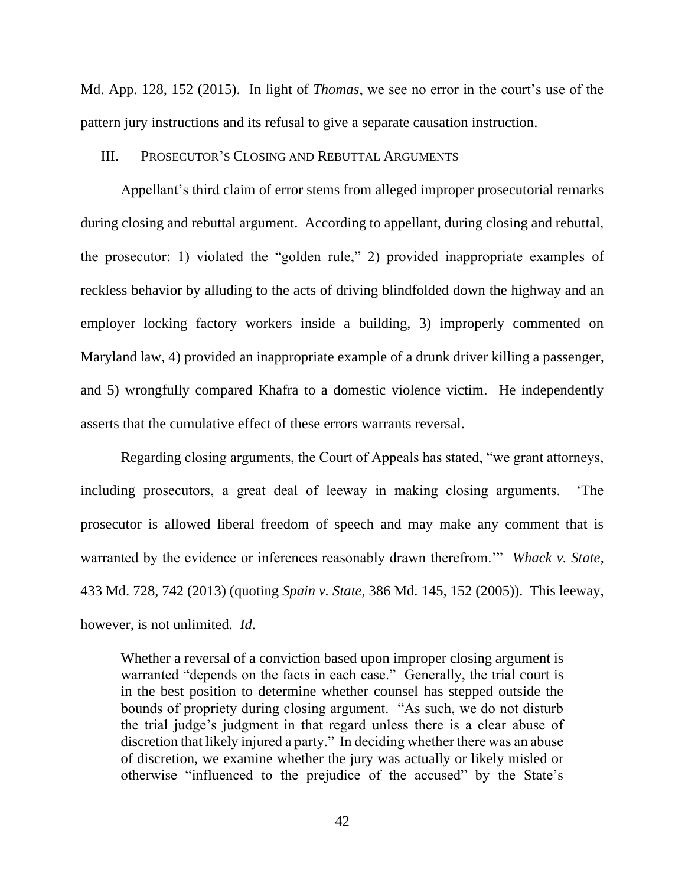Md. App. 128, 152 (2015). In light of *Thomas*, we see no error in the court's use of the pattern jury instructions and its refusal to give a separate causation instruction.

### III. Prosecutor's Closing and Rebuttal Arguments

Appellant's third claim of error stems from alleged improper prosecutorial remarks during closing and rebuttal argument. According to appellant, during closing and rebuttal, the prosecutor: 1) violated the "golden rule," 2) provided inappropriate examples of reckless behavior by alluding to the acts of driving blindfolded down the highway and an employer locking factory workers inside a building, 3) improperly commented on Maryland law, 4) provided an inappropriate example of a drunk driver killing a passenger, and 5) wrongfully compared Khafra to a domestic violence victim. He independently asserts that the cumulative effect of these errors warrants reversal.

Regarding closing arguments, the Court of Appeals has stated, "we grant attorneys, including prosecutors, a great deal of leeway in making closing arguments. 'The prosecutor is allowed liberal freedom of speech and may make any comment that is warranted by the evidence or inferences reasonably drawn therefrom.'" *Whack v. State*, 433 Md. 728, 742 (2013) (quoting *Spain v. State*, 386 Md. 145, 152 (2005)). This leeway, however, is not unlimited. *Id*.

> Whether a reversal of a conviction based upon improper closing argument is warranted "depends on the facts in each case." Generally, the trial court is in the best position to determine whether counsel has stepped outside the bounds of propriety during closing argument. "As such, we do not disturb the trial judge's judgment in that regard unless there is a clear abuse of discretion that likely injured a party." In deciding whether there was an abuse of discretion, we examine whether the jury was actually or likely misled or otherwise "influenced to the prejudice of the accused" by the State's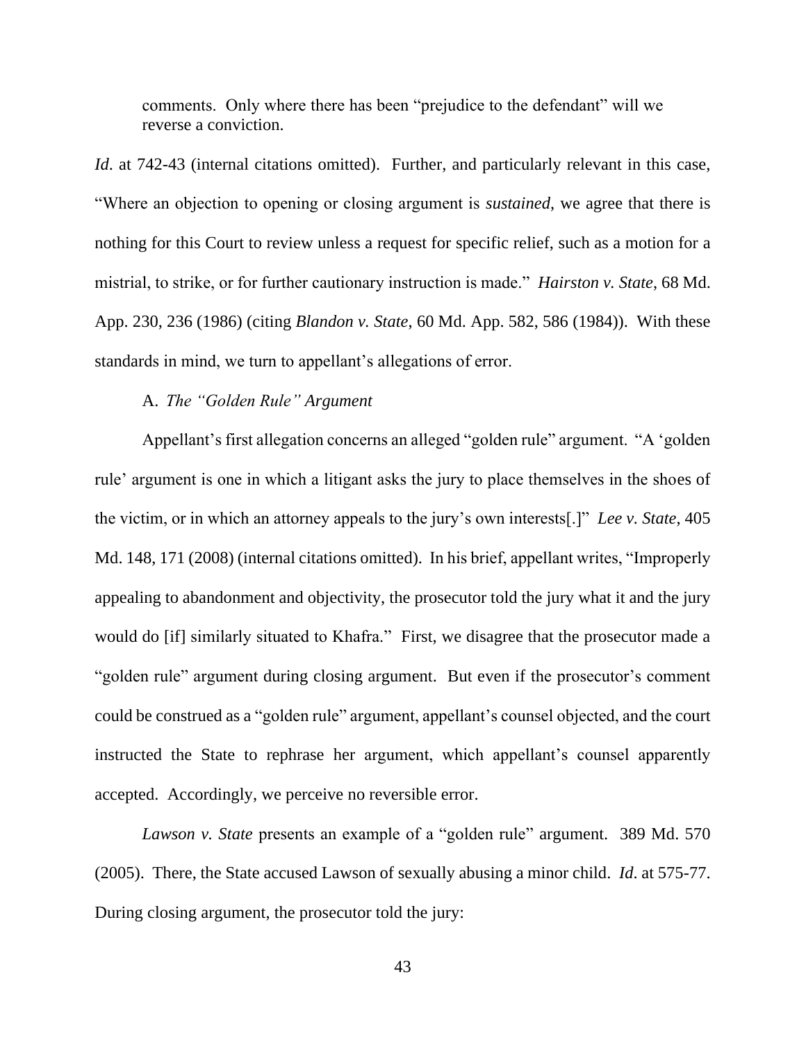comments. Only where there has been "prejudice to the defendant" will we reverse a conviction.

*Id*. at 742-43 (internal citations omitted). Further, and particularly relevant in this case, "Where an objection to opening or closing argument is *sustained*, we agree that there is nothing for this Court to review unless a request for specific relief, such as a motion for a mistrial, to strike, or for further cautionary instruction is made." *Hairston v. State*, 68 Md. App. 230, 236 (1986) (citing *Blandon v. State*, 60 Md. App. 582, 586 (1984)). With these standards in mind, we turn to appellant's allegations of error.

A. *The "Golden Rule" Argument*

Appellant's first allegation concerns an alleged "golden rule" argument. "A 'golden rule' argument is one in which a litigant asks the jury to place themselves in the shoes of the victim, or in which an attorney appeals to the jury's own interests[.]" *Lee v. State*, 405 Md. 148, 171 (2008) (internal citations omitted). In his brief, appellant writes, "Improperly appealing to abandonment and objectivity, the prosecutor told the jury what it and the jury would do [if] similarly situated to Khafra." First, we disagree that the prosecutor made a "golden rule" argument during closing argument. But even if the prosecutor's comment could be construed as a "golden rule" argument, appellant's counsel objected, and the court instructed the State to rephrase her argument, which appellant's counsel apparently accepted. Accordingly, we perceive no reversible error.

*Lawson v. State* presents an example of a "golden rule" argument. 389 Md. 570 (2005). There, the State accused Lawson of sexually abusing a minor child. *Id*. at 575-77. During closing argument, the prosecutor told the jury: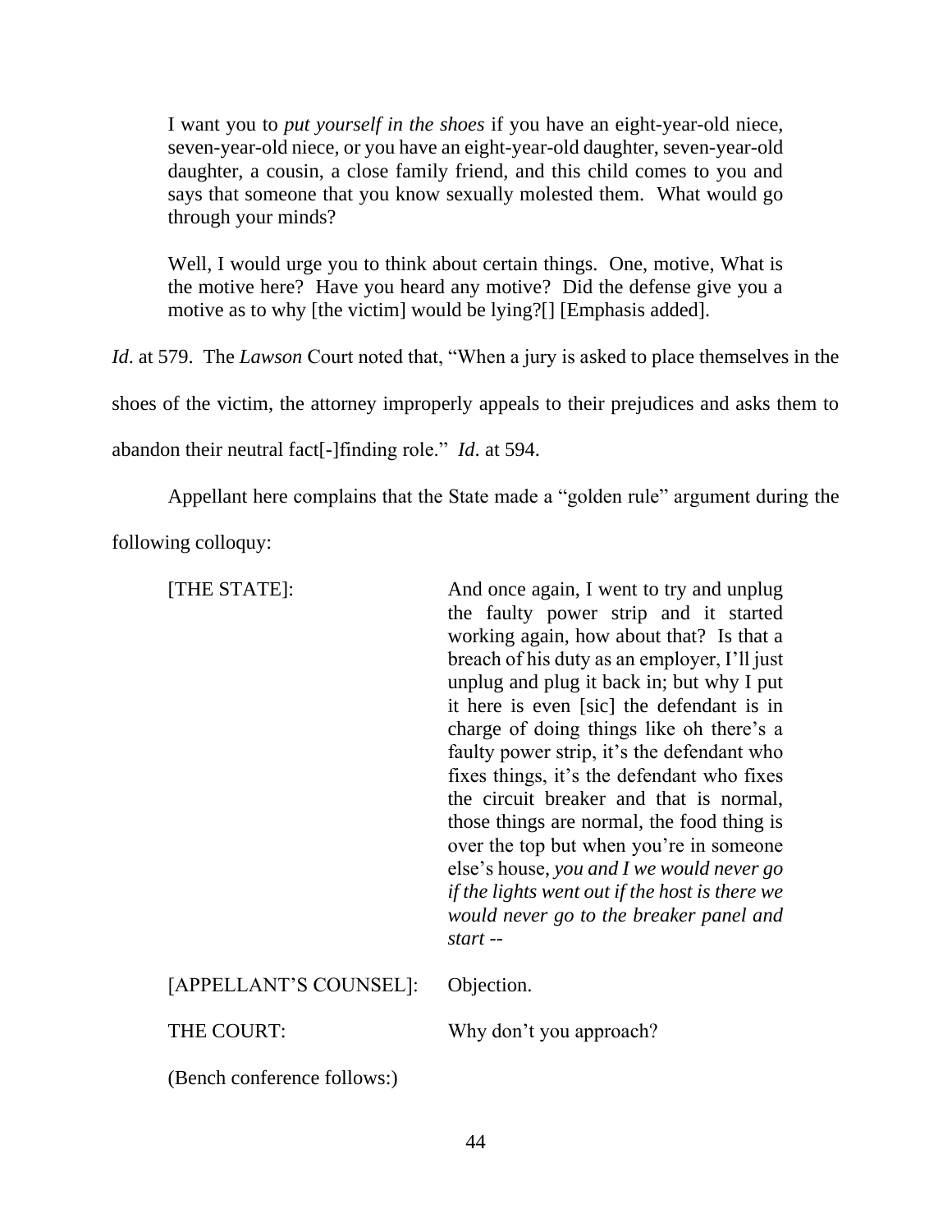> I want you to *put yourself in the shoes* if you have an eight-year-old niece, seven-year-old niece, or you have an eight-year-old daughter, seven-year-old daughter, a cousin, a close family friend, and this child comes to you and says that someone that you know sexually molested them. What would go through your minds?
>
> Well, I would urge you to think about certain things. One, motive, What is the motive here? Have you heard any motive? Did the defense give you a motive as to why [the victim] would be lying?[] [Emphasis added].

*Id*. at 579. The *Lawson* Court noted that, "When a jury is asked to place themselves in the shoes of the victim, the attorney improperly appeals to their prejudices and asks them to abandon their neutral fact[-]finding role." *Id*. at 594.

Appellant here complains that the State made a "golden rule" argument during the following colloquy:

> [THE STATE]: And once again, I went to try and unplug the faulty power strip and it started working again, how about that? Is that a breach of his duty as an employer, I'll just unplug and plug it back in; but why I put it here is even [sic] the defendant is in charge of doing things like oh there's a faulty power strip, it's the defendant who fixes things, it's the defendant who fixes the circuit breaker and that is normal, those things are normal, the food thing is over the top but when you're in someone else's house, *you and I we would never go if the lights went out if the host is there we would never go to the breaker panel and start --*
>
> [APPELLANT'S COUNSEL]: Objection.
>
> THE COURT: Why don't you approach?
>
> (Bench conference follows:)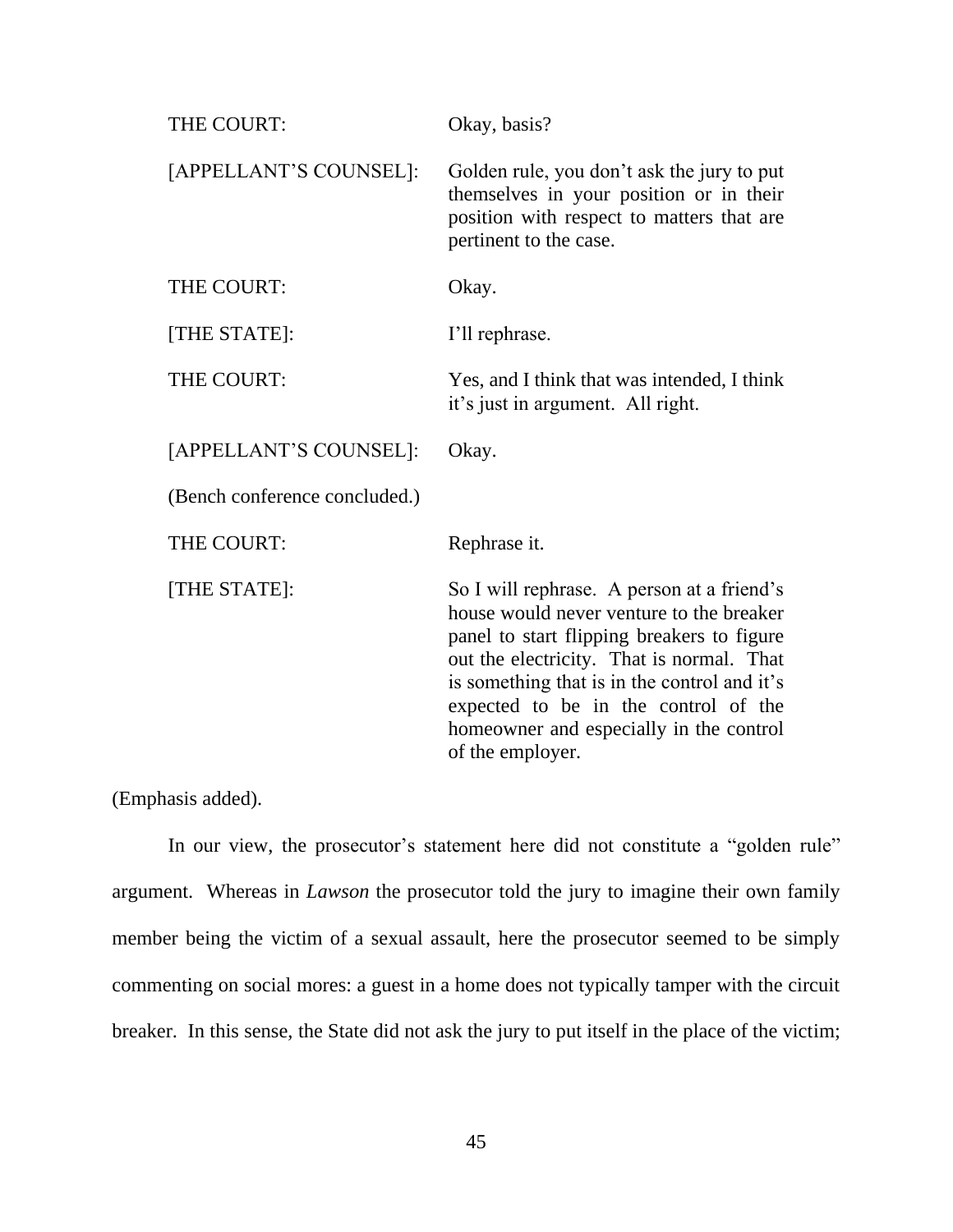| | |
|---|---|
| THE COURT: | Okay, basis? |
| [APPELLANT'S COUNSEL]: | Golden rule, you don't ask the jury to put themselves in your position or in their position with respect to matters that are pertinent to the case. |
| THE COURT: | Okay. |
| [THE STATE]: | I'll rephrase. |
| THE COURT: | Yes, and I think that was intended, I think it's just in argument. All right. |
| [APPELLANT'S COUNSEL]: | Okay. |
| (Bench conference concluded.) | |
| THE COURT: | Rephrase it. |
| [THE STATE]: | So I will rephrase. A person at a friend's house would never venture to the breaker panel to start flipping breakers to figure out the electricity. That is normal. That is something that is in the control and it's expected to be in the control of the homeowner and especially in the control of the employer. |

(Emphasis added).

In our view, the prosecutor's statement here did not constitute a "golden rule" argument. Whereas in *Lawson* the prosecutor told the jury to imagine their own family member being the victim of a sexual assault, here the prosecutor seemed to be simply commenting on social mores: a guest in a home does not typically tamper with the circuit breaker. In this sense, the State did not ask the jury to put itself in the place of the victim;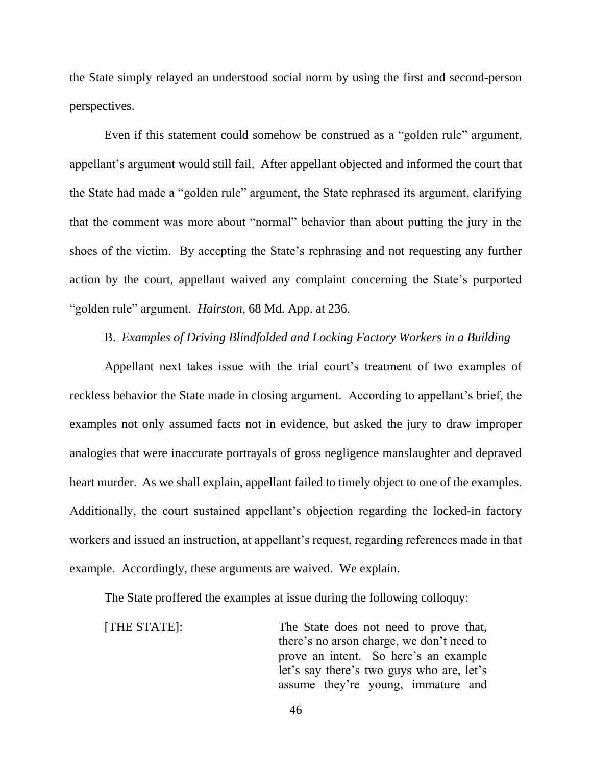the State simply relayed an understood social norm by using the first and second-person perspectives.

Even if this statement could somehow be construed as a "golden rule" argument, appellant's argument would still fail. After appellant objected and informed the court that the State had made a "golden rule" argument, the State rephrased its argument, clarifying that the comment was more about "normal" behavior than about putting the jury in the shoes of the victim. By accepting the State's rephrasing and not requesting any further action by the court, appellant waived any complaint concerning the State's purported "golden rule" argument. *Hairston*, 68 Md. App. at 236.

B. *Examples of Driving Blindfolded and Locking Factory Workers in a Building*

Appellant next takes issue with the trial court's treatment of two examples of reckless behavior the State made in closing argument. According to appellant's brief, the examples not only assumed facts not in evidence, but asked the jury to draw improper analogies that were inaccurate portrayals of gross negligence manslaughter and depraved heart murder. As we shall explain, appellant failed to timely object to one of the examples. Additionally, the court sustained appellant's objection regarding the locked-in factory workers and issued an instruction, at appellant's request, regarding references made in that example. Accordingly, these arguments are waived. We explain.

The State proffered the examples at issue during the following colloquy:

[THE STATE]: The State does not need to prove that, there's no arson charge, we don't need to prove an intent. So here's an example let's say there's two guys who are, let's assume they're young, immature and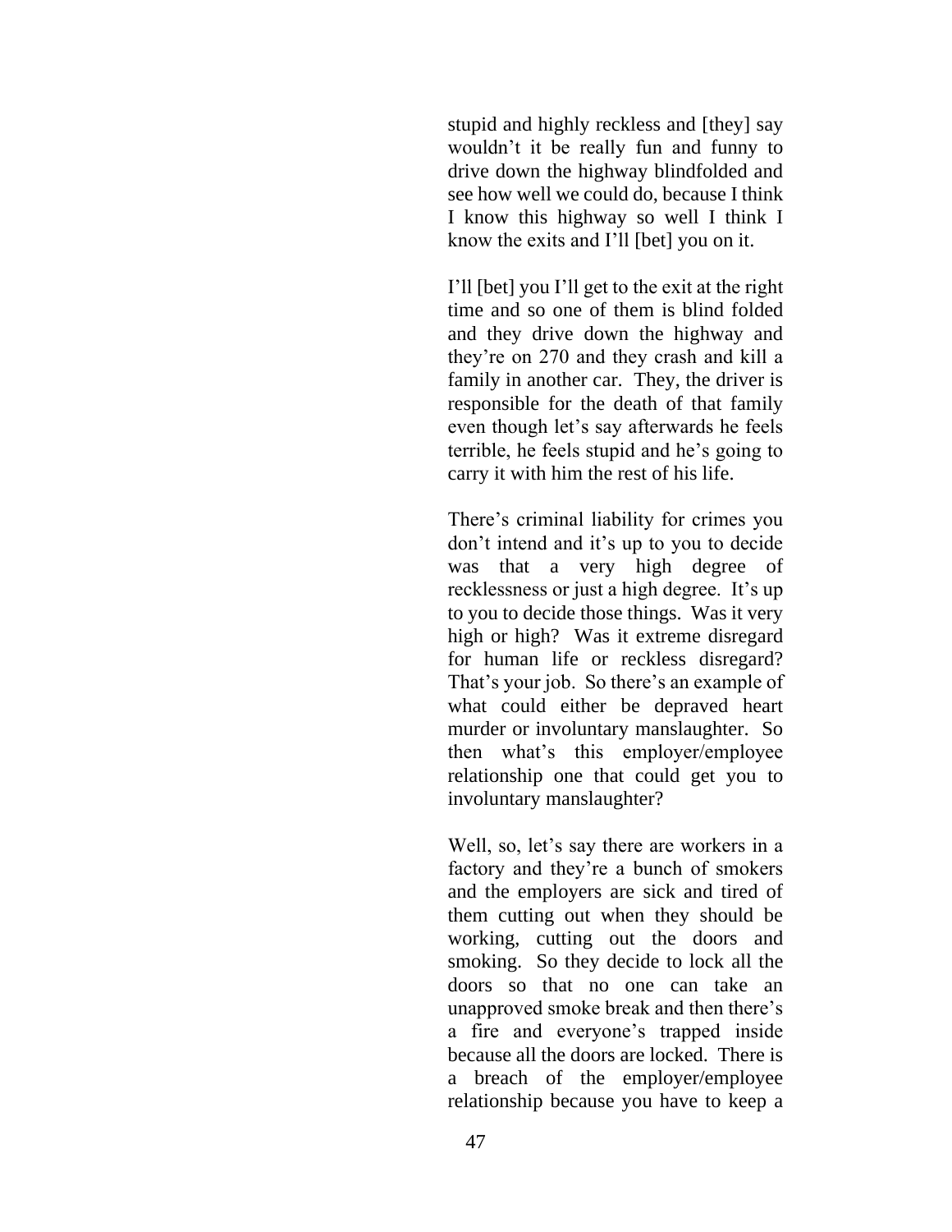stupid and highly reckless and [they] say wouldn't it be really fun and funny to drive down the highway blindfolded and see how well we could do, because I think I know this highway so well I think I know the exits and I'll [bet] you on it.

I'll [bet] you I'll get to the exit at the right time and so one of them is blind folded and they drive down the highway and they're on 270 and they crash and kill a family in another car. They, the driver is responsible for the death of that family even though let's say afterwards he feels terrible, he feels stupid and he's going to carry it with him the rest of his life.

There's criminal liability for crimes you don't intend and it's up to you to decide was that a very high degree of recklessness or just a high degree. It's up to you to decide those things. Was it very high or high? Was it extreme disregard for human life or reckless disregard? That's your job. So there's an example of what could either be depraved heart murder or involuntary manslaughter. So then what's this employer/employee relationship one that could get you to involuntary manslaughter?

Well, so, let's say there are workers in a factory and they're a bunch of smokers and the employers are sick and tired of them cutting out when they should be working, cutting out the doors and smoking. So they decide to lock all the doors so that no one can take an unapproved smoke break and then there's a fire and everyone's trapped inside because all the doors are locked. There is a breach of the employer/employee relationship because you have to keep a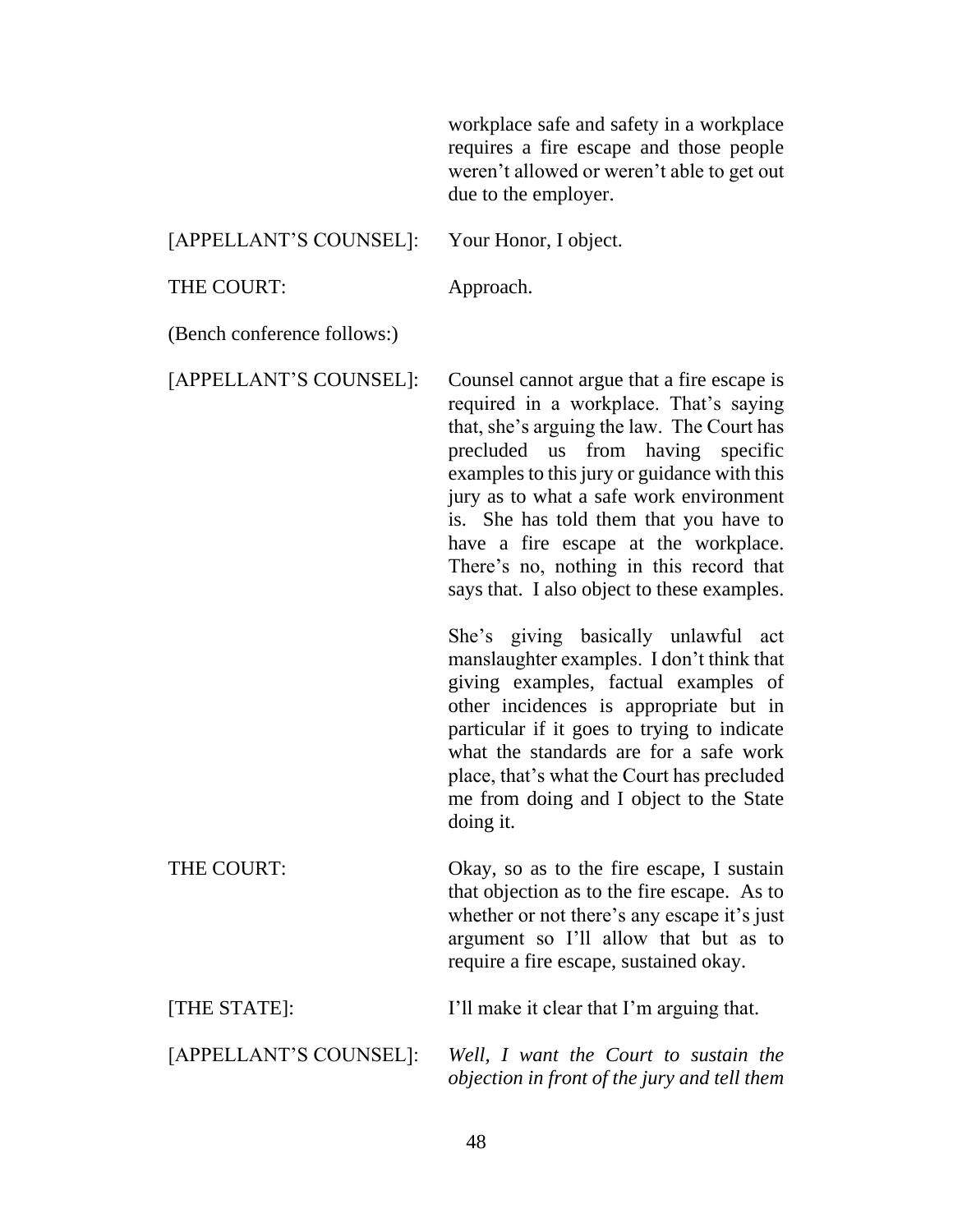workplace safe and safety in a workplace requires a fire escape and those people weren't allowed or weren't able to get out due to the employer.

| | |
|---|---|
| [APPELLANT'S COUNSEL]: | Your Honor, I object. |
| THE COURT: | Approach. |

(Bench conference follows:)

| | |
|---|---|
| [APPELLANT'S COUNSEL]: | Counsel cannot argue that a fire escape is required in a workplace. That's saying that, she's arguing the law. The Court has precluded us from having specific examples to this jury or guidance with this jury as to what a safe work environment is. She has told them that you have to have a fire escape at the workplace. There's no, nothing in this record that says that. I also object to these examples.<br><br>She's giving basically unlawful act manslaughter examples. I don't think that giving examples, factual examples of other incidences is appropriate but in particular if it goes to trying to indicate what the standards are for a safe work place, that's what the Court has precluded me from doing and I object to the State doing it. |
| THE COURT: | Okay, so as to the fire escape, I sustain that objection as to the fire escape. As to whether or not there's any escape it's just argument so I'll allow that but as to require a fire escape, sustained okay. |
| [THE STATE]: | I'll make it clear that I'm arguing that. |
| [APPELLANT'S COUNSEL]: | *Well, I want the Court to sustain the objection in front of the jury and tell them* |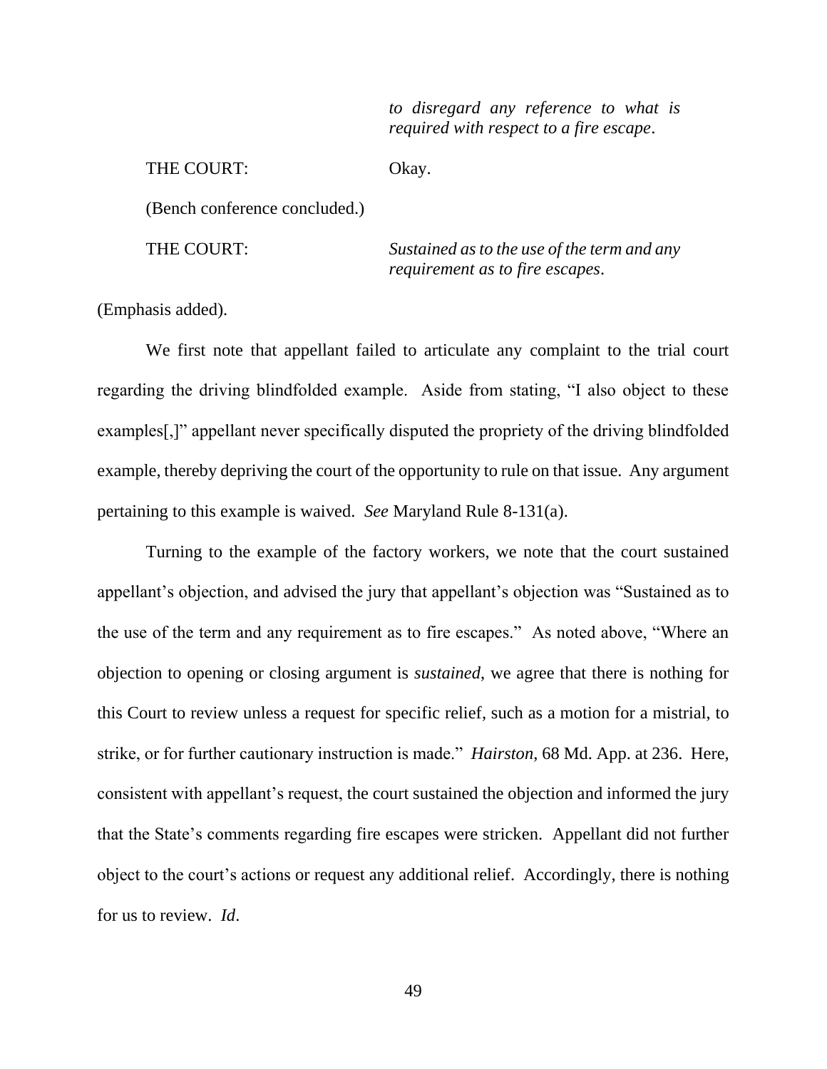*to disregard any reference to what is required with respect to a fire escape*.

THE COURT: Okay.

(Bench conference concluded.)

THE COURT: *Sustained as to the use of the term and any requirement as to fire escapes*.

(Emphasis added).

We first note that appellant failed to articulate any complaint to the trial court regarding the driving blindfolded example. Aside from stating, "I also object to these examples[,]" appellant never specifically disputed the propriety of the driving blindfolded example, thereby depriving the court of the opportunity to rule on that issue. Any argument pertaining to this example is waived. *See* Maryland Rule 8-131(a).

Turning to the example of the factory workers, we note that the court sustained appellant's objection, and advised the jury that appellant's objection was "Sustained as to the use of the term and any requirement as to fire escapes." As noted above, "Where an objection to opening or closing argument is *sustained*, we agree that there is nothing for this Court to review unless a request for specific relief, such as a motion for a mistrial, to strike, or for further cautionary instruction is made." *Hairston*, 68 Md. App. at 236. Here, consistent with appellant's request, the court sustained the objection and informed the jury that the State's comments regarding fire escapes were stricken. Appellant did not further object to the court's actions or request any additional relief. Accordingly, there is nothing for us to review. *Id*.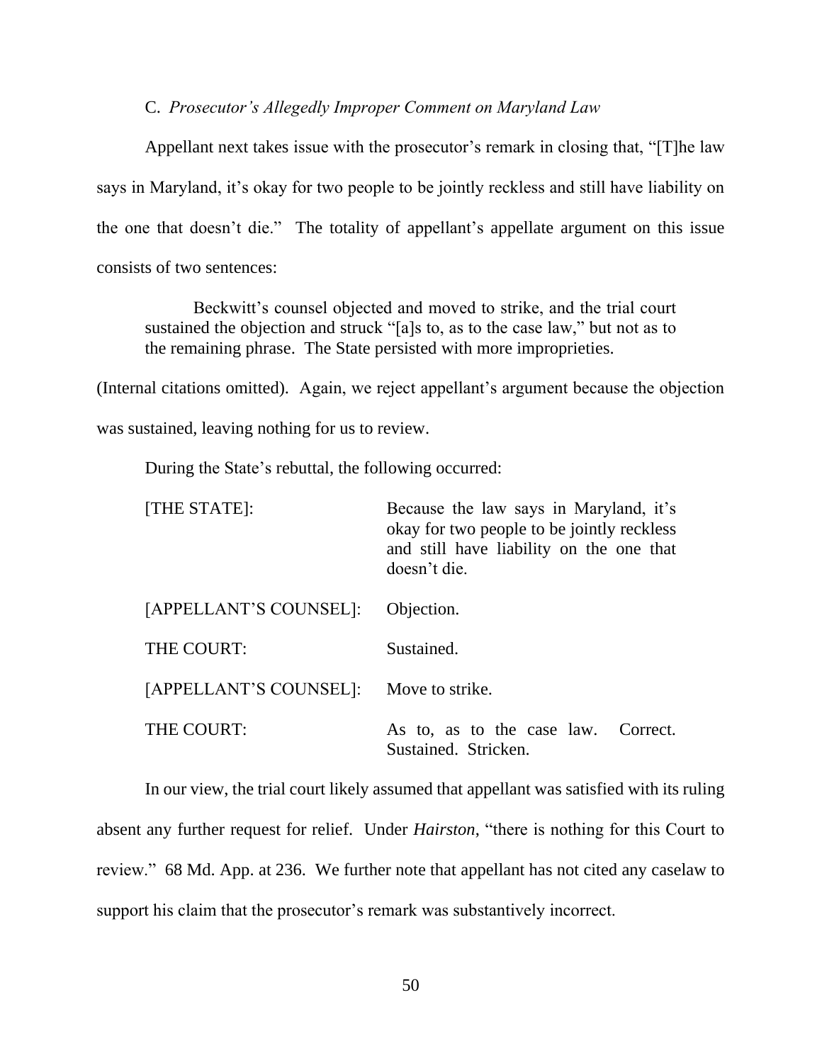C. *Prosecutor's Allegedly Improper Comment on Maryland Law*

Appellant next takes issue with the prosecutor's remark in closing that, "[T]he law says in Maryland, it's okay for two people to be jointly reckless and still have liability on the one that doesn't die." The totality of appellant's appellate argument on this issue consists of two sentences:

> Beckwitt's counsel objected and moved to strike, and the trial court sustained the objection and struck "[a]s to, as to the case law," but not as to the remaining phrase. The State persisted with more improprieties.

(Internal citations omitted). Again, we reject appellant's argument because the objection was sustained, leaving nothing for us to review.

During the State's rebuttal, the following occurred:

| | |
|---|---|
| [THE STATE]: | Because the law says in Maryland, it's okay for two people to be jointly reckless and still have liability on the one that doesn't die. |
| [APPELLANT'S COUNSEL]: | Objection. |
| THE COURT: | Sustained. |
| [APPELLANT'S COUNSEL]: | Move to strike. |
| THE COURT: | As to, as to the case law. Correct. Sustained. Stricken. |

In our view, the trial court likely assumed that appellant was satisfied with its ruling absent any further request for relief. Under *Hairston*, "there is nothing for this Court to review." 68 Md. App. at 236. We further note that appellant has not cited any caselaw to support his claim that the prosecutor's remark was substantively incorrect.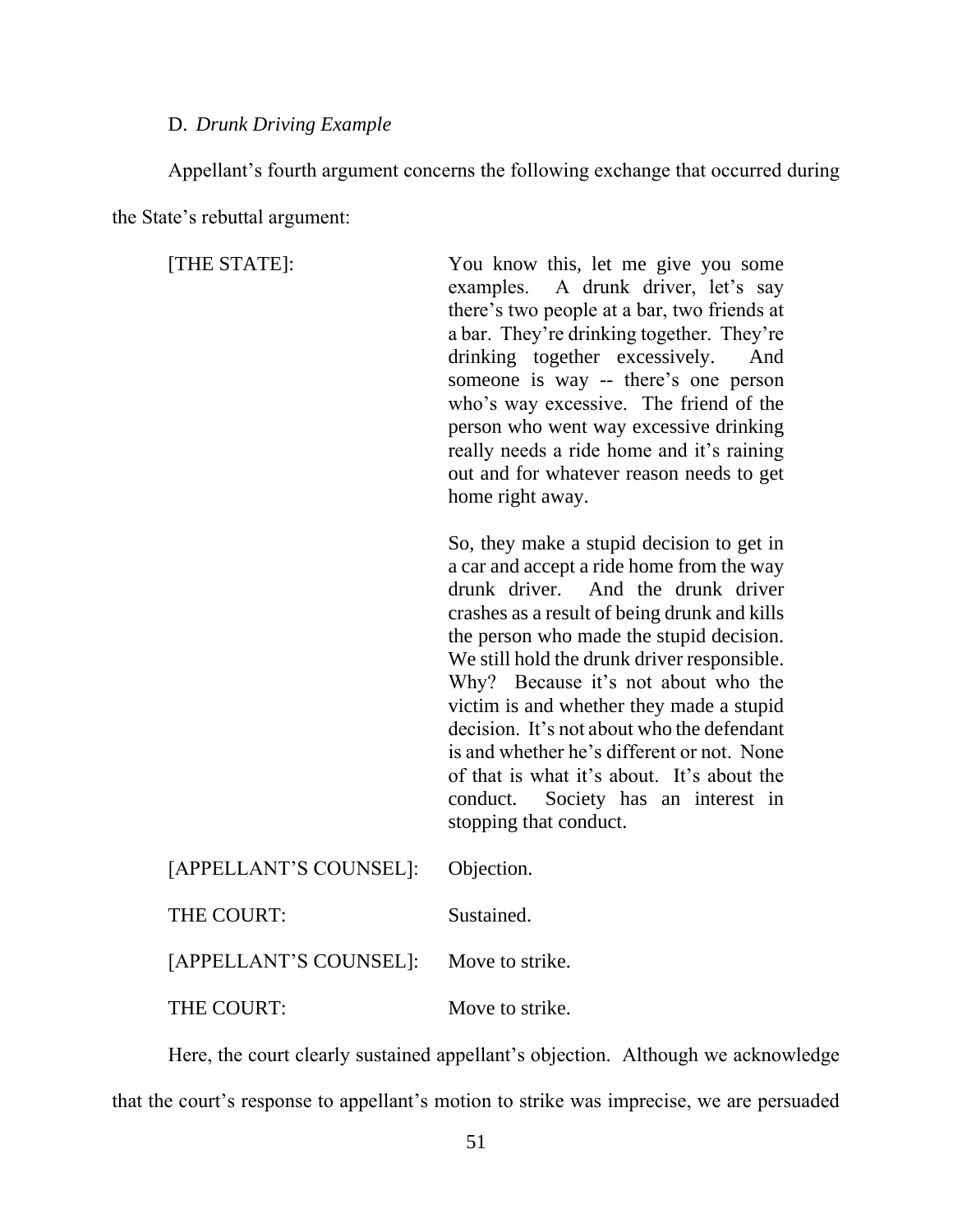D. *Drunk Driving Example*

Appellant's fourth argument concerns the following exchange that occurred during the State's rebuttal argument:

[THE STATE]: You know this, let me give you some examples. A drunk driver, let's say there's two people at a bar, two friends at a bar. They're drinking together. They're drinking together excessively. And someone is way -- there's one person who's way excessive. The friend of the person who went way excessive drinking really needs a ride home and it's raining out and for whatever reason needs to get home right away.

So, they make a stupid decision to get in a car and accept a ride home from the way drunk driver. And the drunk driver crashes as a result of being drunk and kills the person who made the stupid decision. We still hold the drunk driver responsible. Why? Because it's not about who the victim is and whether they made a stupid decision. It's not about who the defendant is and whether he's different or not. None of that is what it's about. It's about the conduct. Society has an interest in stopping that conduct.

[APPELLANT'S COUNSEL]: Objection.

THE COURT: Sustained.

[APPELLANT'S COUNSEL]: Move to strike.

THE COURT: Move to strike.

Here, the court clearly sustained appellant's objection. Although we acknowledge that the court's response to appellant's motion to strike was imprecise, we are persuaded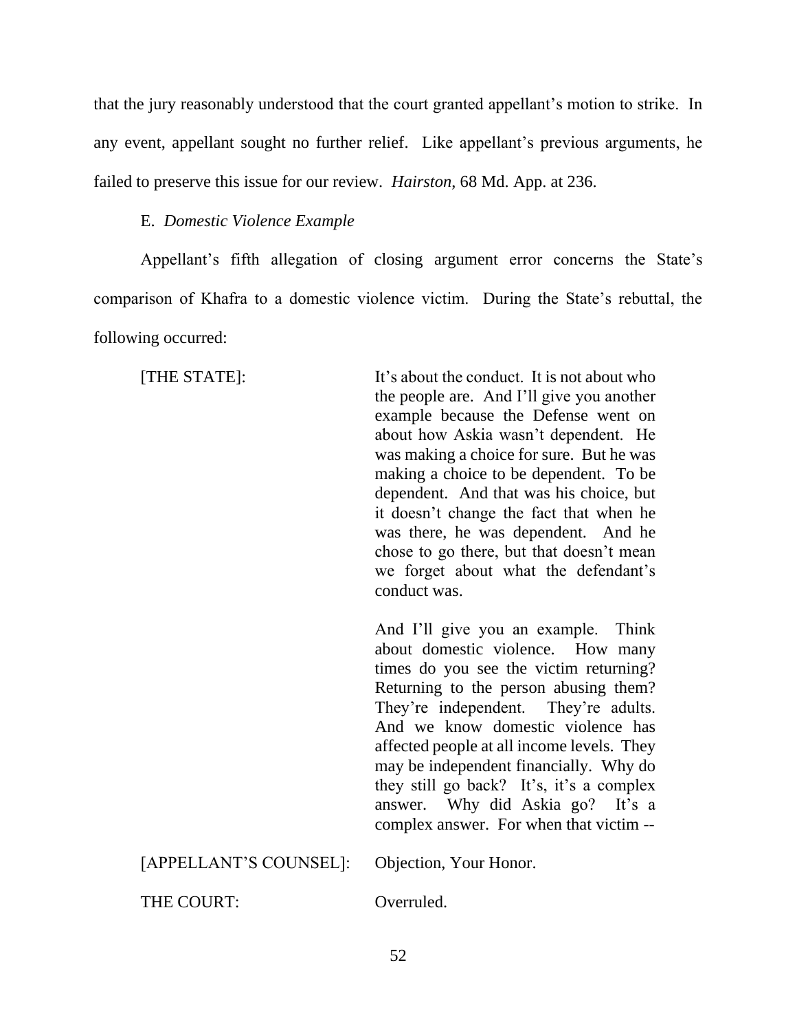that the jury reasonably understood that the court granted appellant's motion to strike. In any event, appellant sought no further relief. Like appellant's previous arguments, he failed to preserve this issue for our review. *Hairston*, 68 Md. App. at 236.

E. *Domestic Violence Example*

Appellant's fifth allegation of closing argument error concerns the State's comparison of Khafra to a domestic violence victim. During the State's rebuttal, the following occurred:

| | |
|---|---|
| [THE STATE]: | It's about the conduct. It is not about who the people are. And I'll give you another example because the Defense went on about how Askia wasn't dependent. He was making a choice for sure. But he was making a choice to be dependent. To be dependent. And that was his choice, but it doesn't change the fact that when he was there, he was dependent. And he chose to go there, but that doesn't mean we forget about what the defendant's conduct was.<br><br>And I'll give you an example. Think about domestic violence. How many times do you see the victim returning? Returning to the person abusing them? They're independent. They're adults. And we know domestic violence has affected people at all income levels. They may be independent financially. Why do they still go back? It's, it's a complex answer. Why did Askia go? It's a complex answer. For when that victim -- |
| [APPELLANT'S COUNSEL]: | Objection, Your Honor. |
| THE COURT: | Overruled. |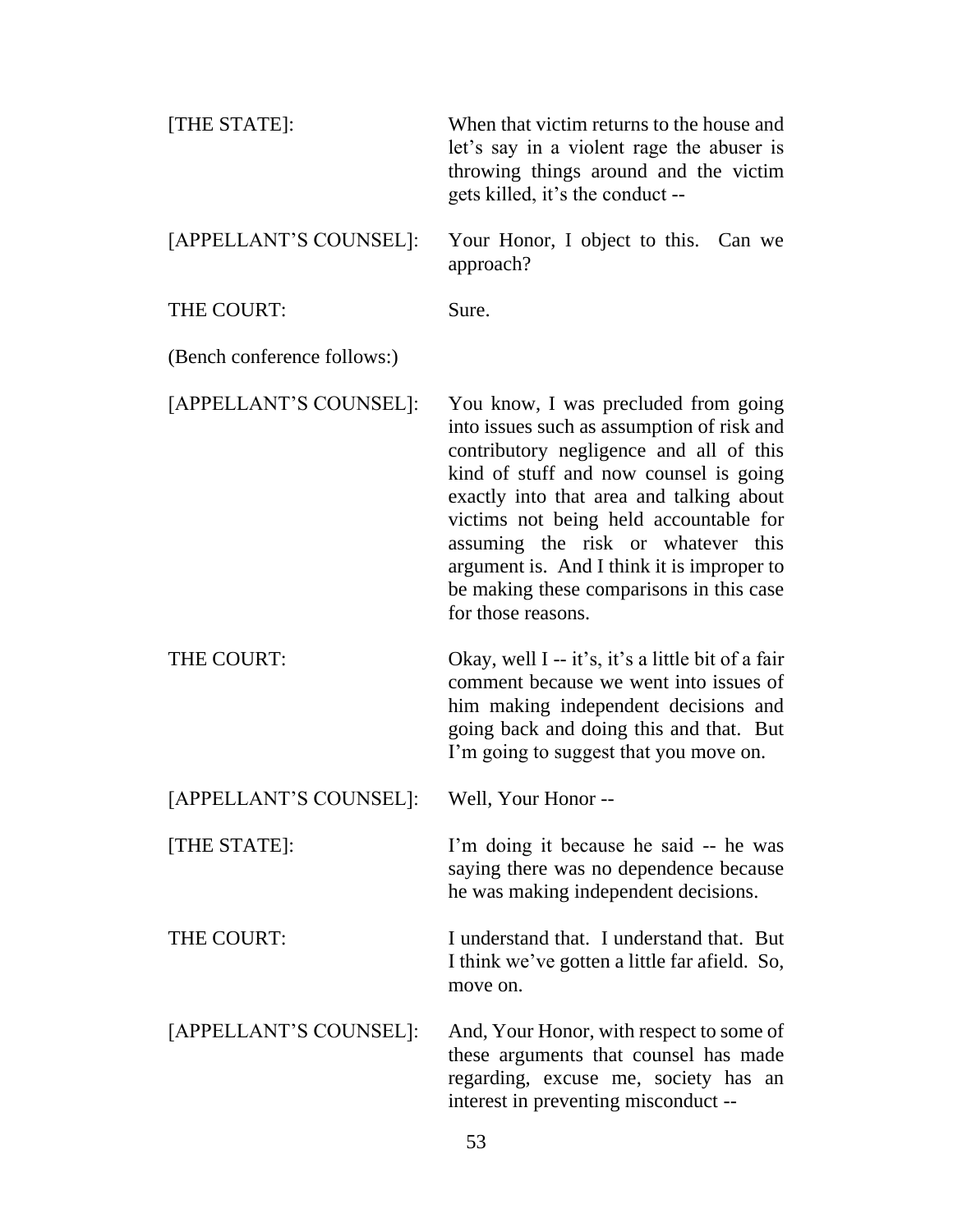[THE STATE]: When that victim returns to the house and let's say in a violent rage the abuser is throwing things around and the victim gets killed, it's the conduct --

[APPELLANT'S COUNSEL]: Your Honor, I object to this. Can we approach?

THE COURT: Sure.

(Bench conference follows:)

[APPELLANT'S COUNSEL]: You know, I was precluded from going into issues such as assumption of risk and contributory negligence and all of this kind of stuff and now counsel is going exactly into that area and talking about victims not being held accountable for assuming the risk or whatever this argument is. And I think it is improper to be making these comparisons in this case for those reasons.

THE COURT: Okay, well I -- it's, it's a little bit of a fair comment because we went into issues of him making independent decisions and going back and doing this and that. But I'm going to suggest that you move on.

[APPELLANT'S COUNSEL]: Well, Your Honor --

[THE STATE]: I'm doing it because he said -- he was saying there was no dependence because he was making independent decisions.

THE COURT: I understand that. I understand that. But I think we've gotten a little far afield. So, move on.

[APPELLANT'S COUNSEL]: And, Your Honor, with respect to some of these arguments that counsel has made regarding, excuse me, society has an interest in preventing misconduct --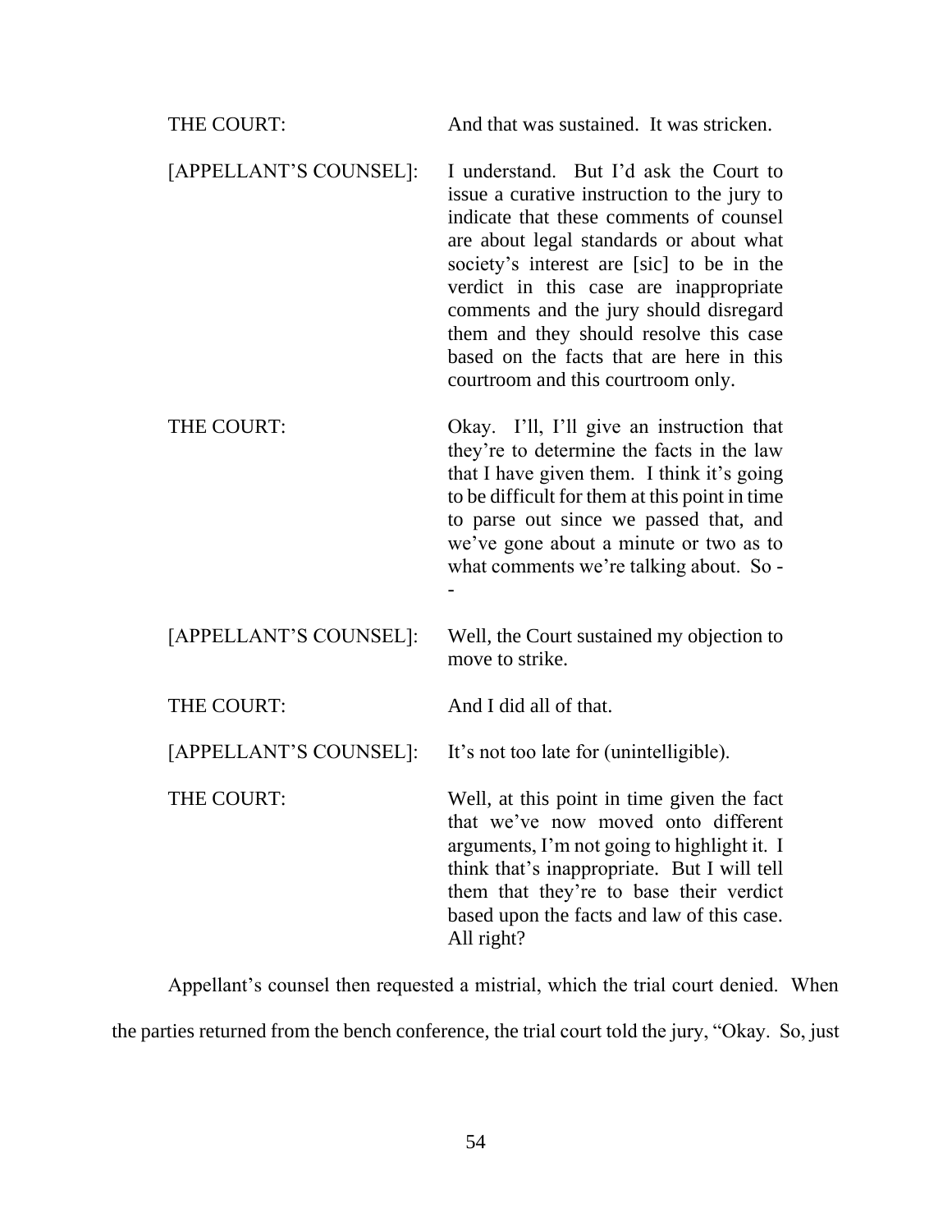| | |
|---|---|
| THE COURT: | And that was sustained. It was stricken. |
| [APPELLANT'S COUNSEL]: | I understand. But I'd ask the Court to issue a curative instruction to the jury to indicate that these comments of counsel are about legal standards or about what society's interest are [sic] to be in the verdict in this case are inappropriate comments and the jury should disregard them and they should resolve this case based on the facts that are here in this courtroom and this courtroom only. |
| THE COURT: | Okay. I'll, I'll give an instruction that they're to determine the facts in the law that I have given them. I think it's going to be difficult for them at this point in time to parse out since we passed that, and we've gone about a minute or two as to what comments we're talking about. So -- |
| [APPELLANT'S COUNSEL]: | Well, the Court sustained my objection to move to strike. |
| THE COURT: | And I did all of that. |
| [APPELLANT'S COUNSEL]: | It's not too late for (unintelligible). |
| THE COURT: | Well, at this point in time given the fact that we've now moved onto different arguments, I'm not going to highlight it. I think that's inappropriate. But I will tell them that they're to base their verdict based upon the facts and law of this case. All right? |

Appellant's counsel then requested a mistrial, which the trial court denied. When the parties returned from the bench conference, the trial court told the jury, "Okay. So, just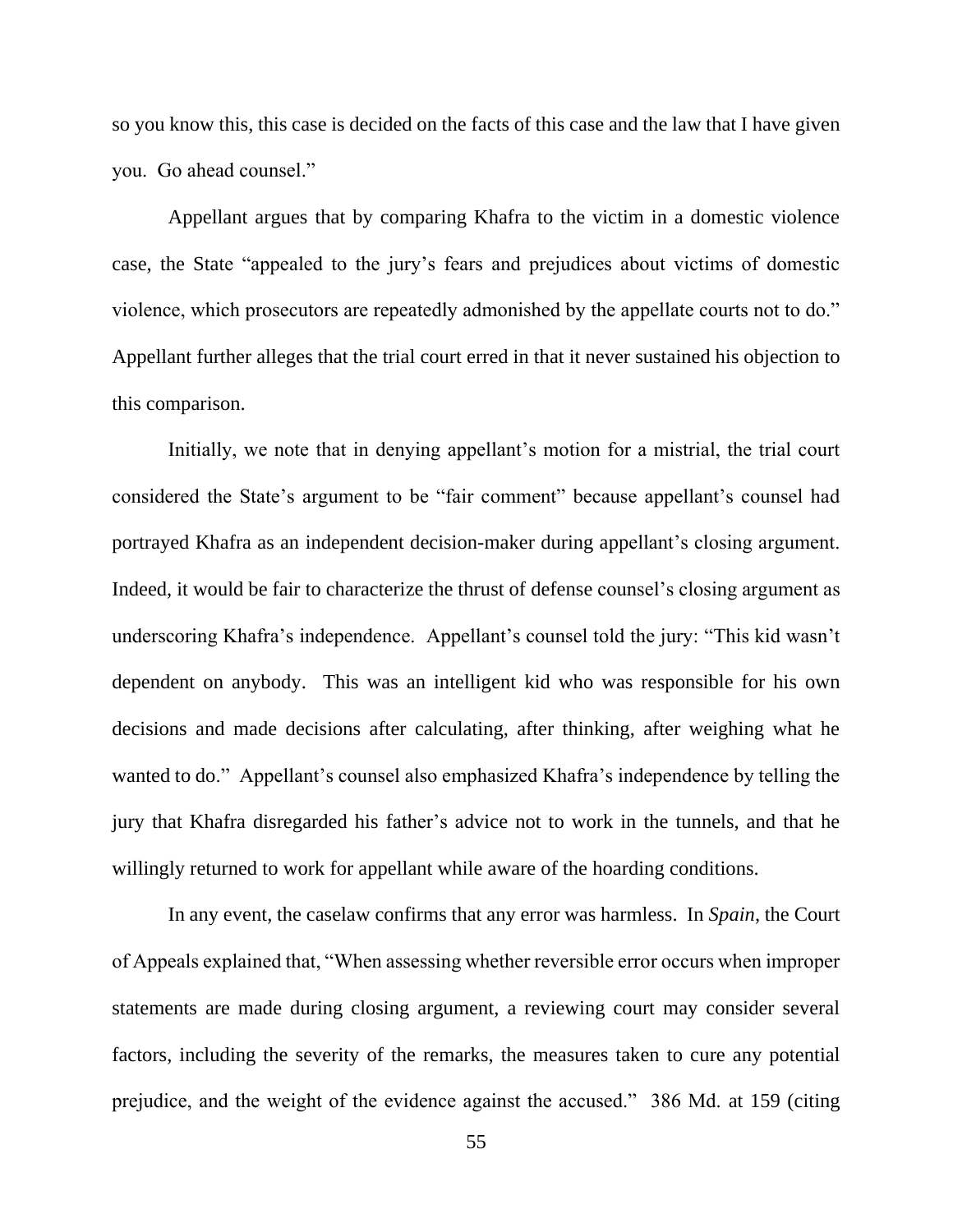so you know this, this case is decided on the facts of this case and the law that I have given you. Go ahead counsel."

Appellant argues that by comparing Khafra to the victim in a domestic violence case, the State "appealed to the jury's fears and prejudices about victims of domestic violence, which prosecutors are repeatedly admonished by the appellate courts not to do." Appellant further alleges that the trial court erred in that it never sustained his objection to this comparison.

Initially, we note that in denying appellant's motion for a mistrial, the trial court considered the State's argument to be "fair comment" because appellant's counsel had portrayed Khafra as an independent decision-maker during appellant's closing argument. Indeed, it would be fair to characterize the thrust of defense counsel's closing argument as underscoring Khafra's independence. Appellant's counsel told the jury: "This kid wasn't dependent on anybody. This was an intelligent kid who was responsible for his own decisions and made decisions after calculating, after thinking, after weighing what he wanted to do." Appellant's counsel also emphasized Khafra's independence by telling the jury that Khafra disregarded his father's advice not to work in the tunnels, and that he willingly returned to work for appellant while aware of the hoarding conditions.

In any event, the caselaw confirms that any error was harmless. In *Spain*, the Court of Appeals explained that, "When assessing whether reversible error occurs when improper statements are made during closing argument, a reviewing court may consider several factors, including the severity of the remarks, the measures taken to cure any potential prejudice, and the weight of the evidence against the accused." 386 Md. at 159 (citing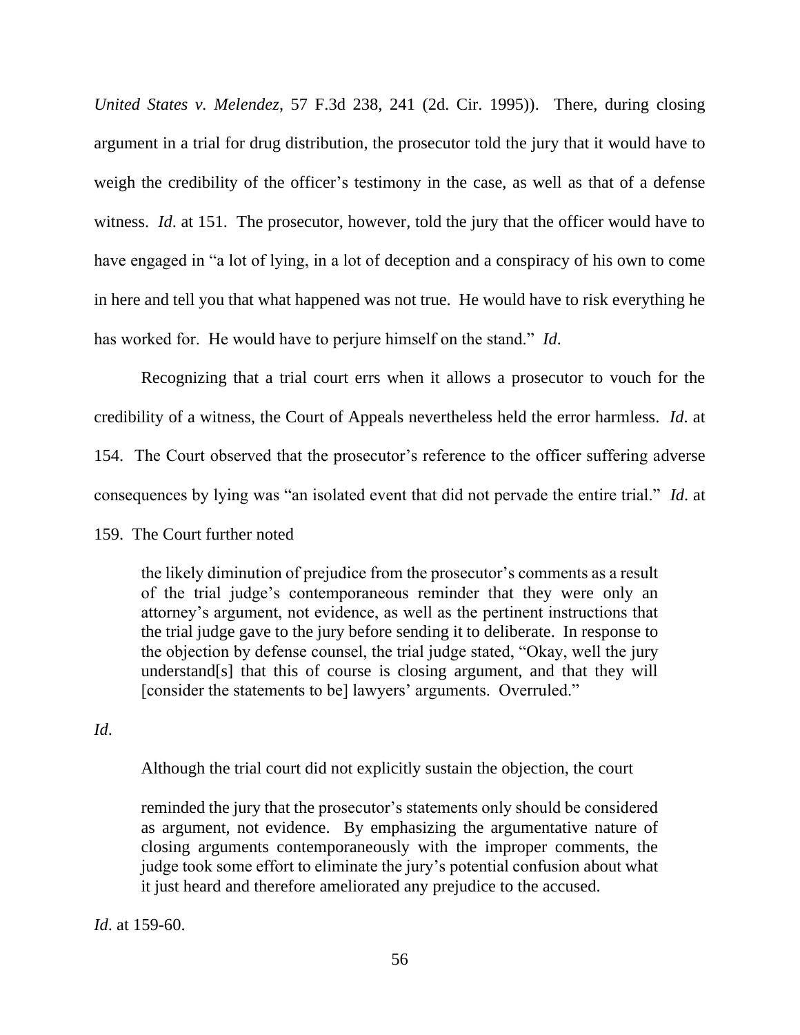*United States v. Melendez*, 57 F.3d 238, 241 (2d. Cir. 1995)). There, during closing argument in a trial for drug distribution, the prosecutor told the jury that it would have to weigh the credibility of the officer's testimony in the case, as well as that of a defense witness. *Id*. at 151. The prosecutor, however, told the jury that the officer would have to have engaged in "a lot of lying, in a lot of deception and a conspiracy of his own to come in here and tell you that what happened was not true. He would have to risk everything he has worked for. He would have to perjure himself on the stand." *Id*.

Recognizing that a trial court errs when it allows a prosecutor to vouch for the credibility of a witness, the Court of Appeals nevertheless held the error harmless. *Id*. at 154. The Court observed that the prosecutor's reference to the officer suffering adverse consequences by lying was "an isolated event that did not pervade the entire trial." *Id*. at 159. The Court further noted

> the likely diminution of prejudice from the prosecutor's comments as a result of the trial judge's contemporaneous reminder that they were only an attorney's argument, not evidence, as well as the pertinent instructions that the trial judge gave to the jury before sending it to deliberate. In response to the objection by defense counsel, the trial judge stated, "Okay, well the jury understand[s] that this of course is closing argument, and that they will [consider the statements to be] lawyers' arguments. Overruled."

*Id*.

Although the trial court did not explicitly sustain the objection, the court

> reminded the jury that the prosecutor's statements only should be considered as argument, not evidence. By emphasizing the argumentative nature of closing arguments contemporaneously with the improper comments, the judge took some effort to eliminate the jury's potential confusion about what it just heard and therefore ameliorated any prejudice to the accused.

*Id*. at 159-60.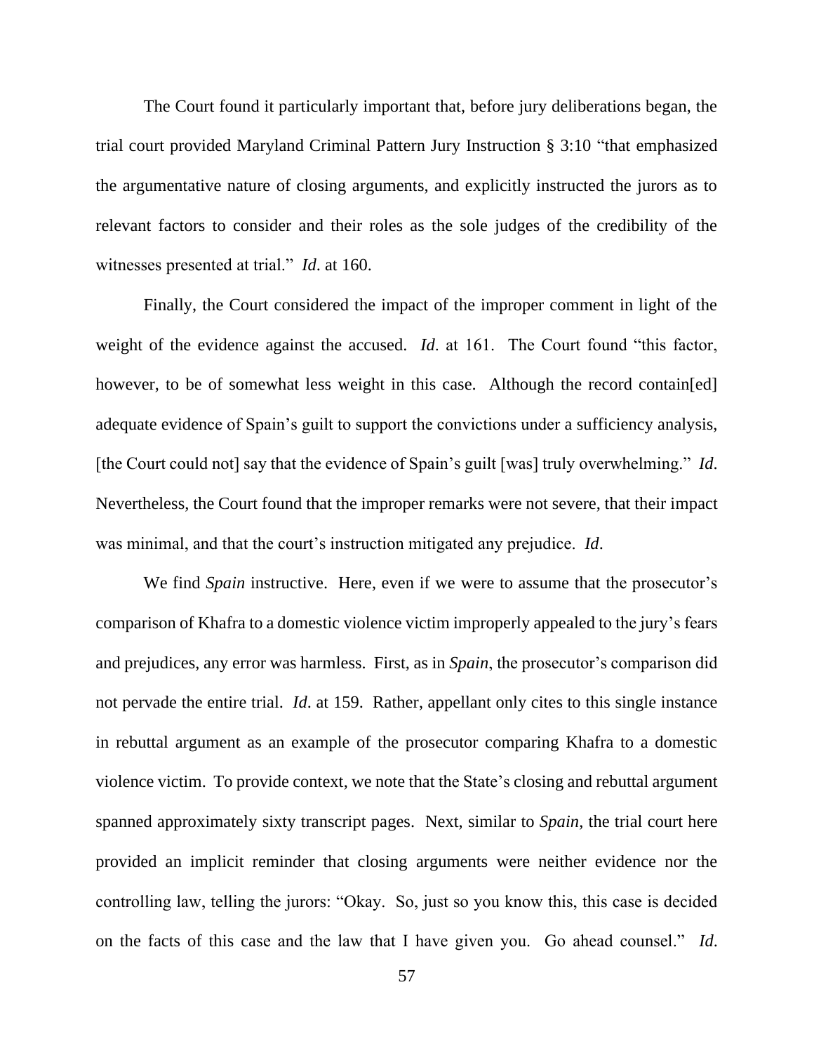The Court found it particularly important that, before jury deliberations began, the trial court provided Maryland Criminal Pattern Jury Instruction § 3:10 "that emphasized the argumentative nature of closing arguments, and explicitly instructed the jurors as to relevant factors to consider and their roles as the sole judges of the credibility of the witnesses presented at trial." *Id*. at 160.

Finally, the Court considered the impact of the improper comment in light of the weight of the evidence against the accused. *Id*. at 161. The Court found "this factor, however, to be of somewhat less weight in this case. Although the record contain[ed] adequate evidence of Spain's guilt to support the convictions under a sufficiency analysis, [the Court could not] say that the evidence of Spain's guilt [was] truly overwhelming." *Id*. Nevertheless, the Court found that the improper remarks were not severe, that their impact was minimal, and that the court's instruction mitigated any prejudice. *Id*.

We find *Spain* instructive. Here, even if we were to assume that the prosecutor's comparison of Khafra to a domestic violence victim improperly appealed to the jury's fears and prejudices, any error was harmless. First, as in *Spain*, the prosecutor's comparison did not pervade the entire trial. *Id*. at 159. Rather, appellant only cites to this single instance in rebuttal argument as an example of the prosecutor comparing Khafra to a domestic violence victim. To provide context, we note that the State's closing and rebuttal argument spanned approximately sixty transcript pages. Next, similar to *Spain*, the trial court here provided an implicit reminder that closing arguments were neither evidence nor the controlling law, telling the jurors: "Okay. So, just so you know this, this case is decided on the facts of this case and the law that I have given you. Go ahead counsel." *Id*.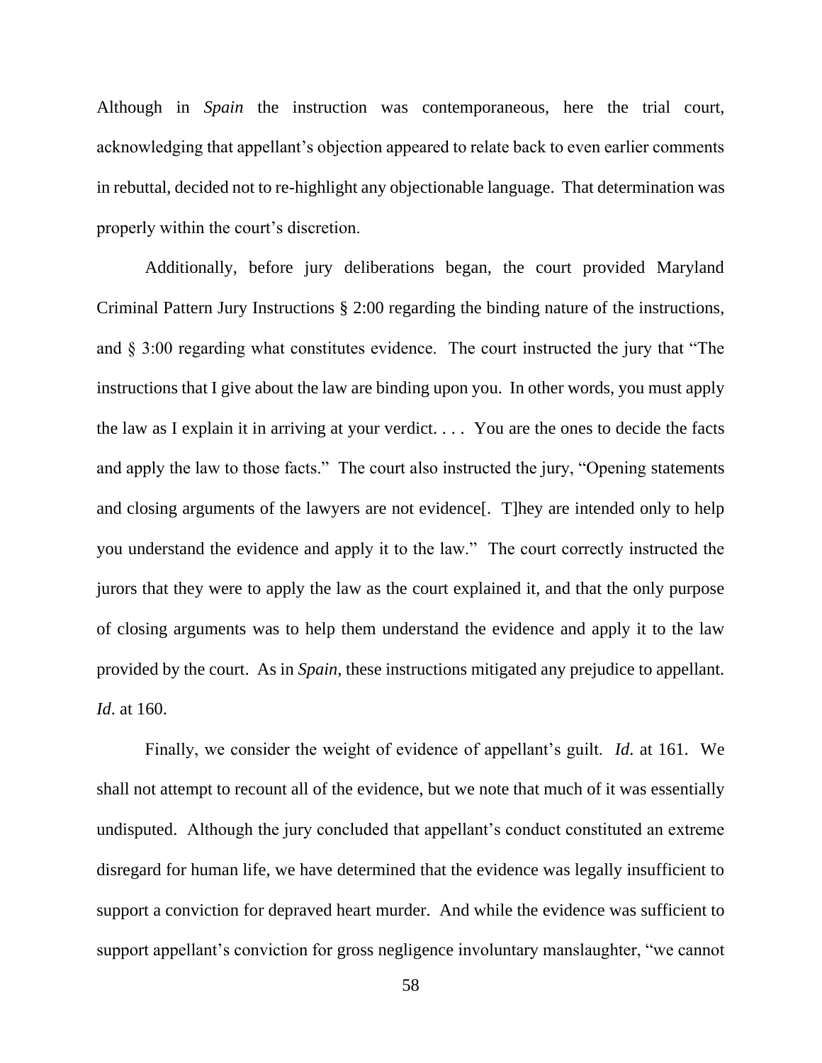Although in *Spain* the instruction was contemporaneous, here the trial court, acknowledging that appellant's objection appeared to relate back to even earlier comments in rebuttal, decided not to re-highlight any objectionable language. That determination was properly within the court's discretion.

Additionally, before jury deliberations began, the court provided Maryland Criminal Pattern Jury Instructions § 2:00 regarding the binding nature of the instructions, and § 3:00 regarding what constitutes evidence. The court instructed the jury that "The instructions that I give about the law are binding upon you. In other words, you must apply the law as I explain it in arriving at your verdict. . . . You are the ones to decide the facts and apply the law to those facts." The court also instructed the jury, "Opening statements and closing arguments of the lawyers are not evidence[. T]hey are intended only to help you understand the evidence and apply it to the law." The court correctly instructed the jurors that they were to apply the law as the court explained it, and that the only purpose of closing arguments was to help them understand the evidence and apply it to the law provided by the court. As in *Spain*, these instructions mitigated any prejudice to appellant. *Id*. at 160.

Finally, we consider the weight of evidence of appellant's guilt. *Id*. at 161. We shall not attempt to recount all of the evidence, but we note that much of it was essentially undisputed. Although the jury concluded that appellant's conduct constituted an extreme disregard for human life, we have determined that the evidence was legally insufficient to support a conviction for depraved heart murder. And while the evidence was sufficient to support appellant's conviction for gross negligence involuntary manslaughter, "we cannot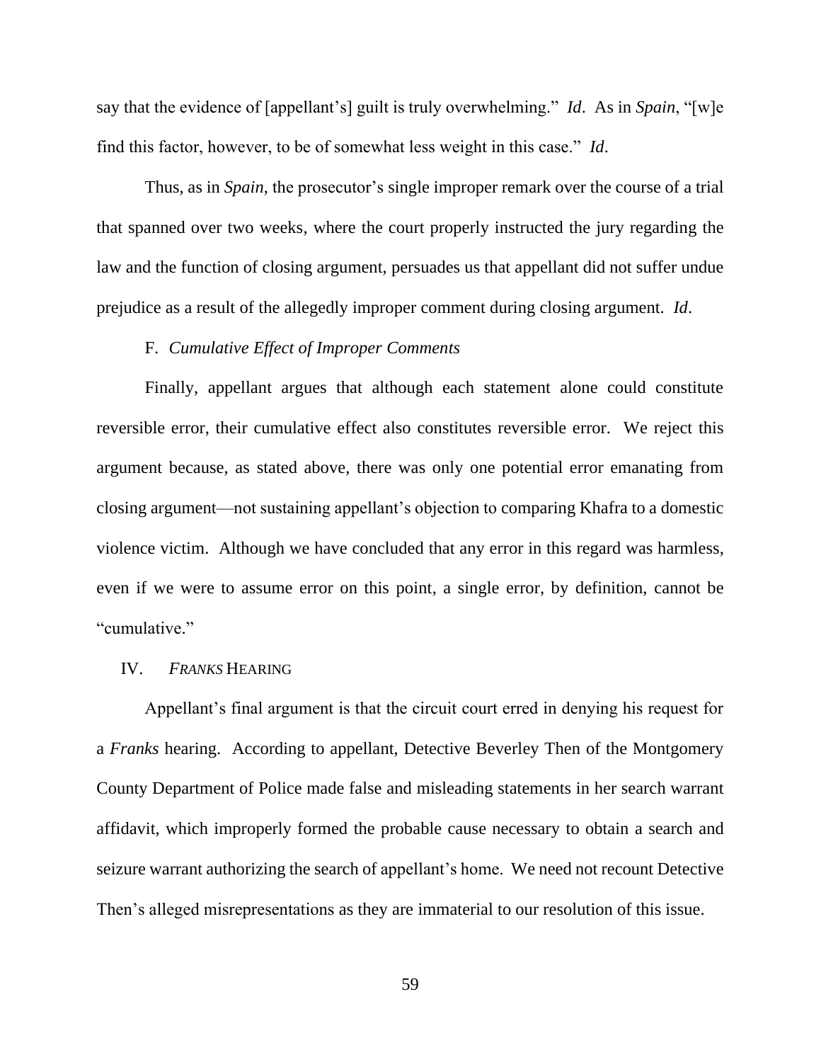say that the evidence of [appellant's] guilt is truly overwhelming." *Id*. As in *Spain*, "[w]e find this factor, however, to be of somewhat less weight in this case." *Id*.

Thus, as in *Spain*, the prosecutor's single improper remark over the course of a trial that spanned over two weeks, where the court properly instructed the jury regarding the law and the function of closing argument, persuades us that appellant did not suffer undue prejudice as a result of the allegedly improper comment during closing argument. *Id*.

### F. *Cumulative Effect of Improper Comments*

Finally, appellant argues that although each statement alone could constitute reversible error, their cumulative effect also constitutes reversible error. We reject this argument because, as stated above, there was only one potential error emanating from closing argument—not sustaining appellant's objection to comparing Khafra to a domestic violence victim. Although we have concluded that any error in this regard was harmless, even if we were to assume error on this point, a single error, by definition, cannot be "cumulative."

## IV. *FRANKS* HEARING

Appellant's final argument is that the circuit court erred in denying his request for a *Franks* hearing. According to appellant, Detective Beverley Then of the Montgomery County Department of Police made false and misleading statements in her search warrant affidavit, which improperly formed the probable cause necessary to obtain a search and seizure warrant authorizing the search of appellant's home. We need not recount Detective Then's alleged misrepresentations as they are immaterial to our resolution of this issue.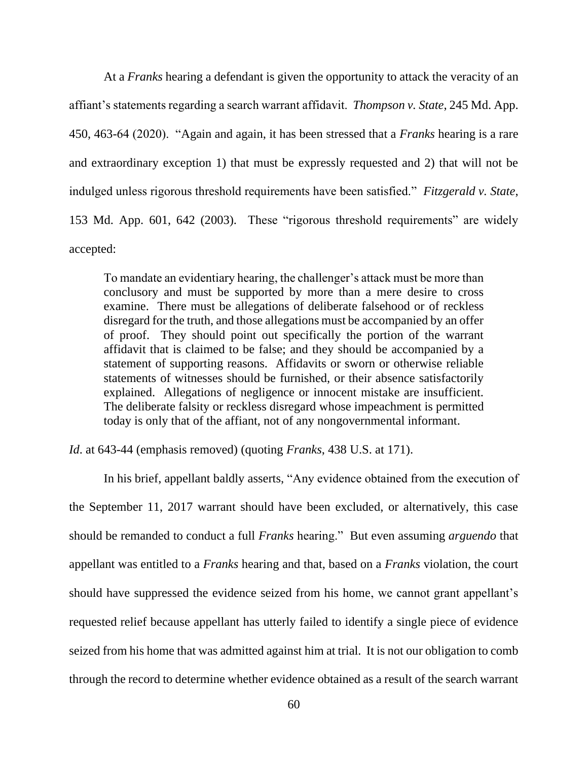At a *Franks* hearing a defendant is given the opportunity to attack the veracity of an affiant's statements regarding a search warrant affidavit. *Thompson v. State*, 245 Md. App. 450, 463-64 (2020). "Again and again, it has been stressed that a *Franks* hearing is a rare and extraordinary exception 1) that must be expressly requested and 2) that will not be indulged unless rigorous threshold requirements have been satisfied." *Fitzgerald v. State*, 153 Md. App. 601, 642 (2003). These "rigorous threshold requirements" are widely accepted:

> To mandate an evidentiary hearing, the challenger's attack must be more than conclusory and must be supported by more than a mere desire to cross examine. There must be allegations of deliberate falsehood or of reckless disregard for the truth, and those allegations must be accompanied by an offer of proof. They should point out specifically the portion of the warrant affidavit that is claimed to be false; and they should be accompanied by a statement of supporting reasons. Affidavits or sworn or otherwise reliable statements of witnesses should be furnished, or their absence satisfactorily explained. Allegations of negligence or innocent mistake are insufficient. The deliberate falsity or reckless disregard whose impeachment is permitted today is only that of the affiant, not of any nongovernmental informant.

*Id*. at 643-44 (emphasis removed) (quoting *Franks*, 438 U.S. at 171).

In his brief, appellant baldly asserts, "Any evidence obtained from the execution of the September 11, 2017 warrant should have been excluded, or alternatively, this case should be remanded to conduct a full *Franks* hearing." But even assuming *arguendo* that appellant was entitled to a *Franks* hearing and that, based on a *Franks* violation, the court should have suppressed the evidence seized from his home, we cannot grant appellant's requested relief because appellant has utterly failed to identify a single piece of evidence seized from his home that was admitted against him at trial. It is not our obligation to comb through the record to determine whether evidence obtained as a result of the search warrant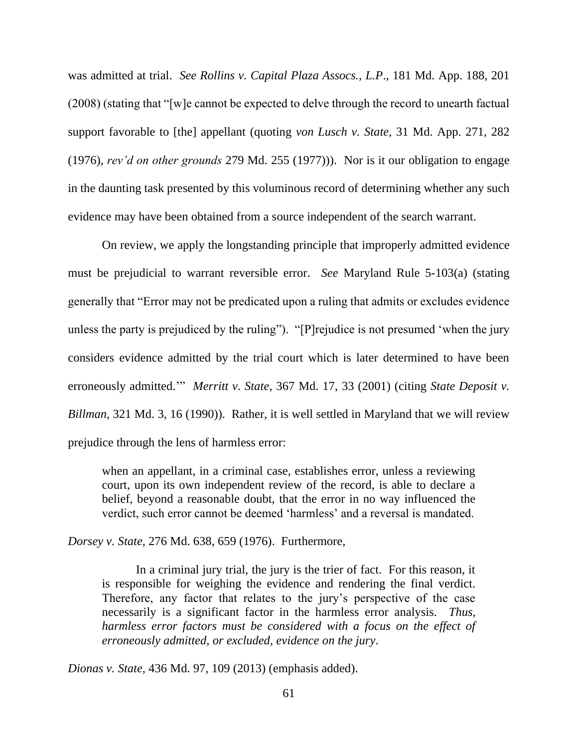was admitted at trial. *See Rollins v. Capital Plaza Assocs., L.P*., 181 Md. App. 188, 201 (2008) (stating that "[w]e cannot be expected to delve through the record to unearth factual support favorable to [the] appellant (quoting *von Lusch v. State*, 31 Md. App. 271, 282 (1976), *rev'd on other grounds* 279 Md. 255 (1977))). Nor is it our obligation to engage in the daunting task presented by this voluminous record of determining whether any such evidence may have been obtained from a source independent of the search warrant.

On review, we apply the longstanding principle that improperly admitted evidence must be prejudicial to warrant reversible error. *See* Maryland Rule 5-103(a) (stating generally that "Error may not be predicated upon a ruling that admits or excludes evidence unless the party is prejudiced by the ruling"). "[P]rejudice is not presumed 'when the jury considers evidence admitted by the trial court which is later determined to have been erroneously admitted.'" *Merritt v. State*, 367 Md. 17, 33 (2001) (citing *State Deposit v. Billman*, 321 Md. 3, 16 (1990)). Rather, it is well settled in Maryland that we will review prejudice through the lens of harmless error:

> when an appellant, in a criminal case, establishes error, unless a reviewing court, upon its own independent review of the record, is able to declare a belief, beyond a reasonable doubt, that the error in no way influenced the verdict, such error cannot be deemed 'harmless' and a reversal is mandated.

*Dorsey v. State*, 276 Md. 638, 659 (1976). Furthermore,

> In a criminal jury trial, the jury is the trier of fact. For this reason, it is responsible for weighing the evidence and rendering the final verdict. Therefore, any factor that relates to the jury's perspective of the case necessarily is a significant factor in the harmless error analysis. *Thus, harmless error factors must be considered with a focus on the effect of erroneously admitted, or excluded, evidence on the jury*.

*Dionas v. State*, 436 Md. 97, 109 (2013) (emphasis added).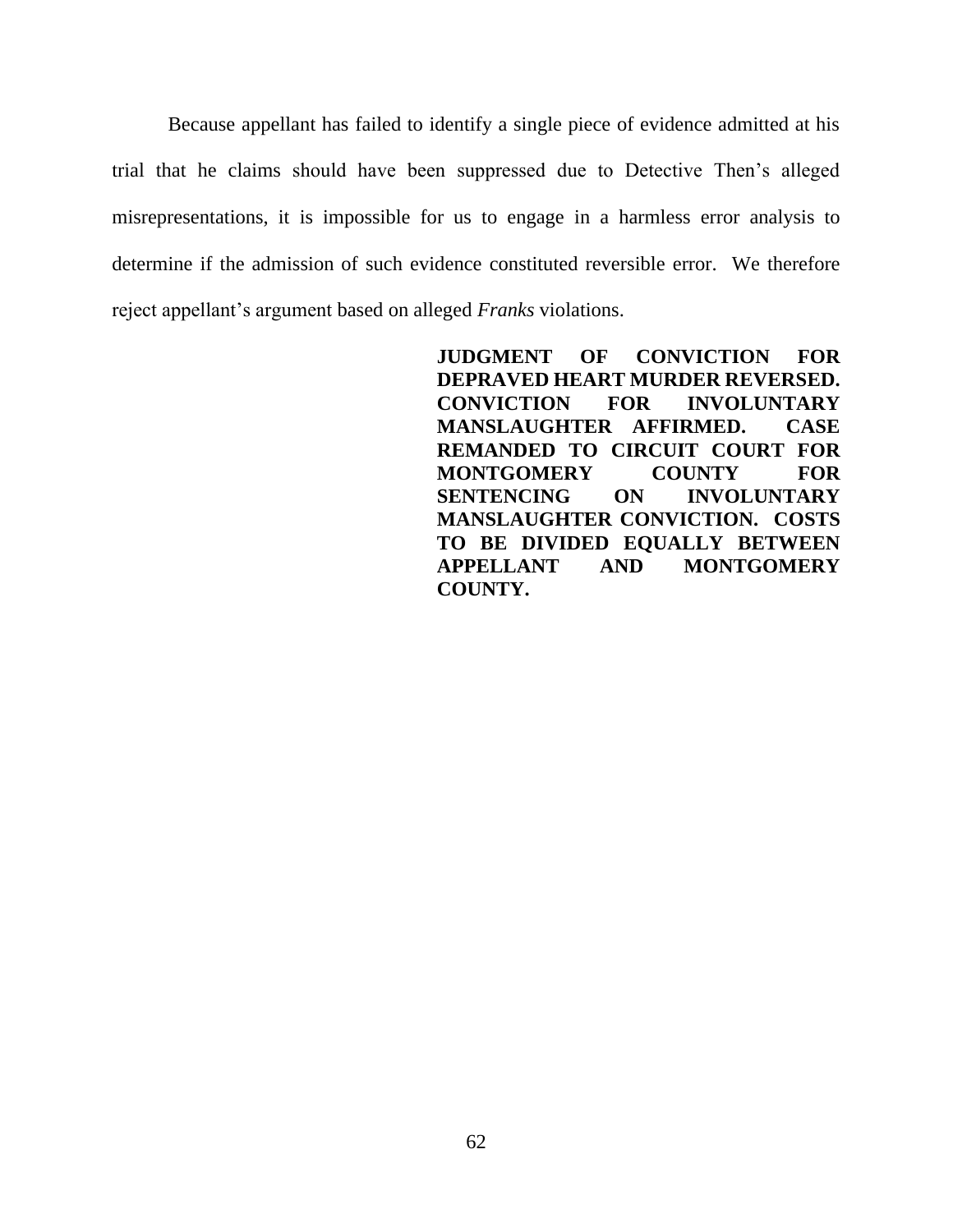Because appellant has failed to identify a single piece of evidence admitted at his trial that he claims should have been suppressed due to Detective Then's alleged misrepresentations, it is impossible for us to engage in a harmless error analysis to determine if the admission of such evidence constituted reversible error. We therefore reject appellant's argument based on alleged *Franks* violations.

**JUDGMENT OF CONVICTION FOR DEPRAVED HEART MURDER REVERSED. CONVICTION FOR INVOLUNTARY MANSLAUGHTER AFFIRMED. CASE REMANDED TO CIRCUIT COURT FOR MONTGOMERY COUNTY FOR SENTENCING ON INVOLUNTARY MANSLAUGHTER CONVICTION. COSTS TO BE DIVIDED EQUALLY BETWEEN APPELLANT AND MONTGOMERY COUNTY.**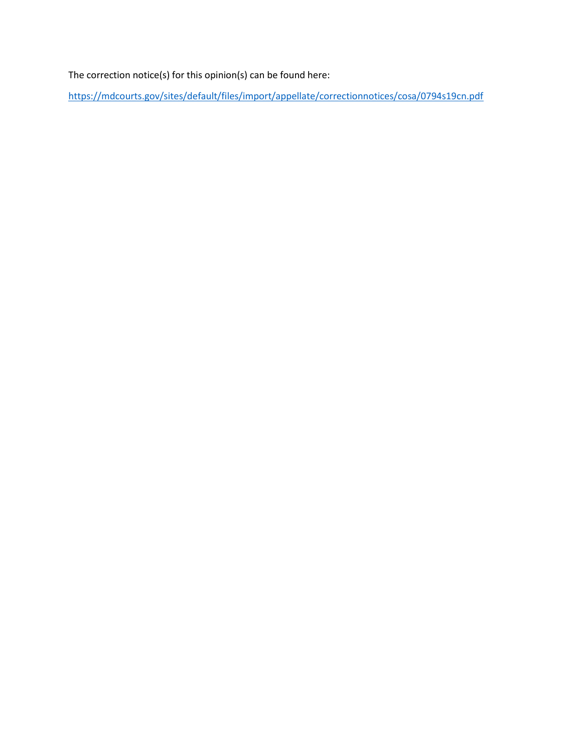The correction notice(s) for this opinion(s) can be found here:

https://mdcourts.gov/sites/default/files/import/appellate/correctionnotices/cosa/0794s19cn.pdf